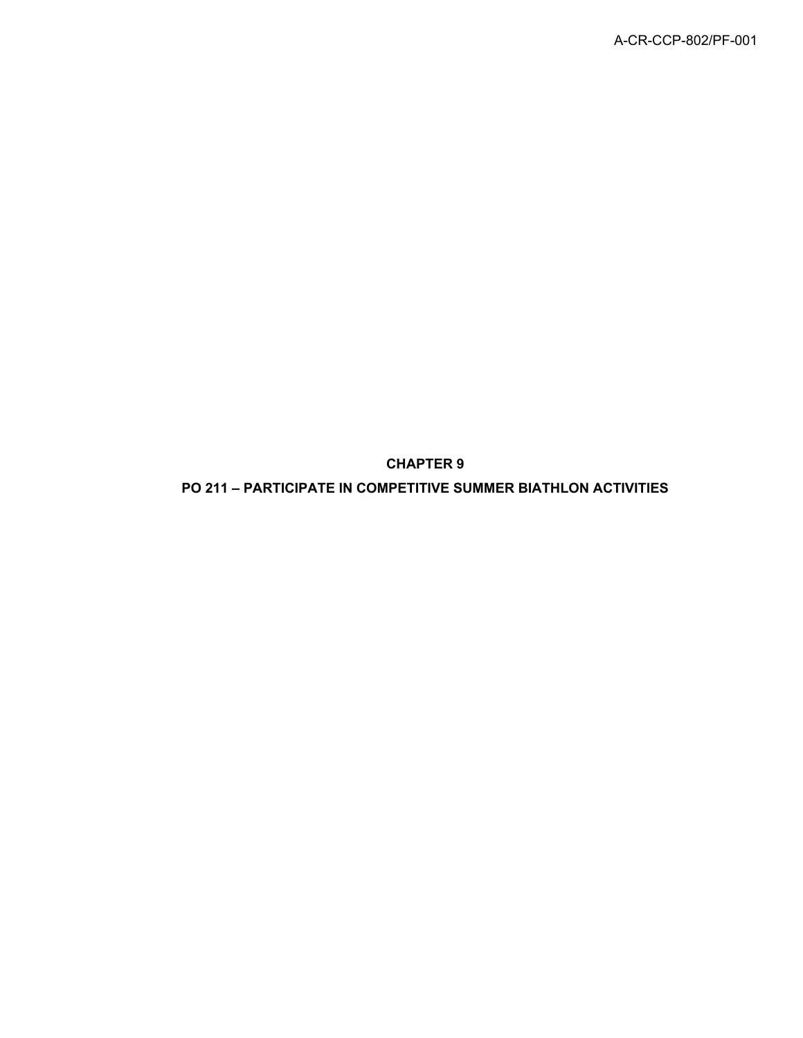# CHAPTER 9

## PO 211 – PARTICIPATE IN COMPETITIVE SUMMER BIATHLON ACTIVITIES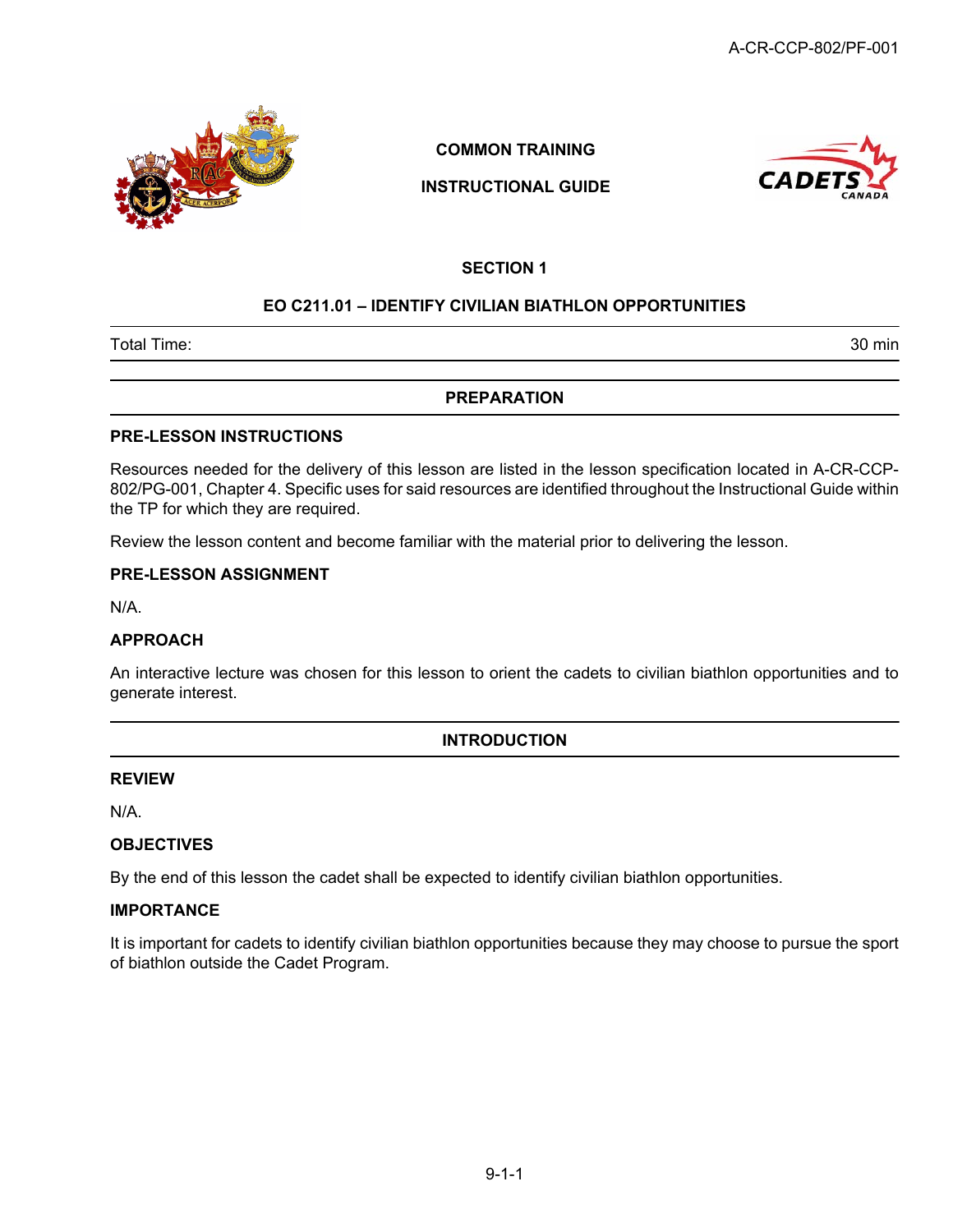**COMMON TRAINING**

**INSTRUCTIONAL GUIDE**

## SECTION 1

## EO C211.01 – IDENTIFY CIVILIAN BIATHLON OPPORTUNITIES

| Total Time: | 30 min |
|---|---|

## PREPARATION

### PRE-LESSON INSTRUCTIONS

Resources needed for the delivery of this lesson are listed in the lesson specification located in A-CR-CCP-802/PG-001, Chapter 4. Specific uses for said resources are identified throughout the Instructional Guide within the TP for which they are required.

Review the lesson content and become familiar with the material prior to delivering the lesson.

### PRE-LESSON ASSIGNMENT

N/A.

### APPROACH

An interactive lecture was chosen for this lesson to orient the cadets to civilian biathlon opportunities and to generate interest.

## INTRODUCTION

### REVIEW

N/A.

### OBJECTIVES

By the end of this lesson the cadet shall be expected to identify civilian biathlon opportunities.

### IMPORTANCE

It is important for cadets to identify civilian biathlon opportunities because they may choose to pursue the sport of biathlon outside the Cadet Program.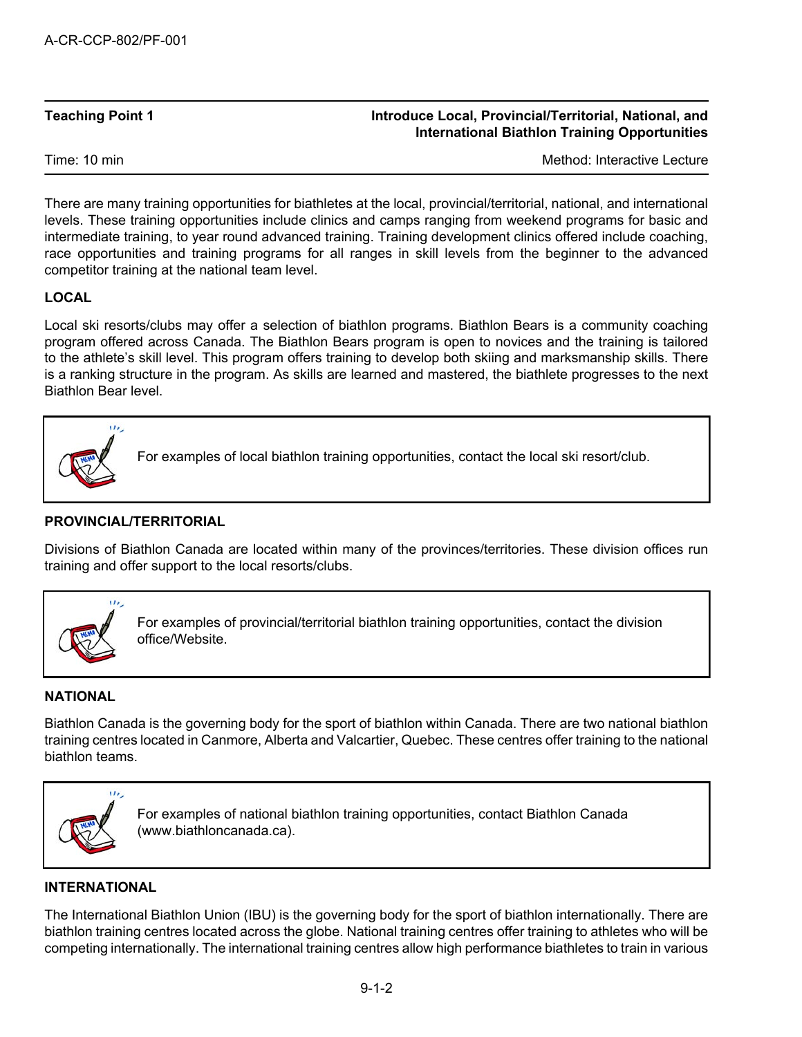**Teaching Point 1** — **Introduce Local, Provincial/Territorial, National, and International Biathlon Training Opportunities**

Time: 10 min — Method: Interactive Lecture

There are many training opportunities for biathletes at the local, provincial/territorial, national, and international levels. These training opportunities include clinics and camps ranging from weekend programs for basic and intermediate training, to year round advanced training. Training development clinics offered include coaching, race opportunities and training programs for all ranges in skill levels from the beginner to the advanced competitor training at the national team level.

**LOCAL**

Local ski resorts/clubs may offer a selection of biathlon programs. Biathlon Bears is a community coaching program offered across Canada. The Biathlon Bears program is open to novices and the training is tailored to the athlete's skill level. This program offers training to develop both skiing and marksmanship skills. There is a ranking structure in the program. As skills are learned and mastered, the biathlete progresses to the next Biathlon Bear level.

> For examples of local biathlon training opportunities, contact the local ski resort/club.

**PROVINCIAL/TERRITORIAL**

Divisions of Biathlon Canada are located within many of the provinces/territories. These division offices run training and offer support to the local resorts/clubs.

> For examples of provincial/territorial biathlon training opportunities, contact the division office/Website.

**NATIONAL**

Biathlon Canada is the governing body for the sport of biathlon within Canada. There are two national biathlon training centres located in Canmore, Alberta and Valcartier, Quebec. These centres offer training to the national biathlon teams.

> For examples of national biathlon training opportunities, contact Biathlon Canada (www.biathloncanada.ca).

**INTERNATIONAL**

The International Biathlon Union (IBU) is the governing body for the sport of biathlon internationally. There are biathlon training centres located across the globe. National training centres offer training to athletes who will be competing internationally. The international training centres allow high performance biathletes to train in various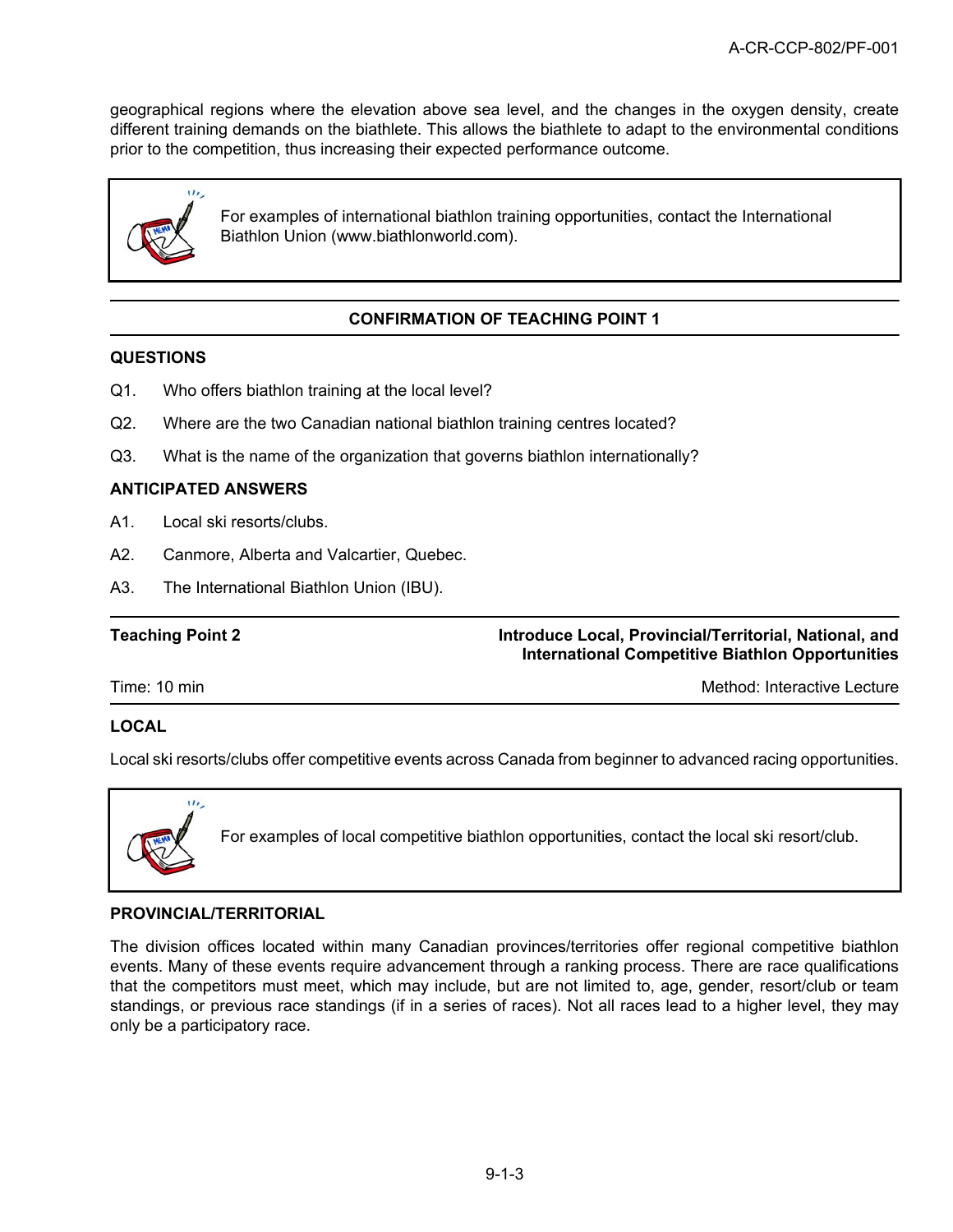geographical regions where the elevation above sea level, and the changes in the oxygen density, create different training demands on the biathlete. This allows the biathlete to adapt to the environmental conditions prior to the competition, thus increasing their expected performance outcome.

> For examples of international biathlon training opportunities, contact the International Biathlon Union (www.biathlonworld.com).

### CONFIRMATION OF TEACHING POINT 1

**QUESTIONS**

Q1. Who offers biathlon training at the local level?

Q2. Where are the two Canadian national biathlon training centres located?

Q3. What is the name of the organization that governs biathlon internationally?

**ANTICIPATED ANSWERS**

A1. Local ski resorts/clubs.

A2. Canmore, Alberta and Valcartier, Quebec.

A3. The International Biathlon Union (IBU).

| **Teaching Point 2** | **Introduce Local, Provincial/Territorial, National, and International Competitive Biathlon Opportunities** |
|---|---|
| Time: 10 min | Method: Interactive Lecture |

**LOCAL**

Local ski resorts/clubs offer competitive events across Canada from beginner to advanced racing opportunities.

> For examples of local competitive biathlon opportunities, contact the local ski resort/club.

**PROVINCIAL/TERRITORIAL**

The division offices located within many Canadian provinces/territories offer regional competitive biathlon events. Many of these events require advancement through a ranking process. There are race qualifications that the competitors must meet, which may include, but are not limited to, age, gender, resort/club or team standings, or previous race standings (if in a series of races). Not all races lead to a higher level, they may only be a participatory race.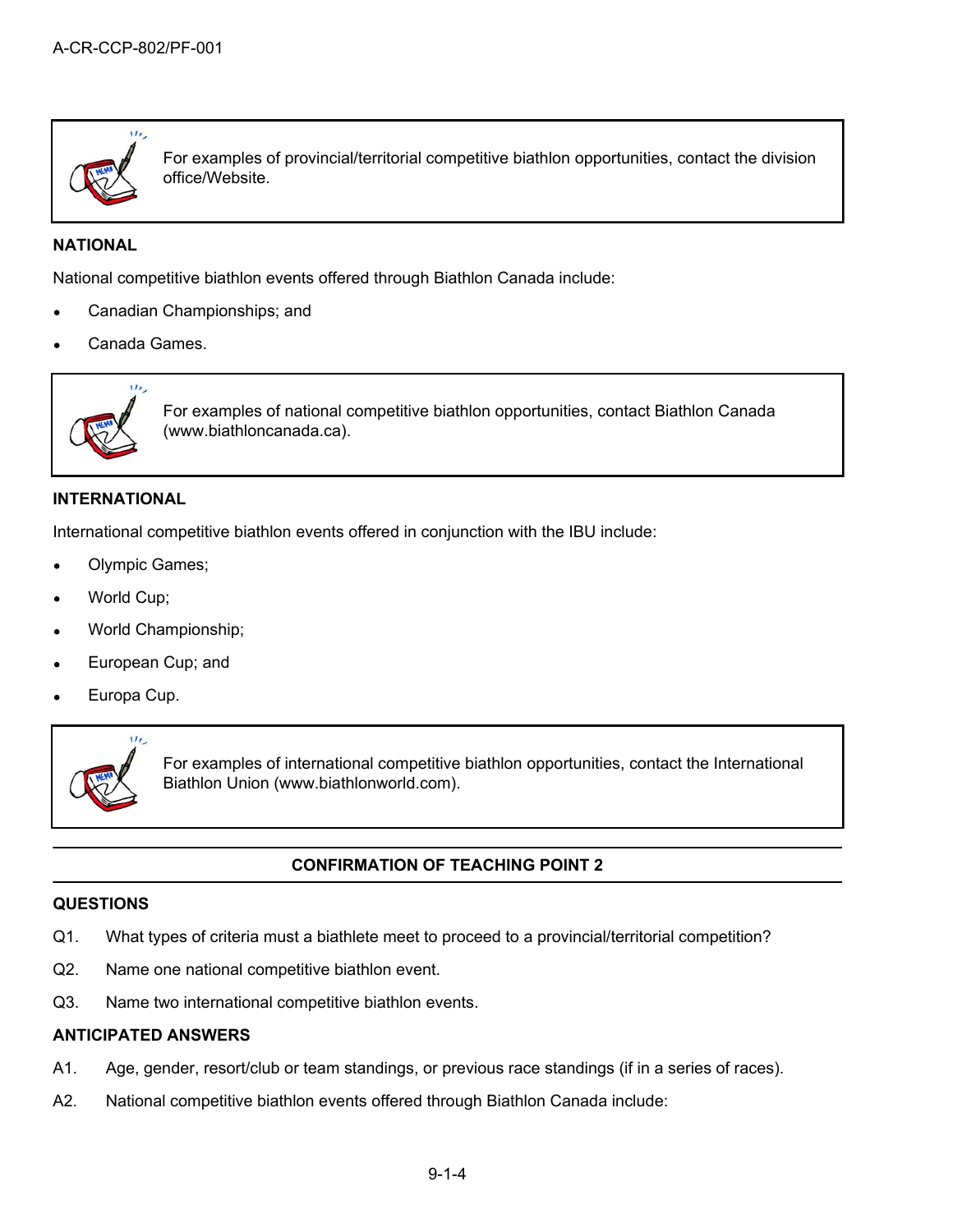For examples of provincial/territorial competitive biathlon opportunities, contact the division office/Website.

**NATIONAL**

National competitive biathlon events offered through Biathlon Canada include:

- Canadian Championships; and
- Canada Games.

For examples of national competitive biathlon opportunities, contact Biathlon Canada (www.biathloncanada.ca).

**INTERNATIONAL**

International competitive biathlon events offered in conjunction with the IBU include:

- Olympic Games;
- World Cup;
- World Championship;
- European Cup; and
- Europa Cup.

For examples of international competitive biathlon opportunities, contact the International Biathlon Union (www.biathlonworld.com).

---

**CONFIRMATION OF TEACHING POINT 2**

---

**QUESTIONS**

Q1. What types of criteria must a biathlete meet to proceed to a provincial/territorial competition?

Q2. Name one national competitive biathlon event.

Q3. Name two international competitive biathlon events.

**ANTICIPATED ANSWERS**

A1. Age, gender, resort/club or team standings, or previous race standings (if in a series of races).

A2. National competitive biathlon events offered through Biathlon Canada include: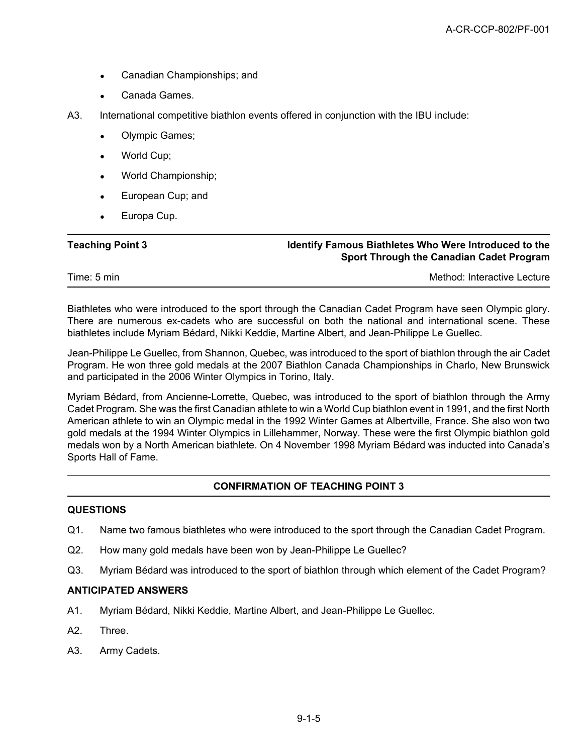- Canadian Championships; and
- Canada Games.

A3. International competitive biathlon events offered in conjunction with the IBU include:

- Olympic Games;
- World Cup;
- World Championship;
- European Cup; and
- Europa Cup.

| **Teaching Point 3** | **Identify Famous Biathletes Who Were Introduced to the Sport Through the Canadian Cadet Program** |
|---|---|
| Time: 5 min | Method: Interactive Lecture |

Biathletes who were introduced to the sport through the Canadian Cadet Program have seen Olympic glory. There are numerous ex-cadets who are successful on both the national and international scene. These biathletes include Myriam Bédard, Nikki Keddie, Martine Albert, and Jean-Philippe Le Guellec.

Jean-Philippe Le Guellec, from Shannon, Quebec, was introduced to the sport of biathlon through the air Cadet Program. He won three gold medals at the 2007 Biathlon Canada Championships in Charlo, New Brunswick and participated in the 2006 Winter Olympics in Torino, Italy.

Myriam Bédard, from Ancienne-Lorrette, Quebec, was introduced to the sport of biathlon through the Army Cadet Program. She was the first Canadian athlete to win a World Cup biathlon event in 1991, and the first North American athlete to win an Olympic medal in the 1992 Winter Games at Albertville, France. She also won two gold medals at the 1994 Winter Olympics in Lillehammer, Norway. These were the first Olympic biathlon gold medals won by a North American biathlete. On 4 November 1998 Myriam Bédard was inducted into Canada's Sports Hall of Fame.

## CONFIRMATION OF TEACHING POINT 3

### QUESTIONS

Q1. Name two famous biathletes who were introduced to the sport through the Canadian Cadet Program.

Q2. How many gold medals have been won by Jean-Philippe Le Guellec?

Q3. Myriam Bédard was introduced to the sport of biathlon through which element of the Cadet Program?

### ANTICIPATED ANSWERS

A1. Myriam Bédard, Nikki Keddie, Martine Albert, and Jean-Philippe Le Guellec.

A2. Three.

A3. Army Cadets.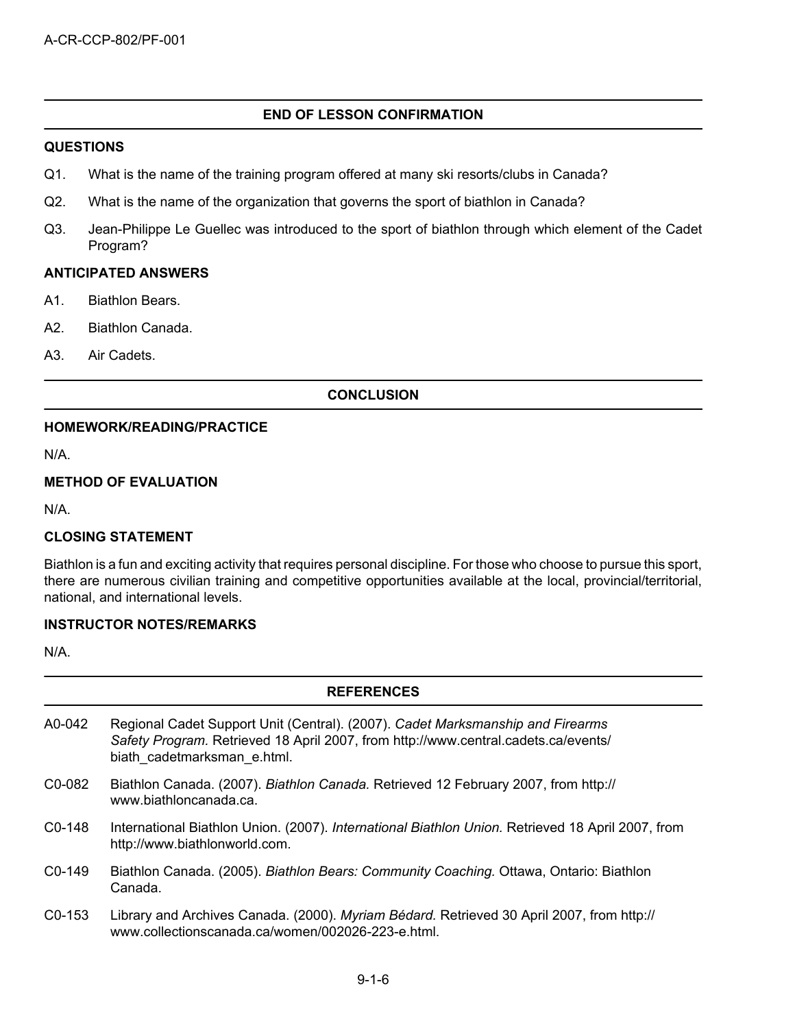## END OF LESSON CONFIRMATION

### QUESTIONS

Q1. What is the name of the training program offered at many ski resorts/clubs in Canada?

Q2. What is the name of the organization that governs the sport of biathlon in Canada?

Q3. Jean-Philippe Le Guellec was introduced to the sport of biathlon through which element of the Cadet Program?

### ANTICIPATED ANSWERS

A1. Biathlon Bears.

A2. Biathlon Canada.

A3. Air Cadets.

## CONCLUSION

### HOMEWORK/READING/PRACTICE

N/A.

### METHOD OF EVALUATION

N/A.

### CLOSING STATEMENT

Biathlon is a fun and exciting activity that requires personal discipline. For those who choose to pursue this sport, there are numerous civilian training and competitive opportunities available at the local, provincial/territorial, national, and international levels.

### INSTRUCTOR NOTES/REMARKS

N/A.

## REFERENCES

A0-042 Regional Cadet Support Unit (Central). (2007). *Cadet Marksmanship and Firearms Safety Program.* Retrieved 18 April 2007, from http://www.central.cadets.ca/events/biath_cadetmarksman_e.html.

C0-082 Biathlon Canada. (2007). *Biathlon Canada.* Retrieved 12 February 2007, from http://www.biathloncanada.ca.

C0-148 International Biathlon Union. (2007). *International Biathlon Union.* Retrieved 18 April 2007, from http://www.biathlonworld.com.

C0-149 Biathlon Canada. (2005). *Biathlon Bears: Community Coaching.* Ottawa, Ontario: Biathlon Canada.

C0-153 Library and Archives Canada. (2000). *Myriam Bédard.* Retrieved 30 April 2007, from http://www.collectionscanada.ca/women/002026-223-e.html.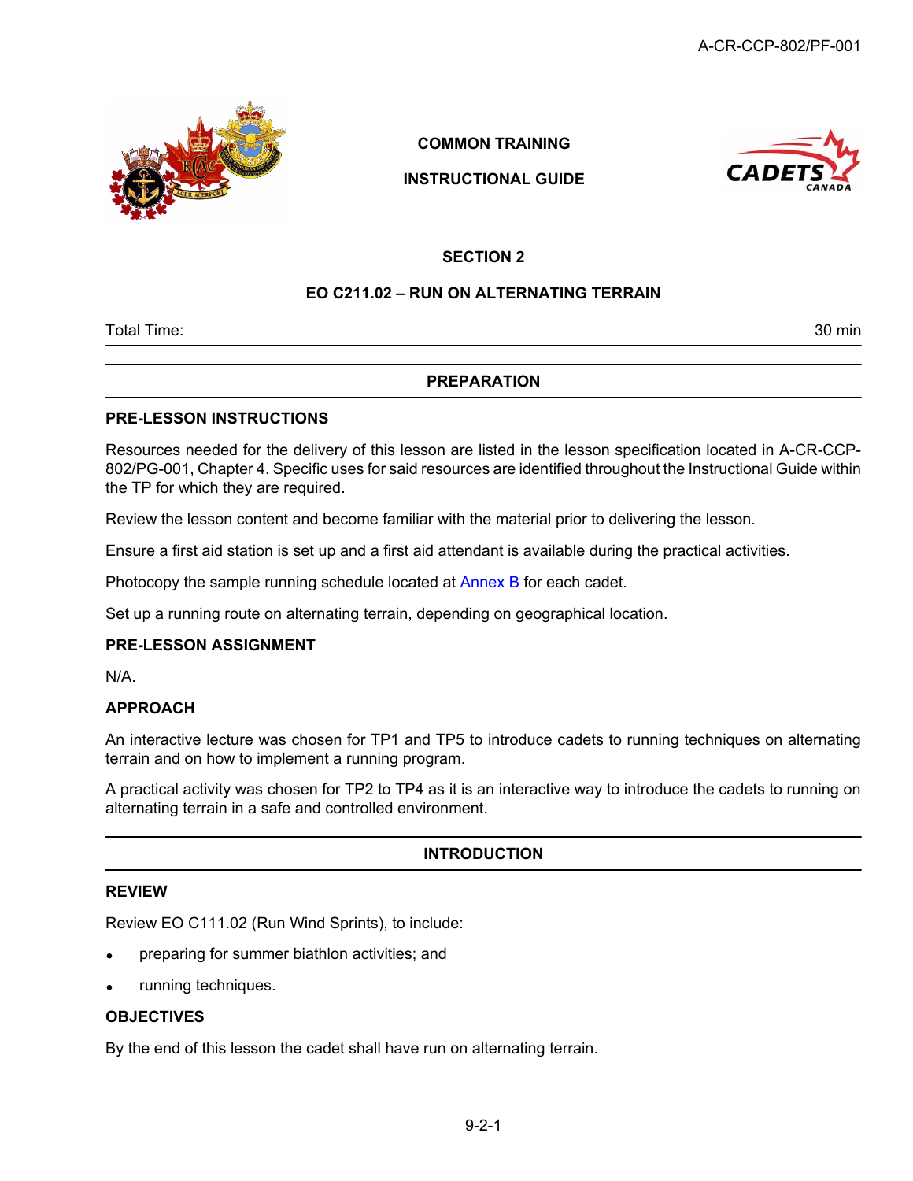COMMON TRAINING

INSTRUCTIONAL GUIDE

## SECTION 2

## EO C211.02 – RUN ON ALTERNATING TERRAIN

| Total Time: | 30 min |
|---|---|

## PREPARATION

### PRE-LESSON INSTRUCTIONS

Resources needed for the delivery of this lesson are listed in the lesson specification located in A-CR-CCP-802/PG-001, Chapter 4. Specific uses for said resources are identified throughout the Instructional Guide within the TP for which they are required.

Review the lesson content and become familiar with the material prior to delivering the lesson.

Ensure a first aid station is set up and a first aid attendant is available during the practical activities.

Photocopy the sample running schedule located at Annex B for each cadet.

Set up a running route on alternating terrain, depending on geographical location.

### PRE-LESSON ASSIGNMENT

N/A.

### APPROACH

An interactive lecture was chosen for TP1 and TP5 to introduce cadets to running techniques on alternating terrain and on how to implement a running program.

A practical activity was chosen for TP2 to TP4 as it is an interactive way to introduce the cadets to running on alternating terrain in a safe and controlled environment.

## INTRODUCTION

### REVIEW

Review EO C111.02 (Run Wind Sprints), to include:

- preparing for summer biathlon activities; and
- running techniques.

### OBJECTIVES

By the end of this lesson the cadet shall have run on alternating terrain.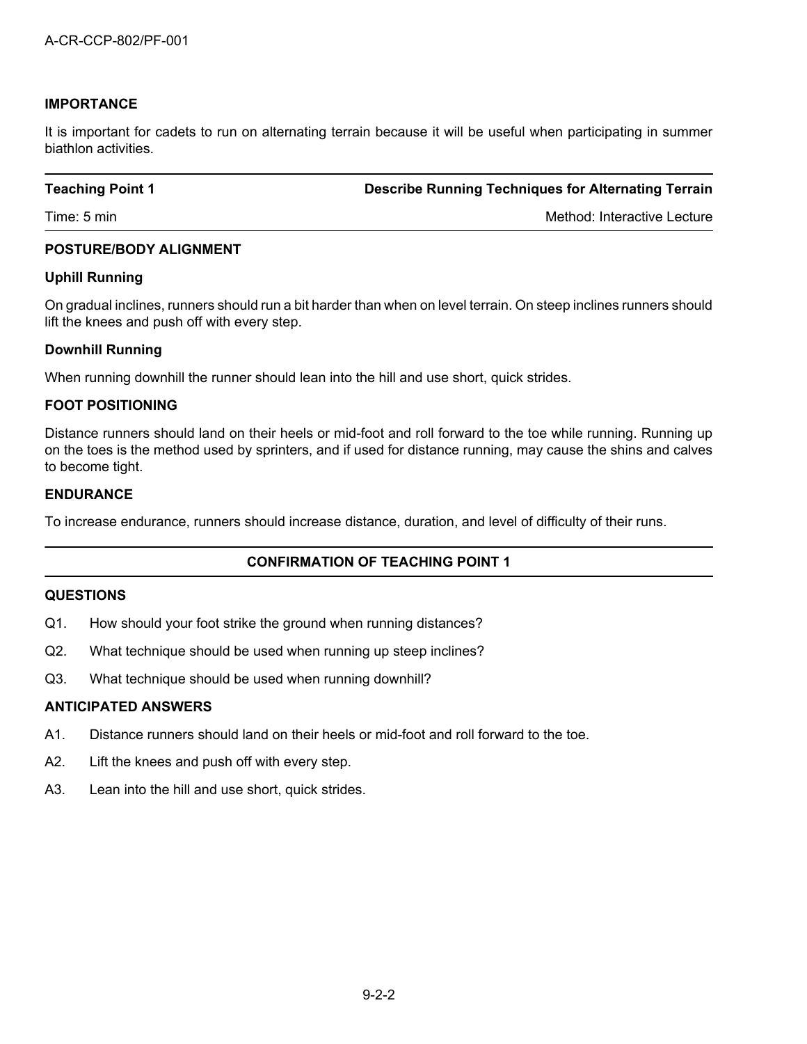**IMPORTANCE**

It is important for cadets to run on alternating terrain because it will be useful when participating in summer biathlon activities.

| **Teaching Point 1** | **Describe Running Techniques for Alternating Terrain** |
| --- | --- |
| Time: 5 min | Method: Interactive Lecture |

**POSTURE/BODY ALIGNMENT**

**Uphill Running**

On gradual inclines, runners should run a bit harder than when on level terrain. On steep inclines runners should lift the knees and push off with every step.

**Downhill Running**

When running downhill the runner should lean into the hill and use short, quick strides.

**FOOT POSITIONING**

Distance runners should land on their heels or mid-foot and roll forward to the toe while running. Running up on the toes is the method used by sprinters, and if used for distance running, may cause the shins and calves to become tight.

**ENDURANCE**

To increase endurance, runners should increase distance, duration, and level of difficulty of their runs.

**CONFIRMATION OF TEACHING POINT 1**

**QUESTIONS**

Q1. How should your foot strike the ground when running distances?

Q2. What technique should be used when running up steep inclines?

Q3. What technique should be used when running downhill?

**ANTICIPATED ANSWERS**

A1. Distance runners should land on their heels or mid-foot and roll forward to the toe.

A2. Lift the knees and push off with every step.

A3. Lean into the hill and use short, quick strides.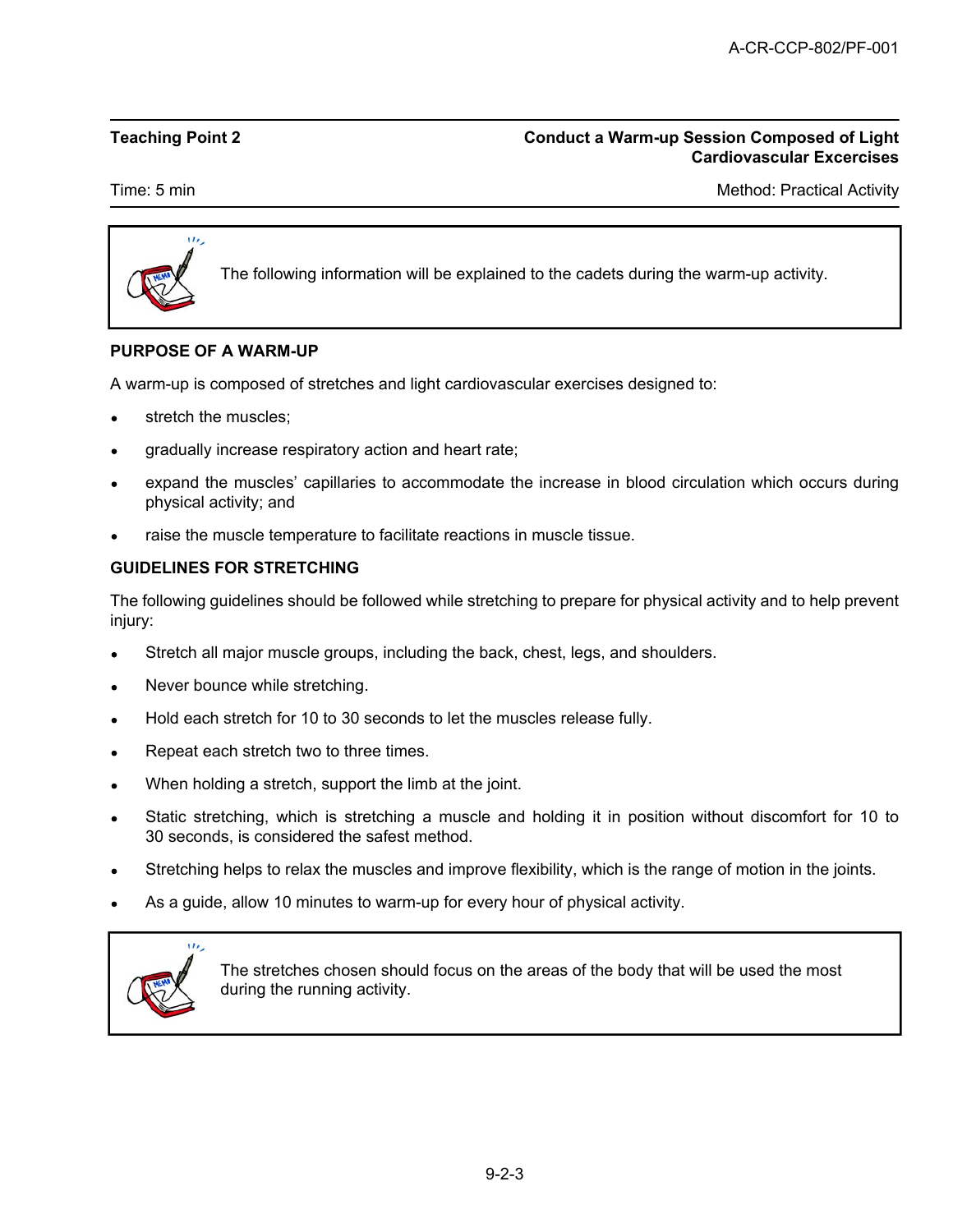**Teaching Point 2** | **Conduct a Warm-up Session Composed of Light Cardiovascular Excercises**

Time: 5 min | Method: Practical Activity

> The following information will be explained to the cadets during the warm-up activity.

**PURPOSE OF A WARM-UP**

A warm-up is composed of stretches and light cardiovascular exercises designed to:

- stretch the muscles;
- gradually increase respiratory action and heart rate;
- expand the muscles' capillaries to accommodate the increase in blood circulation which occurs during physical activity; and
- raise the muscle temperature to facilitate reactions in muscle tissue.

**GUIDELINES FOR STRETCHING**

The following guidelines should be followed while stretching to prepare for physical activity and to help prevent injury:

- Stretch all major muscle groups, including the back, chest, legs, and shoulders.
- Never bounce while stretching.
- Hold each stretch for 10 to 30 seconds to let the muscles release fully.
- Repeat each stretch two to three times.
- When holding a stretch, support the limb at the joint.
- Static stretching, which is stretching a muscle and holding it in position without discomfort for 10 to 30 seconds, is considered the safest method.
- Stretching helps to relax the muscles and improve flexibility, which is the range of motion in the joints.
- As a guide, allow 10 minutes to warm-up for every hour of physical activity.

> The stretches chosen should focus on the areas of the body that will be used the most during the running activity.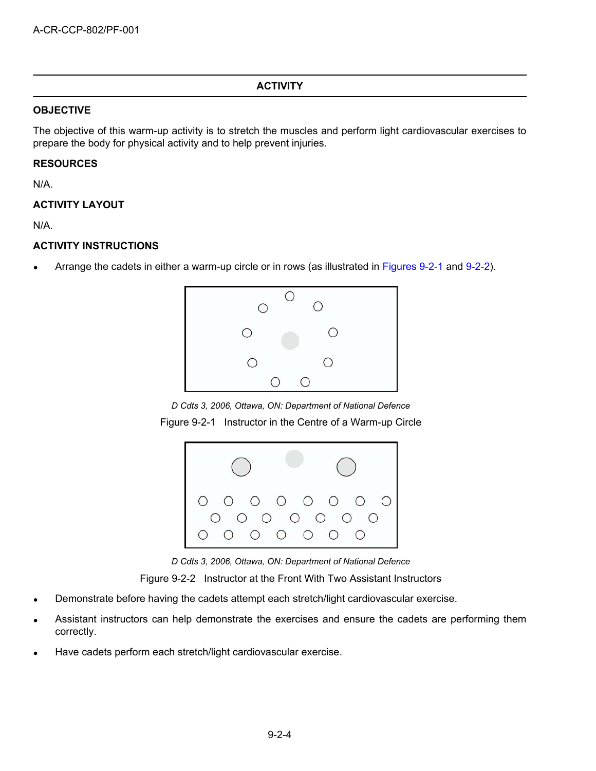## ACTIVITY

### OBJECTIVE

The objective of this warm-up activity is to stretch the muscles and perform light cardiovascular exercises to prepare the body for physical activity and to help prevent injuries.

### RESOURCES

N/A.

### ACTIVITY LAYOUT

N/A.

### ACTIVITY INSTRUCTIONS

- Arrange the cadets in either a warm-up circle or in rows (as illustrated in Figures 9-2-1 and 9-2-2).

*D Cdts 3, 2006, Ottawa, ON: Department of National Defence*

Figure 9-2-1 Instructor in the Centre of a Warm-up Circle

*D Cdts 3, 2006, Ottawa, ON: Department of National Defence*

Figure 9-2-2 Instructor at the Front With Two Assistant Instructors

- Demonstrate before having the cadets attempt each stretch/light cardiovascular exercise.
- Assistant instructors can help demonstrate the exercises and ensure the cadets are performing them correctly.
- Have cadets perform each stretch/light cardiovascular exercise.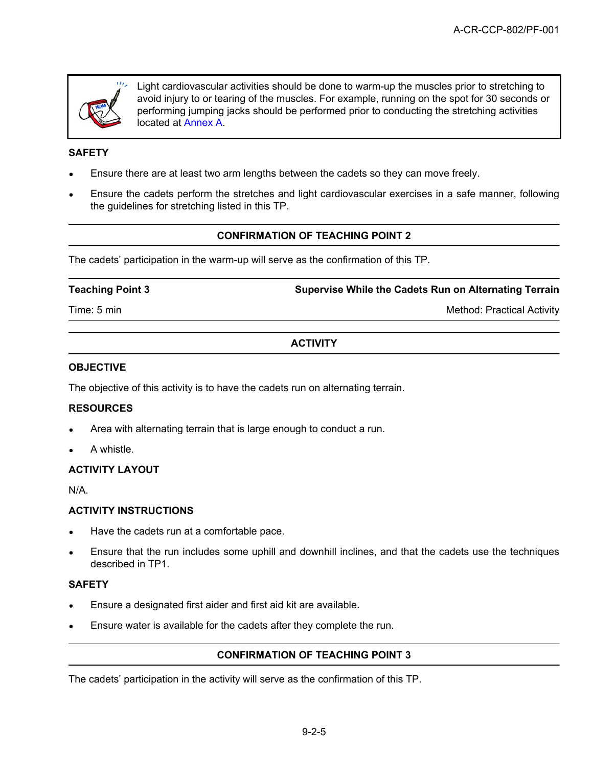> Light cardiovascular activities should be done to warm-up the muscles prior to stretching to avoid injury to or tearing of the muscles. For example, running on the spot for 30 seconds or performing jumping jacks should be performed prior to conducting the stretching activities located at Annex A.

**SAFETY**

- Ensure there are at least two arm lengths between the cadets so they can move freely.
- Ensure the cadets perform the stretches and light cardiovascular exercises in a safe manner, following the guidelines for stretching listed in this TP.

**CONFIRMATION OF TEACHING POINT 2**

The cadets' participation in the warm-up will serve as the confirmation of this TP.

| **Teaching Point 3** | **Supervise While the Cadets Run on Alternating Terrain** |
|---|---|
| Time: 5 min | Method: Practical Activity |

**ACTIVITY**

**OBJECTIVE**

The objective of this activity is to have the cadets run on alternating terrain.

**RESOURCES**

- Area with alternating terrain that is large enough to conduct a run.
- A whistle.

**ACTIVITY LAYOUT**

N/A.

**ACTIVITY INSTRUCTIONS**

- Have the cadets run at a comfortable pace.
- Ensure that the run includes some uphill and downhill inclines, and that the cadets use the techniques described in TP1.

**SAFETY**

- Ensure a designated first aider and first aid kit are available.
- Ensure water is available for the cadets after they complete the run.

**CONFIRMATION OF TEACHING POINT 3**

The cadets' participation in the activity will serve as the confirmation of this TP.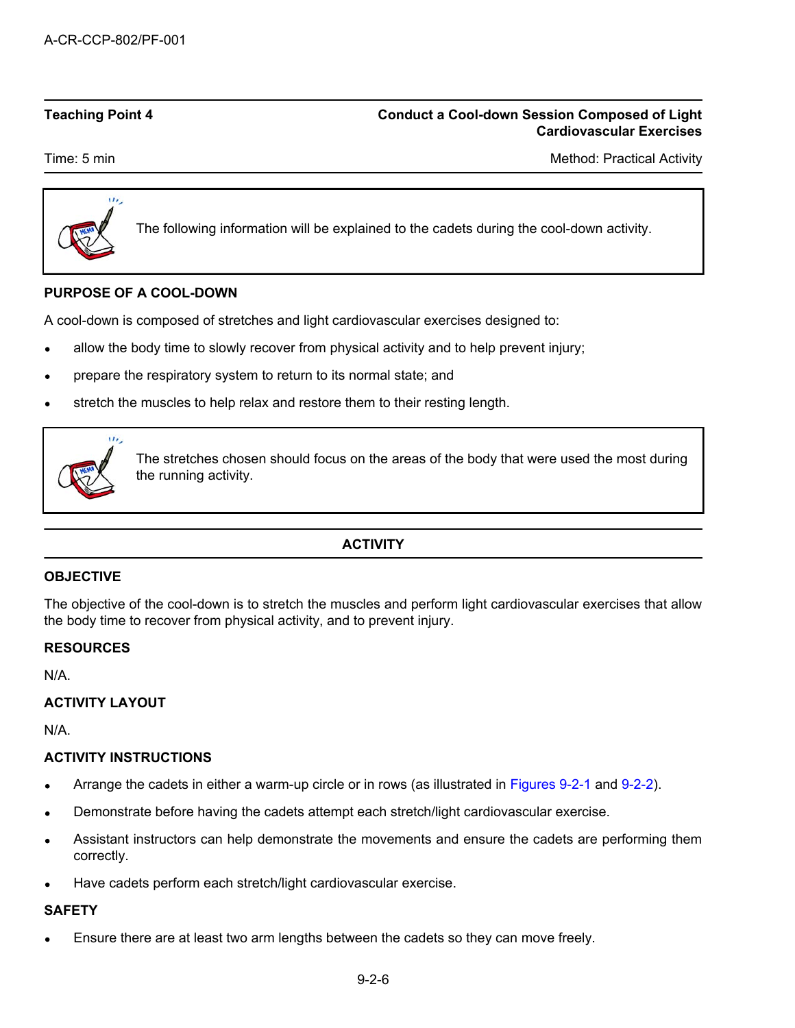**Teaching Point 4** | **Conduct a Cool-down Session Composed of Light Cardiovascular Exercises**

Time: 5 min | Method: Practical Activity

> The following information will be explained to the cadets during the cool-down activity.

### PURPOSE OF A COOL-DOWN

A cool-down is composed of stretches and light cardiovascular exercises designed to:

- allow the body time to slowly recover from physical activity and to help prevent injury;
- prepare the respiratory system to return to its normal state; and
- stretch the muscles to help relax and restore them to their resting length.

> The stretches chosen should focus on the areas of the body that were used the most during the running activity.

## ACTIVITY

### OBJECTIVE

The objective of the cool-down is to stretch the muscles and perform light cardiovascular exercises that allow the body time to recover from physical activity, and to prevent injury.

### RESOURCES

N/A.

### ACTIVITY LAYOUT

N/A.

### ACTIVITY INSTRUCTIONS

- Arrange the cadets in either a warm-up circle or in rows (as illustrated in Figures 9-2-1 and 9-2-2).
- Demonstrate before having the cadets attempt each stretch/light cardiovascular exercise.
- Assistant instructors can help demonstrate the movements and ensure the cadets are performing them correctly.
- Have cadets perform each stretch/light cardiovascular exercise.

### SAFETY

- Ensure there are at least two arm lengths between the cadets so they can move freely.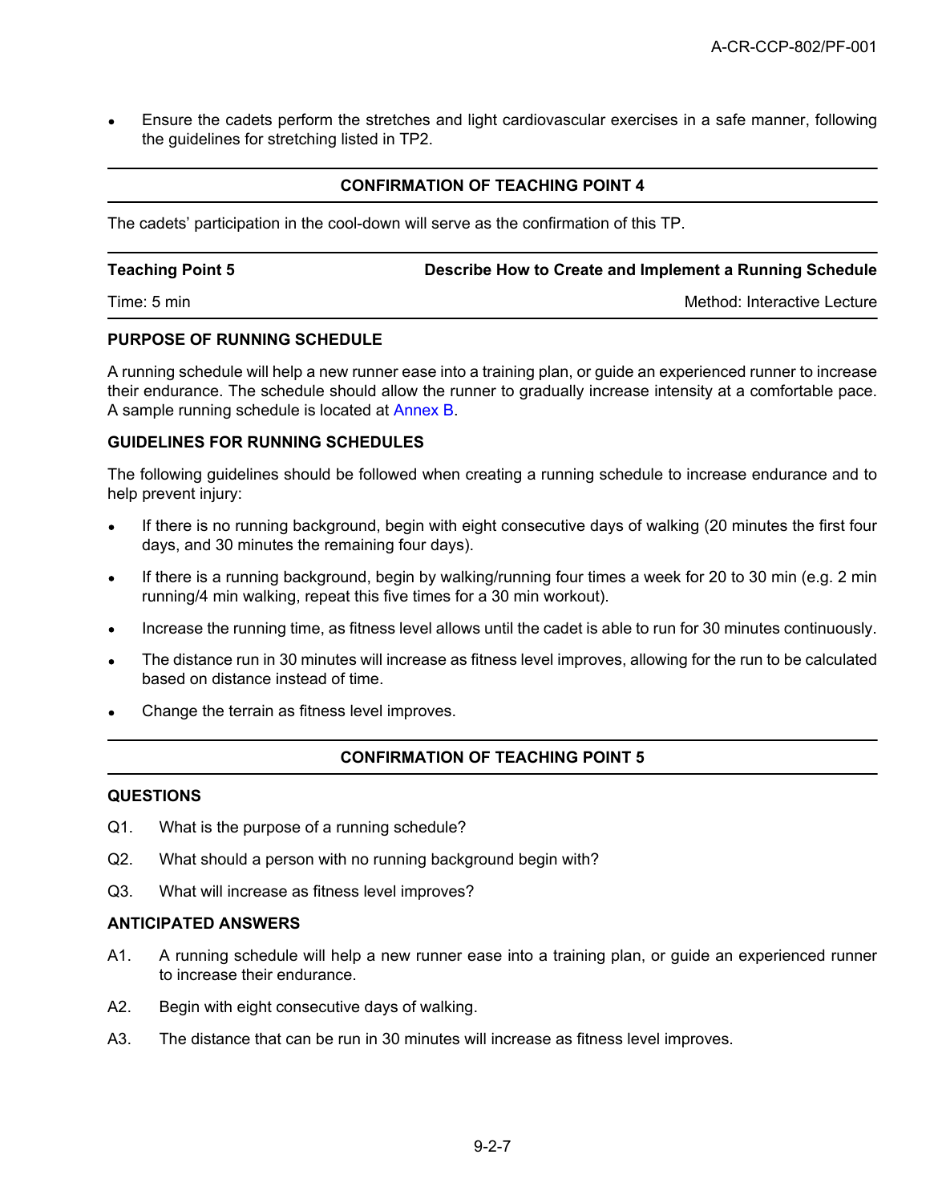- Ensure the cadets perform the stretches and light cardiovascular exercises in a safe manner, following the guidelines for stretching listed in TP2.

**CONFIRMATION OF TEACHING POINT 4**

The cadets' participation in the cool-down will serve as the confirmation of this TP.

| **Teaching Point 5** | **Describe How to Create and Implement a Running Schedule** |
|---|---|
| Time: 5 min | Method: Interactive Lecture |

**PURPOSE OF RUNNING SCHEDULE**

A running schedule will help a new runner ease into a training plan, or guide an experienced runner to increase their endurance. The schedule should allow the runner to gradually increase intensity at a comfortable pace. A sample running schedule is located at Annex B.

**GUIDELINES FOR RUNNING SCHEDULES**

The following guidelines should be followed when creating a running schedule to increase endurance and to help prevent injury:

- If there is no running background, begin with eight consecutive days of walking (20 minutes the first four days, and 30 minutes the remaining four days).
- If there is a running background, begin by walking/running four times a week for 20 to 30 min (e.g. 2 min running/4 min walking, repeat this five times for a 30 min workout).
- Increase the running time, as fitness level allows until the cadet is able to run for 30 minutes continuously.
- The distance run in 30 minutes will increase as fitness level improves, allowing for the run to be calculated based on distance instead of time.
- Change the terrain as fitness level improves.

**CONFIRMATION OF TEACHING POINT 5**

**QUESTIONS**

Q1. What is the purpose of a running schedule?

Q2. What should a person with no running background begin with?

Q3. What will increase as fitness level improves?

**ANTICIPATED ANSWERS**

A1. A running schedule will help a new runner ease into a training plan, or guide an experienced runner to increase their endurance.

A2. Begin with eight consecutive days of walking.

A3. The distance that can be run in 30 minutes will increase as fitness level improves.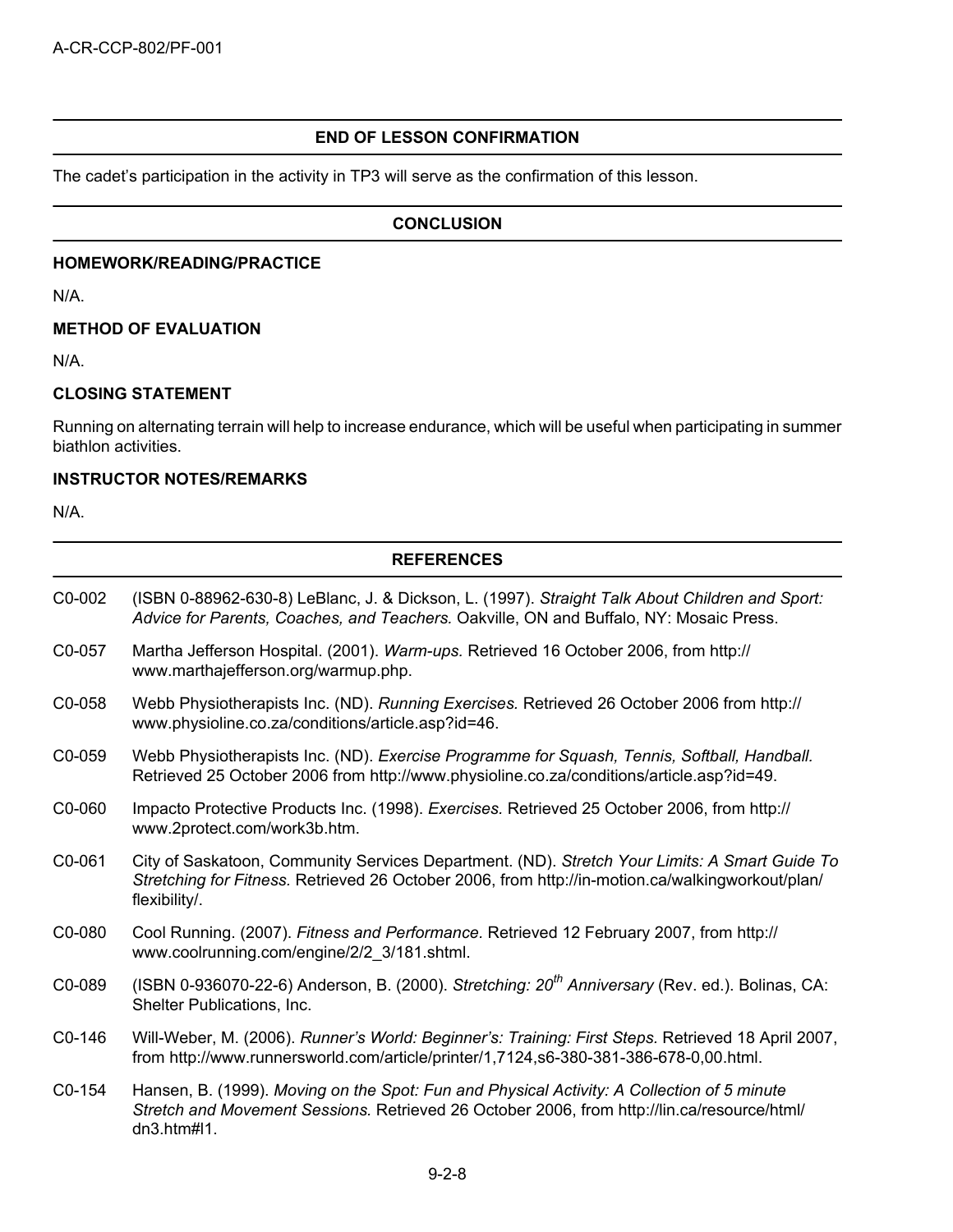## END OF LESSON CONFIRMATION

The cadet's participation in the activity in TP3 will serve as the confirmation of this lesson.

## CONCLUSION

### HOMEWORK/READING/PRACTICE

N/A.

### METHOD OF EVALUATION

N/A.

### CLOSING STATEMENT

Running on alternating terrain will help to increase endurance, which will be useful when participating in summer biathlon activities.

### INSTRUCTOR NOTES/REMARKS

N/A.

## REFERENCES

C0-002 (ISBN 0-88962-630-8) LeBlanc, J. & Dickson, L. (1997). *Straight Talk About Children and Sport: Advice for Parents, Coaches, and Teachers.* Oakville, ON and Buffalo, NY: Mosaic Press.

C0-057 Martha Jefferson Hospital. (2001). *Warm-ups.* Retrieved 16 October 2006, from http://www.marthajefferson.org/warmup.php.

C0-058 Webb Physiotherapists Inc. (ND). *Running Exercises.* Retrieved 26 October 2006 from http://www.physioline.co.za/conditions/article.asp?id=46.

C0-059 Webb Physiotherapists Inc. (ND). *Exercise Programme for Squash, Tennis, Softball, Handball.* Retrieved 25 October 2006 from http://www.physioline.co.za/conditions/article.asp?id=49.

C0-060 Impacto Protective Products Inc. (1998). *Exercises.* Retrieved 25 October 2006, from http://www.2protect.com/work3b.htm.

C0-061 City of Saskatoon, Community Services Department. (ND). *Stretch Your Limits: A Smart Guide To Stretching for Fitness.* Retrieved 26 October 2006, from http://in-motion.ca/walkingworkout/plan/flexibility/.

C0-080 Cool Running. (2007). *Fitness and Performance.* Retrieved 12 February 2007, from http://www.coolrunning.com/engine/2/2_3/181.shtml.

C0-089 (ISBN 0-936070-22-6) Anderson, B. (2000). *Stretching: 20th Anniversary* (Rev. ed.). Bolinas, CA: Shelter Publications, Inc.

C0-146 Will-Weber, M. (2006). *Runner's World: Beginner's: Training: First Steps.* Retrieved 18 April 2007, from http://www.runnersworld.com/article/printer/1,7124,s6-380-381-386-678-0,00.html.

C0-154 Hansen, B. (1999). *Moving on the Spot: Fun and Physical Activity: A Collection of 5 minute Stretch and Movement Sessions.* Retrieved 26 October 2006, from http://lin.ca/resource/html/dn3.htm#l1.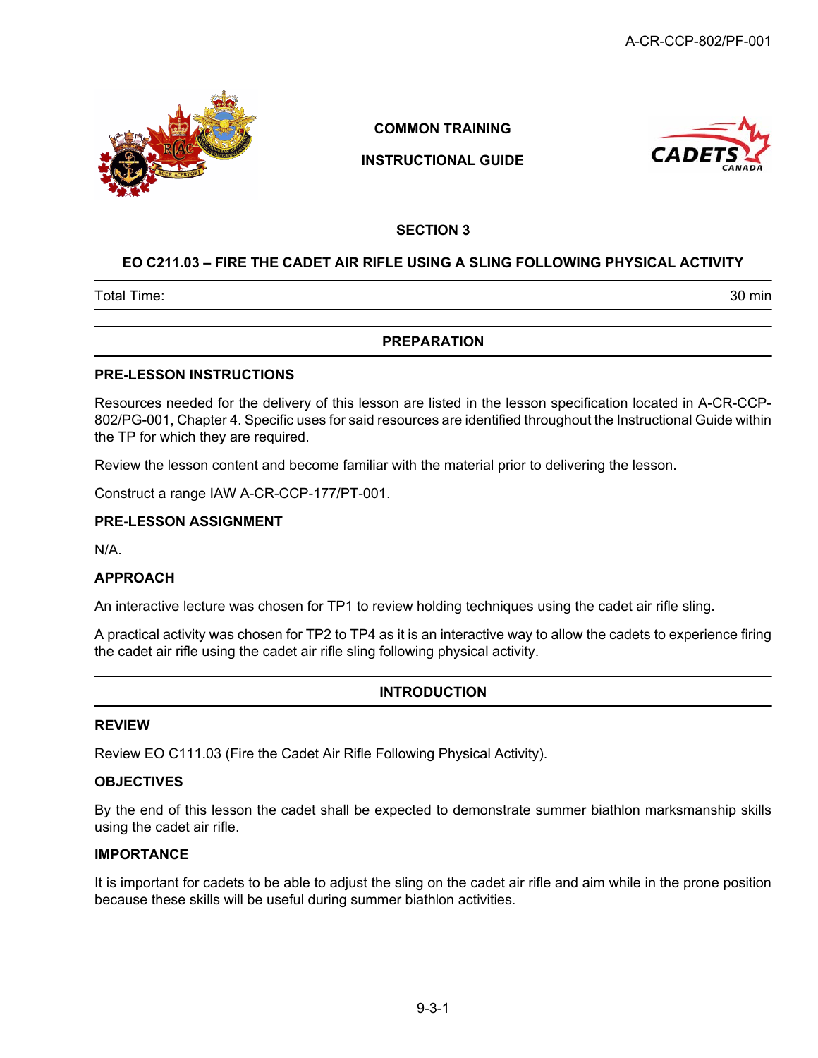COMMON TRAINING

INSTRUCTIONAL GUIDE

## SECTION 3

## EO C211.03 – FIRE THE CADET AIR RIFLE USING A SLING FOLLOWING PHYSICAL ACTIVITY

| Total Time: | 30 min |
|---|---|

## PREPARATION

### PRE-LESSON INSTRUCTIONS

Resources needed for the delivery of this lesson are listed in the lesson specification located in A-CR-CCP-802/PG-001, Chapter 4. Specific uses for said resources are identified throughout the Instructional Guide within the TP for which they are required.

Review the lesson content and become familiar with the material prior to delivering the lesson.

Construct a range IAW A-CR-CCP-177/PT-001.

### PRE-LESSON ASSIGNMENT

N/A.

### APPROACH

An interactive lecture was chosen for TP1 to review holding techniques using the cadet air rifle sling.

A practical activity was chosen for TP2 to TP4 as it is an interactive way to allow the cadets to experience firing the cadet air rifle using the cadet air rifle sling following physical activity.

## INTRODUCTION

### REVIEW

Review EO C111.03 (Fire the Cadet Air Rifle Following Physical Activity).

### OBJECTIVES

By the end of this lesson the cadet shall be expected to demonstrate summer biathlon marksmanship skills using the cadet air rifle.

### IMPORTANCE

It is important for cadets to be able to adjust the sling on the cadet air rifle and aim while in the prone position because these skills will be useful during summer biathlon activities.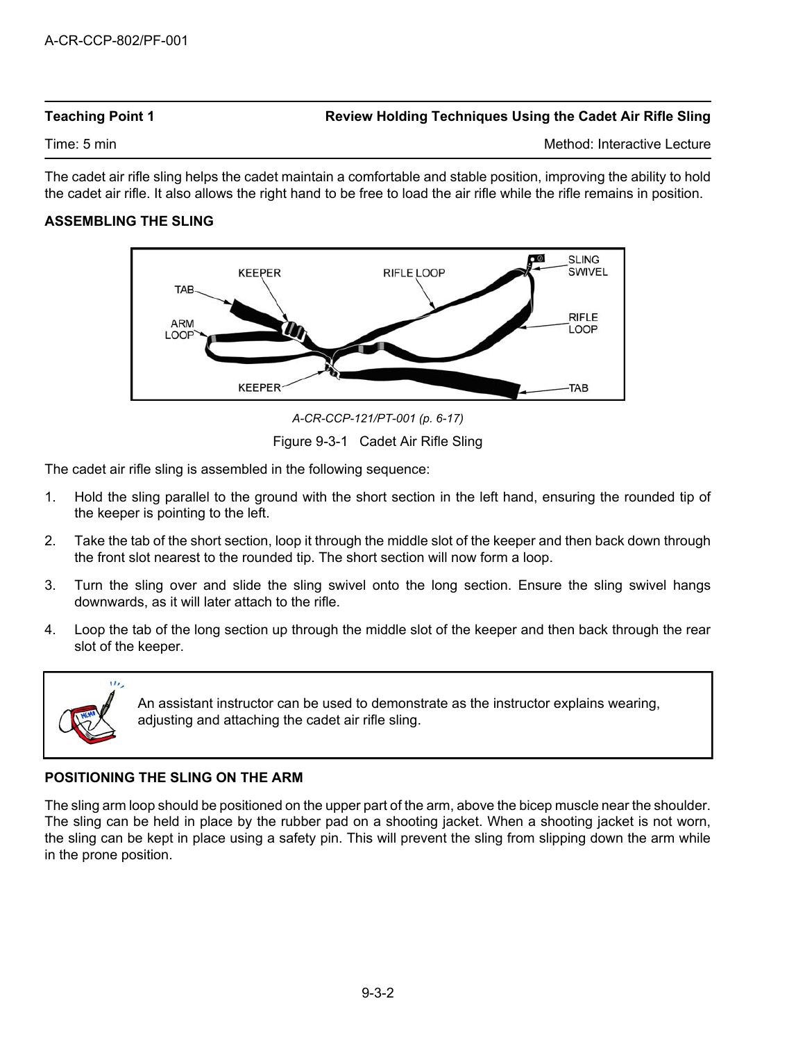| Teaching Point 1 | Review Holding Techniques Using the Cadet Air Rifle Sling |
| --- | --- |
| Time: 5 min | Method: Interactive Lecture |

The cadet air rifle sling helps the cadet maintain a comfortable and stable position, improving the ability to hold the cadet air rifle. It also allows the right hand to be free to load the air rifle while the rifle remains in position.

**ASSEMBLING THE SLING**

*A-CR-CCP-121/PT-001 (p. 6-17)*

Figure 9-3-1 Cadet Air Rifle Sling

The cadet air rifle sling is assembled in the following sequence:

1. Hold the sling parallel to the ground with the short section in the left hand, ensuring the rounded tip of the keeper is pointing to the left.
2. Take the tab of the short section, loop it through the middle slot of the keeper and then back down through the front slot nearest to the rounded tip. The short section will now form a loop.
3. Turn the sling over and slide the sling swivel onto the long section. Ensure the sling swivel hangs downwards, as it will later attach to the rifle.
4. Loop the tab of the long section up through the middle slot of the keeper and then back through the rear slot of the keeper.

> An assistant instructor can be used to demonstrate as the instructor explains wearing, adjusting and attaching the cadet air rifle sling.

**POSITIONING THE SLING ON THE ARM**

The sling arm loop should be positioned on the upper part of the arm, above the bicep muscle near the shoulder. The sling can be held in place by the rubber pad on a shooting jacket. When a shooting jacket is not worn, the sling can be kept in place using a safety pin. This will prevent the sling from slipping down the arm while in the prone position.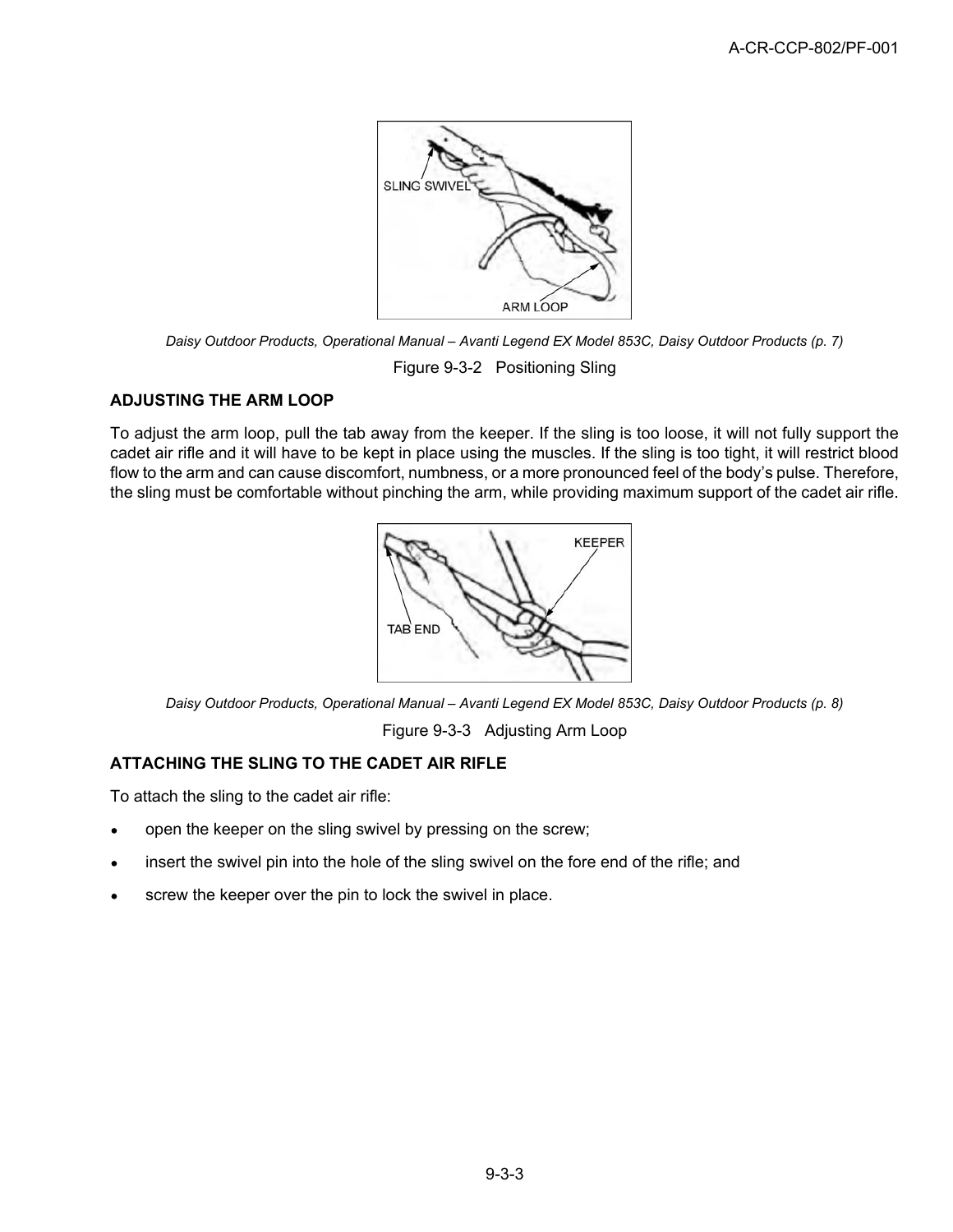*Daisy Outdoor Products, Operational Manual – Avanti Legend EX Model 853C, Daisy Outdoor Products (p. 7)*

Figure 9-3-2 Positioning Sling

**ADJUSTING THE ARM LOOP**

To adjust the arm loop, pull the tab away from the keeper. If the sling is too loose, it will not fully support the cadet air rifle and it will have to be kept in place using the muscles. If the sling is too tight, it will restrict blood flow to the arm and can cause discomfort, numbness, or a more pronounced feel of the body's pulse. Therefore, the sling must be comfortable without pinching the arm, while providing maximum support of the cadet air rifle.

*Daisy Outdoor Products, Operational Manual – Avanti Legend EX Model 853C, Daisy Outdoor Products (p. 8)*

Figure 9-3-3 Adjusting Arm Loop

**ATTACHING THE SLING TO THE CADET AIR RIFLE**

To attach the sling to the cadet air rifle:

- open the keeper on the sling swivel by pressing on the screw;
- insert the swivel pin into the hole of the sling swivel on the fore end of the rifle; and
- screw the keeper over the pin to lock the swivel in place.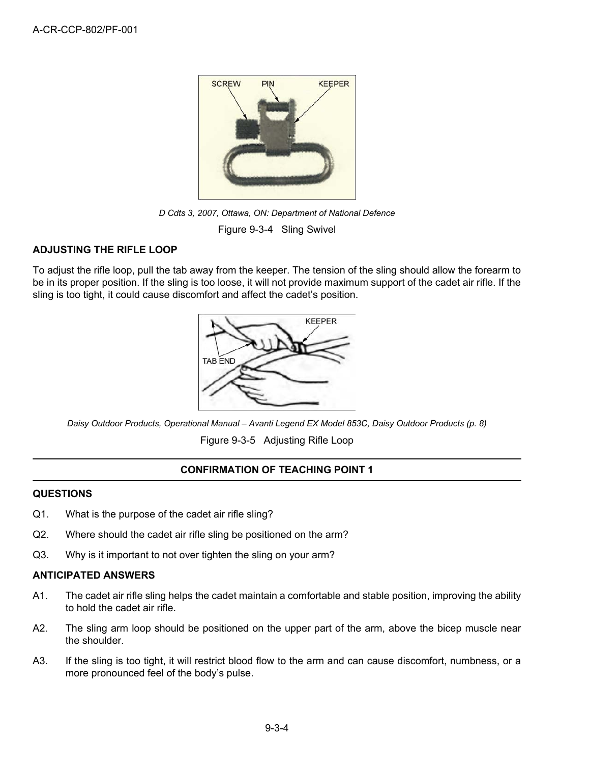*D Cdts 3, 2007, Ottawa, ON: Department of National Defence*

Figure 9-3-4 Sling Swivel

### ADJUSTING THE RIFLE LOOP

To adjust the rifle loop, pull the tab away from the keeper. The tension of the sling should allow the forearm to be in its proper position. If the sling is too loose, it will not provide maximum support of the cadet air rifle. If the sling is too tight, it could cause discomfort and affect the cadet's position.

*Daisy Outdoor Products, Operational Manual – Avanti Legend EX Model 853C, Daisy Outdoor Products (p. 8)*

Figure 9-3-5 Adjusting Rifle Loop

---

## CONFIRMATION OF TEACHING POINT 1

---

### QUESTIONS

Q1. What is the purpose of the cadet air rifle sling?

Q2. Where should the cadet air rifle sling be positioned on the arm?

Q3. Why is it important to not over tighten the sling on your arm?

### ANTICIPATED ANSWERS

A1. The cadet air rifle sling helps the cadet maintain a comfortable and stable position, improving the ability to hold the cadet air rifle.

A2. The sling arm loop should be positioned on the upper part of the arm, above the bicep muscle near the shoulder.

A3. If the sling is too tight, it will restrict blood flow to the arm and can cause discomfort, numbness, or a more pronounced feel of the body's pulse.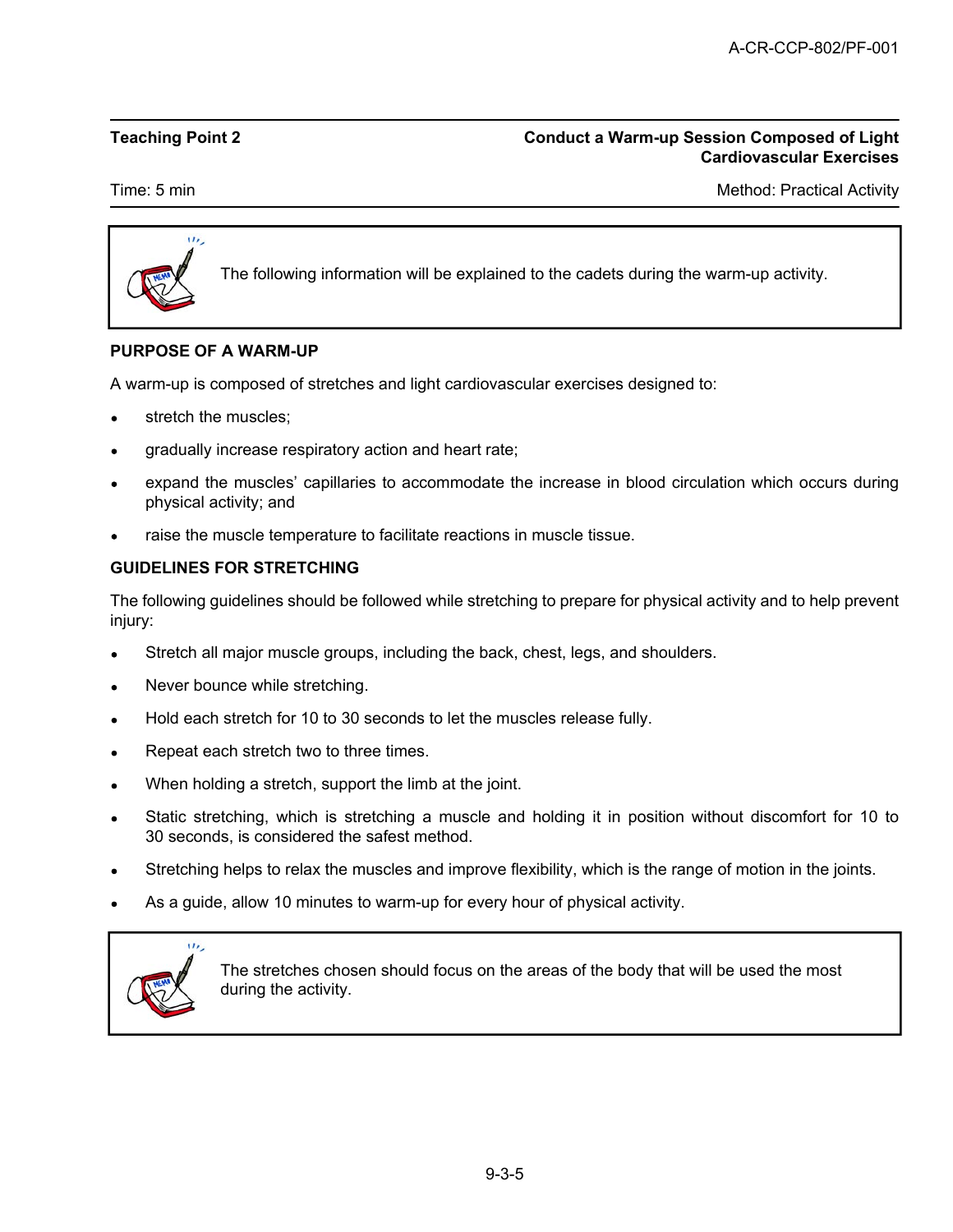**Teaching Point 2** — **Conduct a Warm-up Session Composed of Light Cardiovascular Exercises**

Time: 5 min — Method: Practical Activity

> The following information will be explained to the cadets during the warm-up activity.

**PURPOSE OF A WARM-UP**

A warm-up is composed of stretches and light cardiovascular exercises designed to:

- stretch the muscles;
- gradually increase respiratory action and heart rate;
- expand the muscles' capillaries to accommodate the increase in blood circulation which occurs during physical activity; and
- raise the muscle temperature to facilitate reactions in muscle tissue.

**GUIDELINES FOR STRETCHING**

The following guidelines should be followed while stretching to prepare for physical activity and to help prevent injury:

- Stretch all major muscle groups, including the back, chest, legs, and shoulders.
- Never bounce while stretching.
- Hold each stretch for 10 to 30 seconds to let the muscles release fully.
- Repeat each stretch two to three times.
- When holding a stretch, support the limb at the joint.
- Static stretching, which is stretching a muscle and holding it in position without discomfort for 10 to 30 seconds, is considered the safest method.
- Stretching helps to relax the muscles and improve flexibility, which is the range of motion in the joints.
- As a guide, allow 10 minutes to warm-up for every hour of physical activity.

> The stretches chosen should focus on the areas of the body that will be used the most during the activity.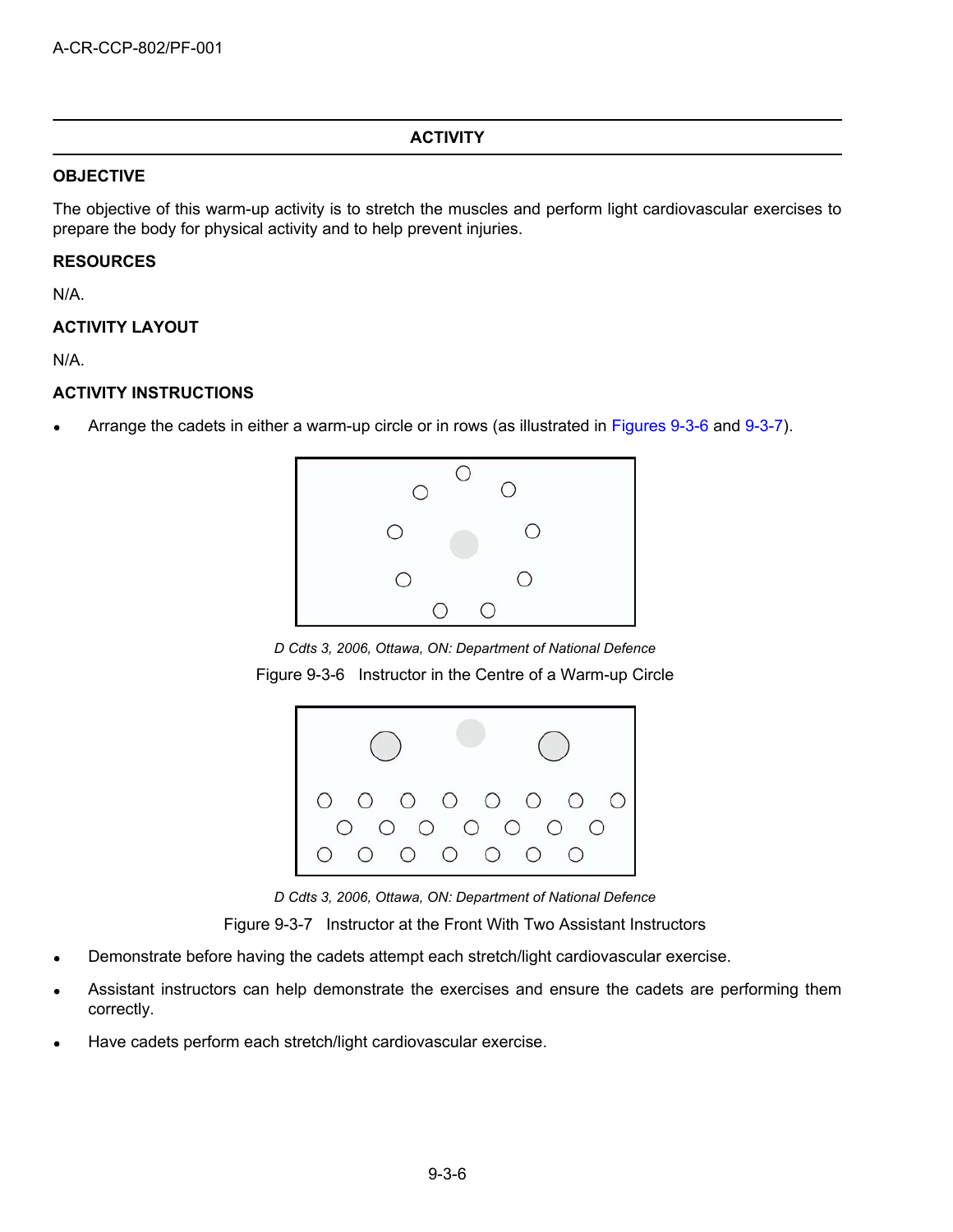## ACTIVITY

### OBJECTIVE

The objective of this warm-up activity is to stretch the muscles and perform light cardiovascular exercises to prepare the body for physical activity and to help prevent injuries.

### RESOURCES

N/A.

### ACTIVITY LAYOUT

N/A.

### ACTIVITY INSTRUCTIONS

- Arrange the cadets in either a warm-up circle or in rows (as illustrated in Figures 9-3-6 and 9-3-7).

*D Cdts 3, 2006, Ottawa, ON: Department of National Defence*

Figure 9-3-6 Instructor in the Centre of a Warm-up Circle

*D Cdts 3, 2006, Ottawa, ON: Department of National Defence*

Figure 9-3-7 Instructor at the Front With Two Assistant Instructors

- Demonstrate before having the cadets attempt each stretch/light cardiovascular exercise.
- Assistant instructors can help demonstrate the exercises and ensure the cadets are performing them correctly.
- Have cadets perform each stretch/light cardiovascular exercise.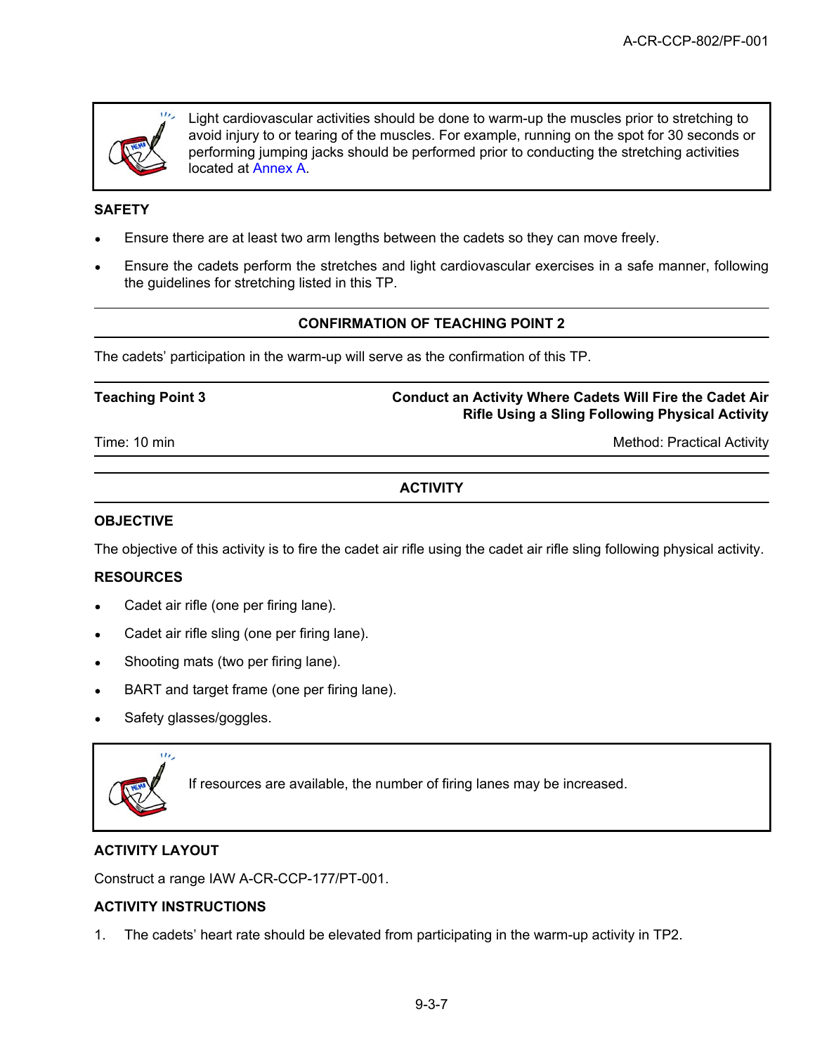> Light cardiovascular activities should be done to warm-up the muscles prior to stretching to avoid injury to or tearing of the muscles. For example, running on the spot for 30 seconds or performing jumping jacks should be performed prior to conducting the stretching activities located at Annex A.

**SAFETY**

- Ensure there are at least two arm lengths between the cadets so they can move freely.
- Ensure the cadets perform the stretches and light cardiovascular exercises in a safe manner, following the guidelines for stretching listed in this TP.

---

**CONFIRMATION OF TEACHING POINT 2**

The cadets' participation in the warm-up will serve as the confirmation of this TP.

---

| Teaching Point 3 | Conduct an Activity Where Cadets Will Fire the Cadet Air Rifle Using a Sling Following Physical Activity |
|---|---|
| Time: 10 min | Method: Practical Activity |

---

**ACTIVITY**

---

**OBJECTIVE**

The objective of this activity is to fire the cadet air rifle using the cadet air rifle sling following physical activity.

**RESOURCES**

- Cadet air rifle (one per firing lane).
- Cadet air rifle sling (one per firing lane).
- Shooting mats (two per firing lane).
- BART and target frame (one per firing lane).
- Safety glasses/goggles.

> If resources are available, the number of firing lanes may be increased.

**ACTIVITY LAYOUT**

Construct a range IAW A-CR-CCP-177/PT-001.

**ACTIVITY INSTRUCTIONS**

1. The cadets' heart rate should be elevated from participating in the warm-up activity in TP2.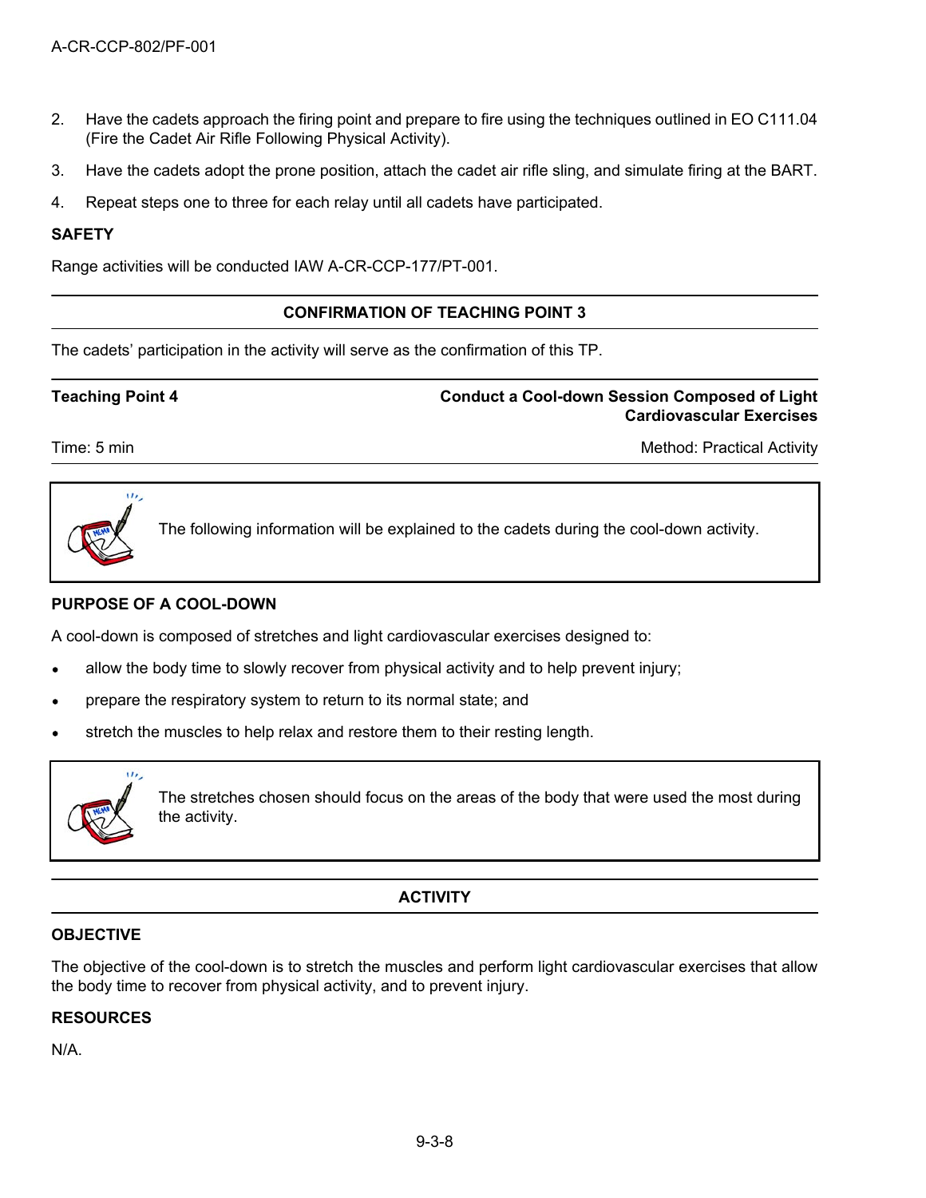2. Have the cadets approach the firing point and prepare to fire using the techniques outlined in EO C111.04 (Fire the Cadet Air Rifle Following Physical Activity).

3. Have the cadets adopt the prone position, attach the cadet air rifle sling, and simulate firing at the BART.

4. Repeat steps one to three for each relay until all cadets have participated.

**SAFETY**

Range activities will be conducted IAW A-CR-CCP-177/PT-001.

---

**CONFIRMATION OF TEACHING POINT 3**

---

The cadets' participation in the activity will serve as the confirmation of this TP.

---

| **Teaching Point 4** | **Conduct a Cool-down Session Composed of Light Cardiovascular Exercises** |
|---|---|
| Time: 5 min | Method: Practical Activity |

> The following information will be explained to the cadets during the cool-down activity.

**PURPOSE OF A COOL-DOWN**

A cool-down is composed of stretches and light cardiovascular exercises designed to:

- allow the body time to slowly recover from physical activity and to help prevent injury;
- prepare the respiratory system to return to its normal state; and
- stretch the muscles to help relax and restore them to their resting length.

> The stretches chosen should focus on the areas of the body that were used the most during the activity.

---

**ACTIVITY**

---

**OBJECTIVE**

The objective of the cool-down is to stretch the muscles and perform light cardiovascular exercises that allow the body time to recover from physical activity, and to prevent injury.

**RESOURCES**

N/A.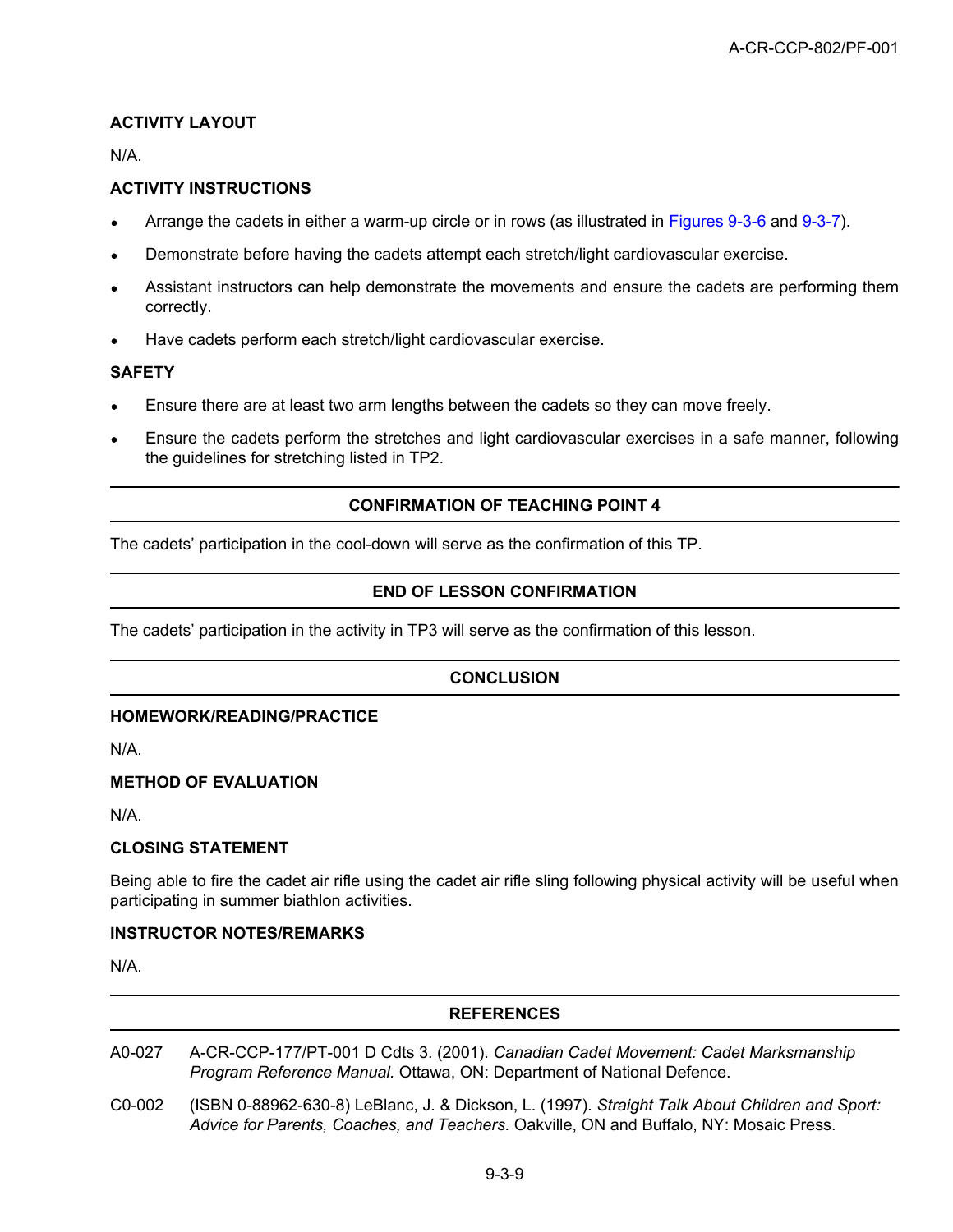### ACTIVITY LAYOUT

N/A.

### ACTIVITY INSTRUCTIONS

- Arrange the cadets in either a warm-up circle or in rows (as illustrated in Figures 9-3-6 and 9-3-7).
- Demonstrate before having the cadets attempt each stretch/light cardiovascular exercise.
- Assistant instructors can help demonstrate the movements and ensure the cadets are performing them correctly.
- Have cadets perform each stretch/light cardiovascular exercise.

### SAFETY

- Ensure there are at least two arm lengths between the cadets so they can move freely.
- Ensure the cadets perform the stretches and light cardiovascular exercises in a safe manner, following the guidelines for stretching listed in TP2.

## CONFIRMATION OF TEACHING POINT 4

The cadets' participation in the cool-down will serve as the confirmation of this TP.

## END OF LESSON CONFIRMATION

The cadets' participation in the activity in TP3 will serve as the confirmation of this lesson.

## CONCLUSION

### HOMEWORK/READING/PRACTICE

N/A.

### METHOD OF EVALUATION

N/A.

### CLOSING STATEMENT

Being able to fire the cadet air rifle using the cadet air rifle sling following physical activity will be useful when participating in summer biathlon activities.

### INSTRUCTOR NOTES/REMARKS

N/A.

## REFERENCES

A0-027 A-CR-CCP-177/PT-001 D Cdts 3. (2001). *Canadian Cadet Movement: Cadet Marksmanship Program Reference Manual.* Ottawa, ON: Department of National Defence.

C0-002 (ISBN 0-88962-630-8) LeBlanc, J. & Dickson, L. (1997). *Straight Talk About Children and Sport: Advice for Parents, Coaches, and Teachers.* Oakville, ON and Buffalo, NY: Mosaic Press.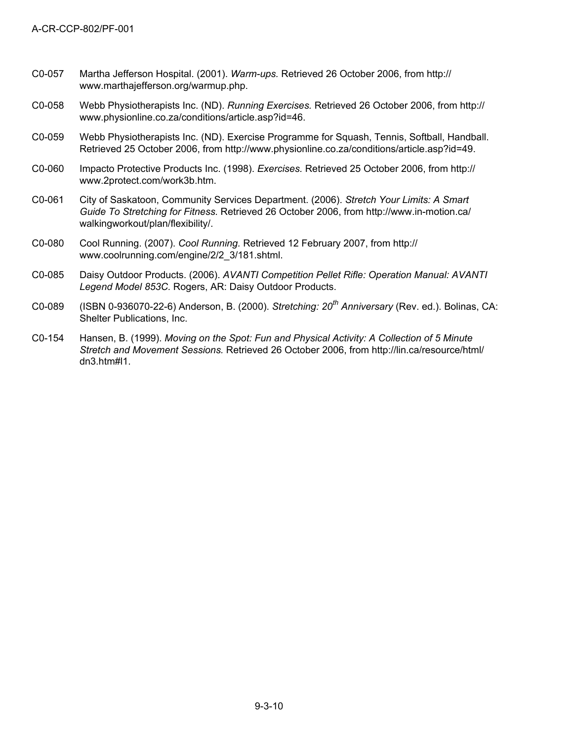C0-057 Martha Jefferson Hospital. (2001). *Warm-ups.* Retrieved 26 October 2006, from http://www.marthajefferson.org/warmup.php.

C0-058 Webb Physiotherapists Inc. (ND). *Running Exercises.* Retrieved 26 October 2006, from http://www.physionline.co.za/conditions/article.asp?id=46.

C0-059 Webb Physiotherapists Inc. (ND). Exercise Programme for Squash, Tennis, Softball, Handball. Retrieved 25 October 2006, from http://www.physionline.co.za/conditions/article.asp?id=49.

C0-060 Impacto Protective Products Inc. (1998). *Exercises.* Retrieved 25 October 2006, from http://www.2protect.com/work3b.htm.

C0-061 City of Saskatoon, Community Services Department. (2006). *Stretch Your Limits: A Smart Guide To Stretching for Fitness.* Retrieved 26 October 2006, from http://www.in-motion.ca/walkingworkout/plan/flexibility/.

C0-080 Cool Running. (2007). *Cool Running.* Retrieved 12 February 2007, from http://www.coolrunning.com/engine/2/2_3/181.shtml.

C0-085 Daisy Outdoor Products. (2006). *AVANTI Competition Pellet Rifle: Operation Manual: AVANTI Legend Model 853C.* Rogers, AR: Daisy Outdoor Products.

C0-089 (ISBN 0-936070-22-6) Anderson, B. (2000). *Stretching: 20th Anniversary* (Rev. ed.). Bolinas, CA: Shelter Publications, Inc.

C0-154 Hansen, B. (1999). *Moving on the Spot: Fun and Physical Activity: A Collection of 5 Minute Stretch and Movement Sessions.* Retrieved 26 October 2006, from http://lin.ca/resource/html/dn3.htm#l1.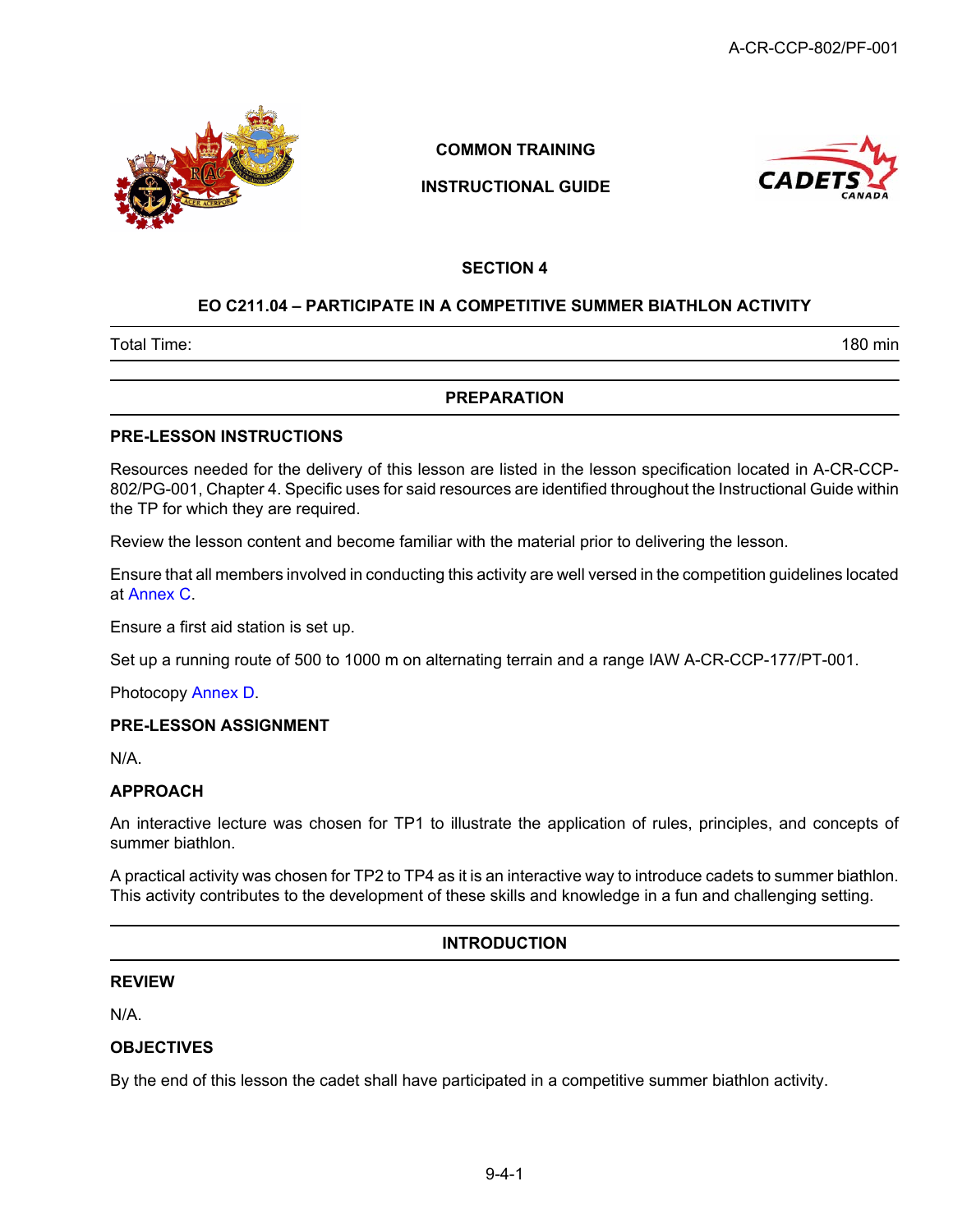COMMON TRAINING

INSTRUCTIONAL GUIDE

## SECTION 4

## EO C211.04 – PARTICIPATE IN A COMPETITIVE SUMMER BIATHLON ACTIVITY

Total Time: 180 min

## PREPARATION

### PRE-LESSON INSTRUCTIONS

Resources needed for the delivery of this lesson are listed in the lesson specification located in A-CR-CCP-802/PG-001, Chapter 4. Specific uses for said resources are identified throughout the Instructional Guide within the TP for which they are required.

Review the lesson content and become familiar with the material prior to delivering the lesson.

Ensure that all members involved in conducting this activity are well versed in the competition guidelines located at Annex C.

Ensure a first aid station is set up.

Set up a running route of 500 to 1000 m on alternating terrain and a range IAW A-CR-CCP-177/PT-001.

Photocopy Annex D.

### PRE-LESSON ASSIGNMENT

N/A.

### APPROACH

An interactive lecture was chosen for TP1 to illustrate the application of rules, principles, and concepts of summer biathlon.

A practical activity was chosen for TP2 to TP4 as it is an interactive way to introduce cadets to summer biathlon. This activity contributes to the development of these skills and knowledge in a fun and challenging setting.

## INTRODUCTION

### REVIEW

N/A.

### OBJECTIVES

By the end of this lesson the cadet shall have participated in a competitive summer biathlon activity.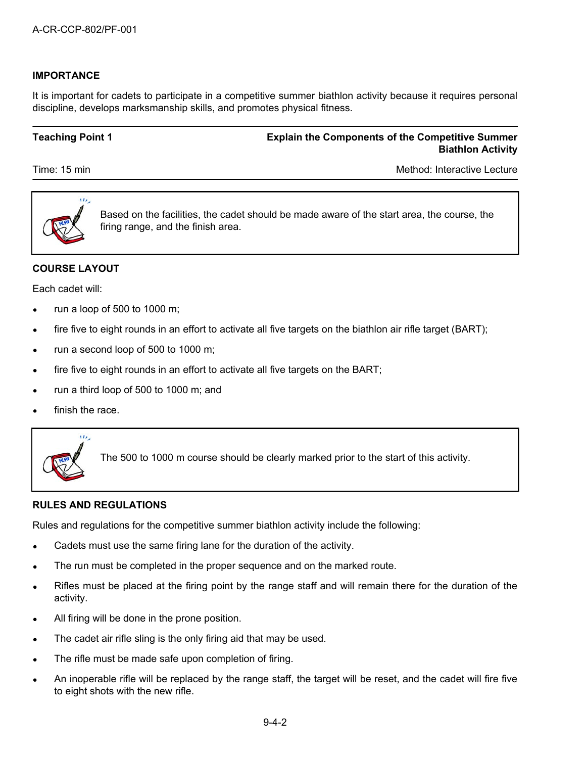**IMPORTANCE**

It is important for cadets to participate in a competitive summer biathlon activity because it requires personal discipline, develops marksmanship skills, and promotes physical fitness.

| **Teaching Point 1** | **Explain the Components of the Competitive Summer Biathlon Activity** |
|---|---|
| Time: 15 min | Method: Interactive Lecture |

> Based on the facilities, the cadet should be made aware of the start area, the course, the firing range, and the finish area.

**COURSE LAYOUT**

Each cadet will:

- run a loop of 500 to 1000 m;
- fire five to eight rounds in an effort to activate all five targets on the biathlon air rifle target (BART);
- run a second loop of 500 to 1000 m;
- fire five to eight rounds in an effort to activate all five targets on the BART;
- run a third loop of 500 to 1000 m; and
- finish the race.

> The 500 to 1000 m course should be clearly marked prior to the start of this activity.

**RULES AND REGULATIONS**

Rules and regulations for the competitive summer biathlon activity include the following:

- Cadets must use the same firing lane for the duration of the activity.
- The run must be completed in the proper sequence and on the marked route.
- Rifles must be placed at the firing point by the range staff and will remain there for the duration of the activity.
- All firing will be done in the prone position.
- The cadet air rifle sling is the only firing aid that may be used.
- The rifle must be made safe upon completion of firing.
- An inoperable rifle will be replaced by the range staff, the target will be reset, and the cadet will fire five to eight shots with the new rifle.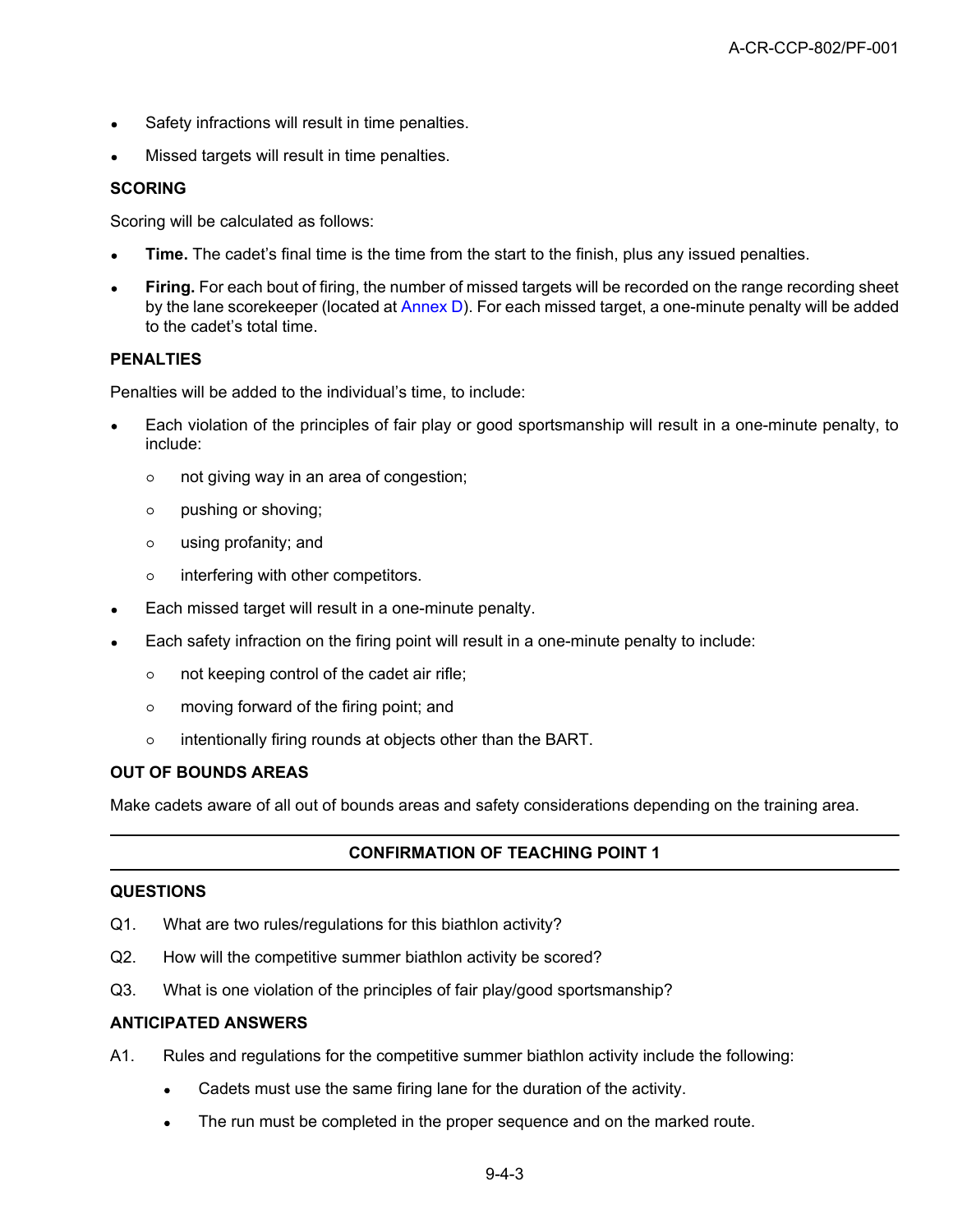- Safety infractions will result in time penalties.
- Missed targets will result in time penalties.

**SCORING**

Scoring will be calculated as follows:

- **Time.** The cadet's final time is the time from the start to the finish, plus any issued penalties.
- **Firing.** For each bout of firing, the number of missed targets will be recorded on the range recording sheet by the lane scorekeeper (located at Annex D). For each missed target, a one-minute penalty will be added to the cadet's total time.

**PENALTIES**

Penalties will be added to the individual's time, to include:

- Each violation of the principles of fair play or good sportsmanship will result in a one-minute penalty, to include:
  - not giving way in an area of congestion;
  - pushing or shoving;
  - using profanity; and
  - interfering with other competitors.
- Each missed target will result in a one-minute penalty.
- Each safety infraction on the firing point will result in a one-minute penalty to include:
  - not keeping control of the cadet air rifle;
  - moving forward of the firing point; and
  - intentionally firing rounds at objects other than the BART.

**OUT OF BOUNDS AREAS**

Make cadets aware of all out of bounds areas and safety considerations depending on the training area.

---

**CONFIRMATION OF TEACHING POINT 1**

---

**QUESTIONS**

Q1. What are two rules/regulations for this biathlon activity?

Q2. How will the competitive summer biathlon activity be scored?

Q3. What is one violation of the principles of fair play/good sportsmanship?

**ANTICIPATED ANSWERS**

A1. Rules and regulations for the competitive summer biathlon activity include the following:

- Cadets must use the same firing lane for the duration of the activity.
- The run must be completed in the proper sequence and on the marked route.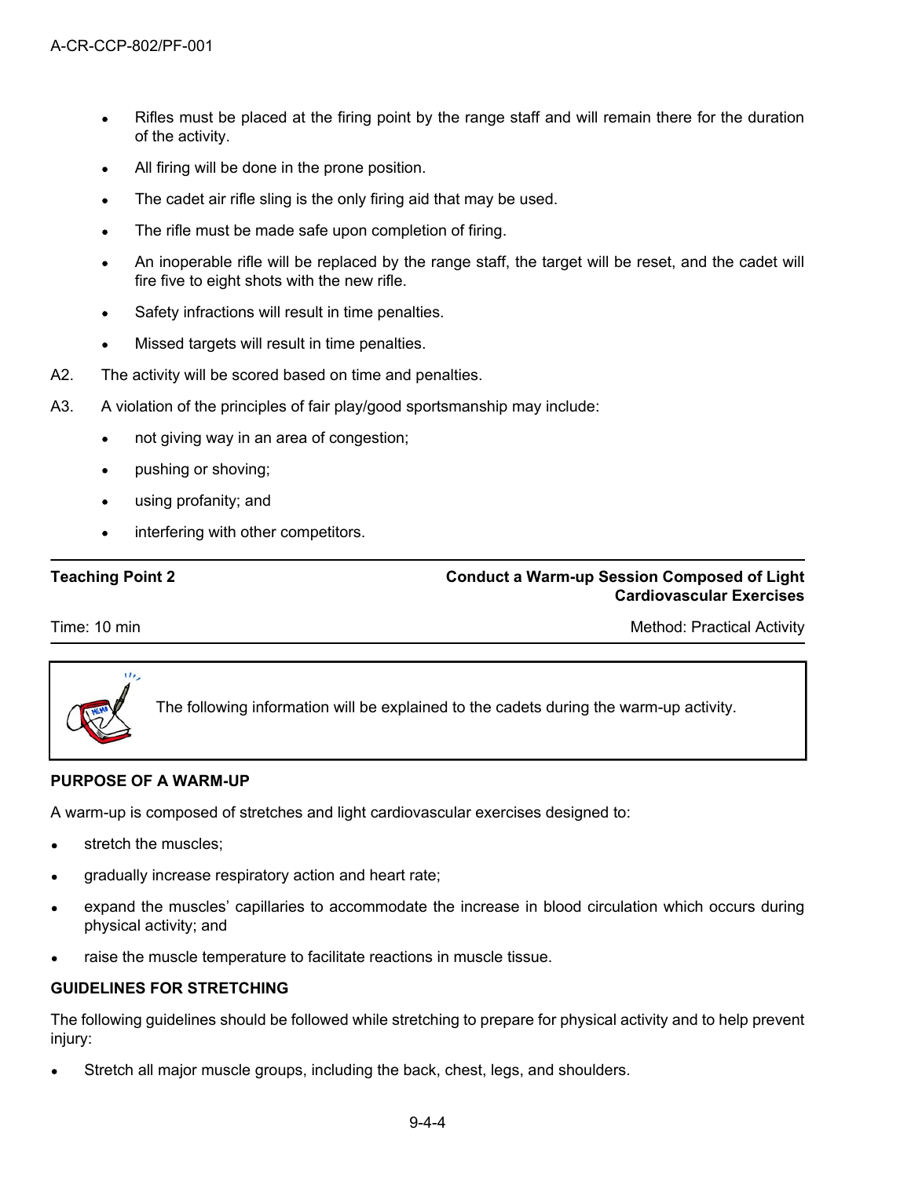- Rifles must be placed at the firing point by the range staff and will remain there for the duration of the activity.
- All firing will be done in the prone position.
- The cadet air rifle sling is the only firing aid that may be used.
- The rifle must be made safe upon completion of firing.
- An inoperable rifle will be replaced by the range staff, the target will be reset, and the cadet will fire five to eight shots with the new rifle.
- Safety infractions will result in time penalties.
- Missed targets will result in time penalties.

A2. The activity will be scored based on time and penalties.

A3. A violation of the principles of fair play/good sportsmanship may include:

- not giving way in an area of congestion;
- pushing or shoving;
- using profanity; and
- interfering with other competitors.

---

| **Teaching Point 2** | **Conduct a Warm-up Session Composed of Light Cardiovascular Exercises** |
|---|---|
| Time: 10 min | Method: Practical Activity |

> The following information will be explained to the cadets during the warm-up activity.

**PURPOSE OF A WARM-UP**

A warm-up is composed of stretches and light cardiovascular exercises designed to:

- stretch the muscles;
- gradually increase respiratory action and heart rate;
- expand the muscles' capillaries to accommodate the increase in blood circulation which occurs during physical activity; and
- raise the muscle temperature to facilitate reactions in muscle tissue.

**GUIDELINES FOR STRETCHING**

The following guidelines should be followed while stretching to prepare for physical activity and to help prevent injury:

- Stretch all major muscle groups, including the back, chest, legs, and shoulders.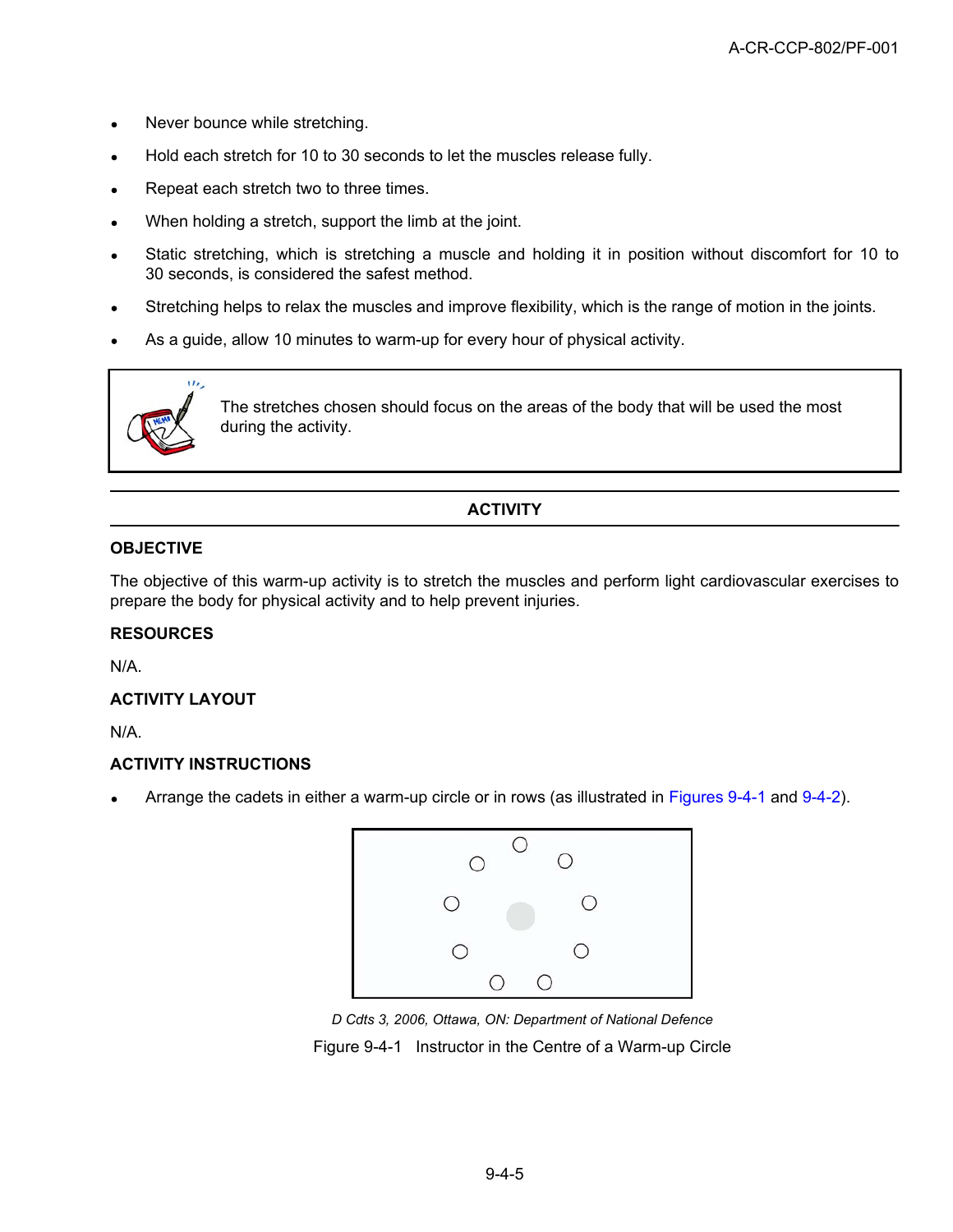- Never bounce while stretching.
- Hold each stretch for 10 to 30 seconds to let the muscles release fully.
- Repeat each stretch two to three times.
- When holding a stretch, support the limb at the joint.
- Static stretching, which is stretching a muscle and holding it in position without discomfort for 10 to 30 seconds, is considered the safest method.
- Stretching helps to relax the muscles and improve flexibility, which is the range of motion in the joints.
- As a guide, allow 10 minutes to warm-up for every hour of physical activity.

> The stretches chosen should focus on the areas of the body that will be used the most during the activity.

## ACTIVITY

### OBJECTIVE

The objective of this warm-up activity is to stretch the muscles and perform light cardiovascular exercises to prepare the body for physical activity and to help prevent injuries.

### RESOURCES

N/A.

### ACTIVITY LAYOUT

N/A.

### ACTIVITY INSTRUCTIONS

- Arrange the cadets in either a warm-up circle or in rows (as illustrated in Figures 9-4-1 and 9-4-2).

*D Cdts 3, 2006, Ottawa, ON: Department of National Defence*

Figure 9-4-1 Instructor in the Centre of a Warm-up Circle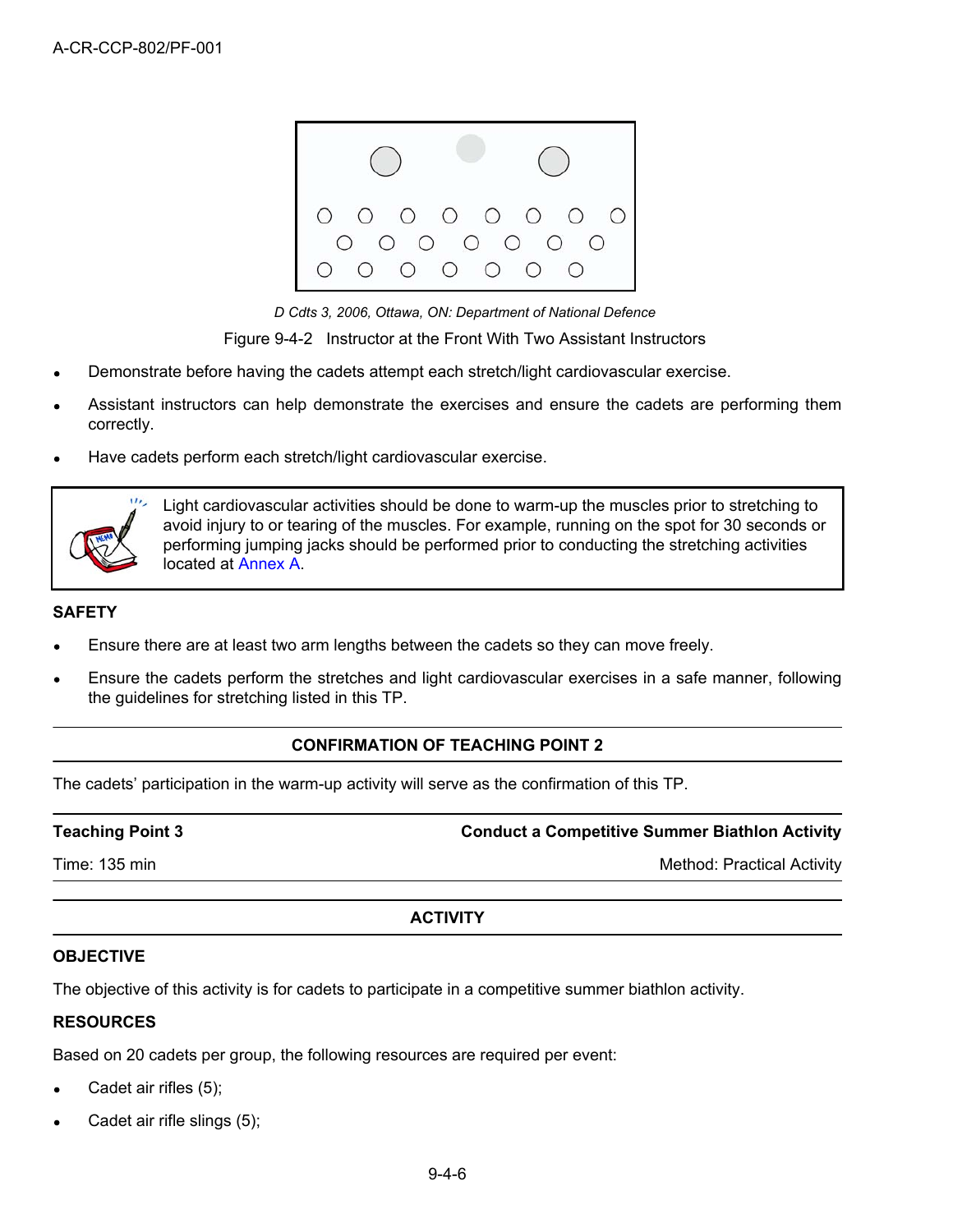D Cdts 3, 2006, Ottawa, ON: Department of National Defence

Figure 9-4-2 Instructor at the Front With Two Assistant Instructors

- Demonstrate before having the cadets attempt each stretch/light cardiovascular exercise.
- Assistant instructors can help demonstrate the exercises and ensure the cadets are performing them correctly.
- Have cadets perform each stretch/light cardiovascular exercise.

> Light cardiovascular activities should be done to warm-up the muscles prior to stretching to avoid injury to or tearing of the muscles. For example, running on the spot for 30 seconds or performing jumping jacks should be performed prior to conducting the stretching activities located at Annex A.

**SAFETY**

- Ensure there are at least two arm lengths between the cadets so they can move freely.
- Ensure the cadets perform the stretches and light cardiovascular exercises in a safe manner, following the guidelines for stretching listed in this TP.

**CONFIRMATION OF TEACHING POINT 2**

The cadets' participation in the warm-up activity will serve as the confirmation of this TP.

| **Teaching Point 3** | **Conduct a Competitive Summer Biathlon Activity** |
|---|---|
| Time: 135 min | Method: Practical Activity |

**ACTIVITY**

**OBJECTIVE**

The objective of this activity is for cadets to participate in a competitive summer biathlon activity.

**RESOURCES**

Based on 20 cadets per group, the following resources are required per event:

- Cadet air rifles (5);
- Cadet air rifle slings (5);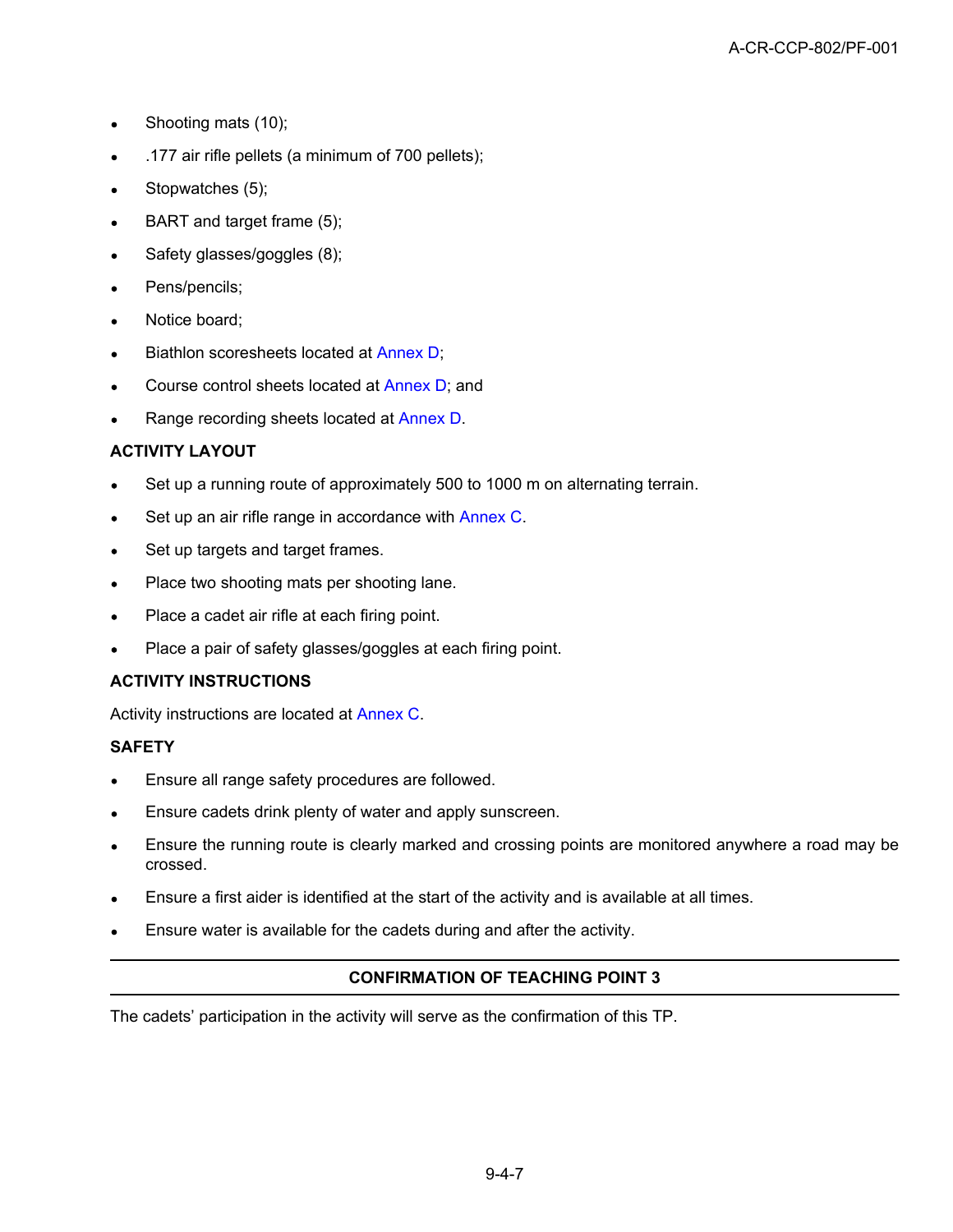- Shooting mats (10);
- .177 air rifle pellets (a minimum of 700 pellets);
- Stopwatches (5);
- BART and target frame (5);
- Safety glasses/goggles (8);
- Pens/pencils;
- Notice board;
- Biathlon scoresheets located at Annex D;
- Course control sheets located at Annex D; and
- Range recording sheets located at Annex D.

**ACTIVITY LAYOUT**

- Set up a running route of approximately 500 to 1000 m on alternating terrain.
- Set up an air rifle range in accordance with Annex C.
- Set up targets and target frames.
- Place two shooting mats per shooting lane.
- Place a cadet air rifle at each firing point.
- Place a pair of safety glasses/goggles at each firing point.

**ACTIVITY INSTRUCTIONS**

Activity instructions are located at Annex C.

**SAFETY**

- Ensure all range safety procedures are followed.
- Ensure cadets drink plenty of water and apply sunscreen.
- Ensure the running route is clearly marked and crossing points are monitored anywhere a road may be crossed.
- Ensure a first aider is identified at the start of the activity and is available at all times.
- Ensure water is available for the cadets during and after the activity.

**CONFIRMATION OF TEACHING POINT 3**

The cadets' participation in the activity will serve as the confirmation of this TP.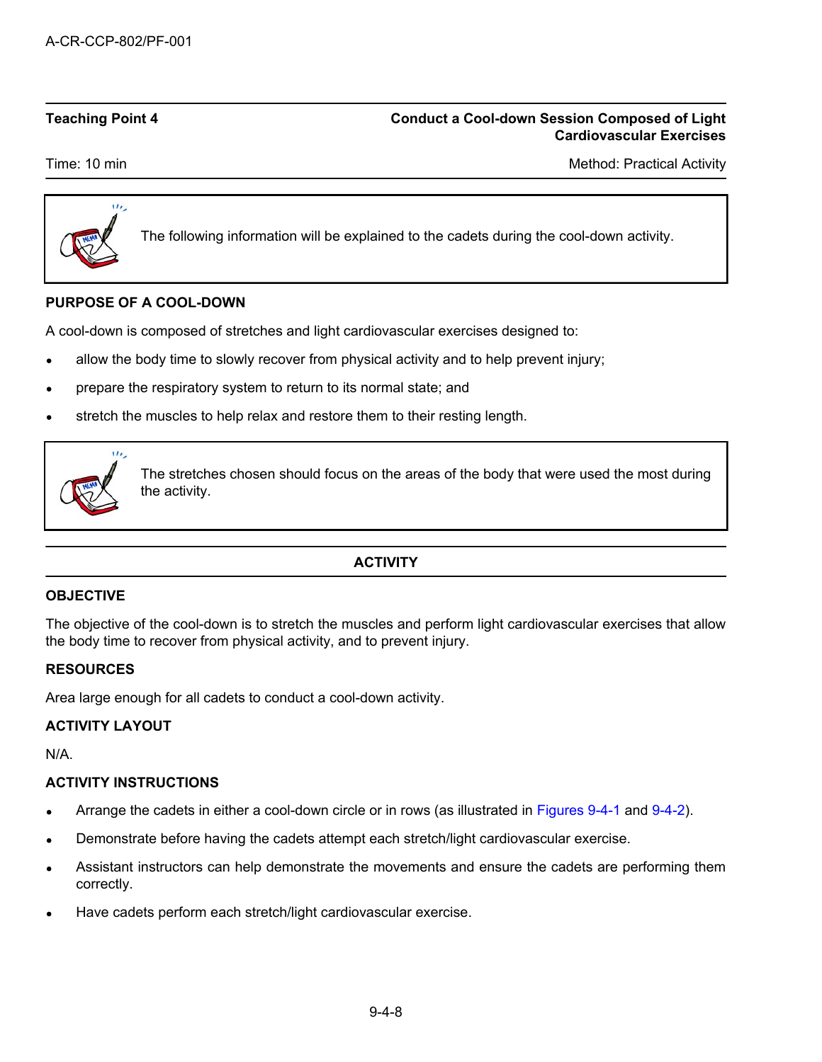**Teaching Point 4** — **Conduct a Cool-down Session Composed of Light Cardiovascular Exercises**

Time: 10 min — Method: Practical Activity

> The following information will be explained to the cadets during the cool-down activity.

**PURPOSE OF A COOL-DOWN**

A cool-down is composed of stretches and light cardiovascular exercises designed to:

- allow the body time to slowly recover from physical activity and to help prevent injury;
- prepare the respiratory system to return to its normal state; and
- stretch the muscles to help relax and restore them to their resting length.

> The stretches chosen should focus on the areas of the body that were used the most during the activity.

## ACTIVITY

**OBJECTIVE**

The objective of the cool-down is to stretch the muscles and perform light cardiovascular exercises that allow the body time to recover from physical activity, and to prevent injury.

**RESOURCES**

Area large enough for all cadets to conduct a cool-down activity.

**ACTIVITY LAYOUT**

N/A.

**ACTIVITY INSTRUCTIONS**

- Arrange the cadets in either a cool-down circle or in rows (as illustrated in Figures 9-4-1 and 9-4-2).
- Demonstrate before having the cadets attempt each stretch/light cardiovascular exercise.
- Assistant instructors can help demonstrate the movements and ensure the cadets are performing them correctly.
- Have cadets perform each stretch/light cardiovascular exercise.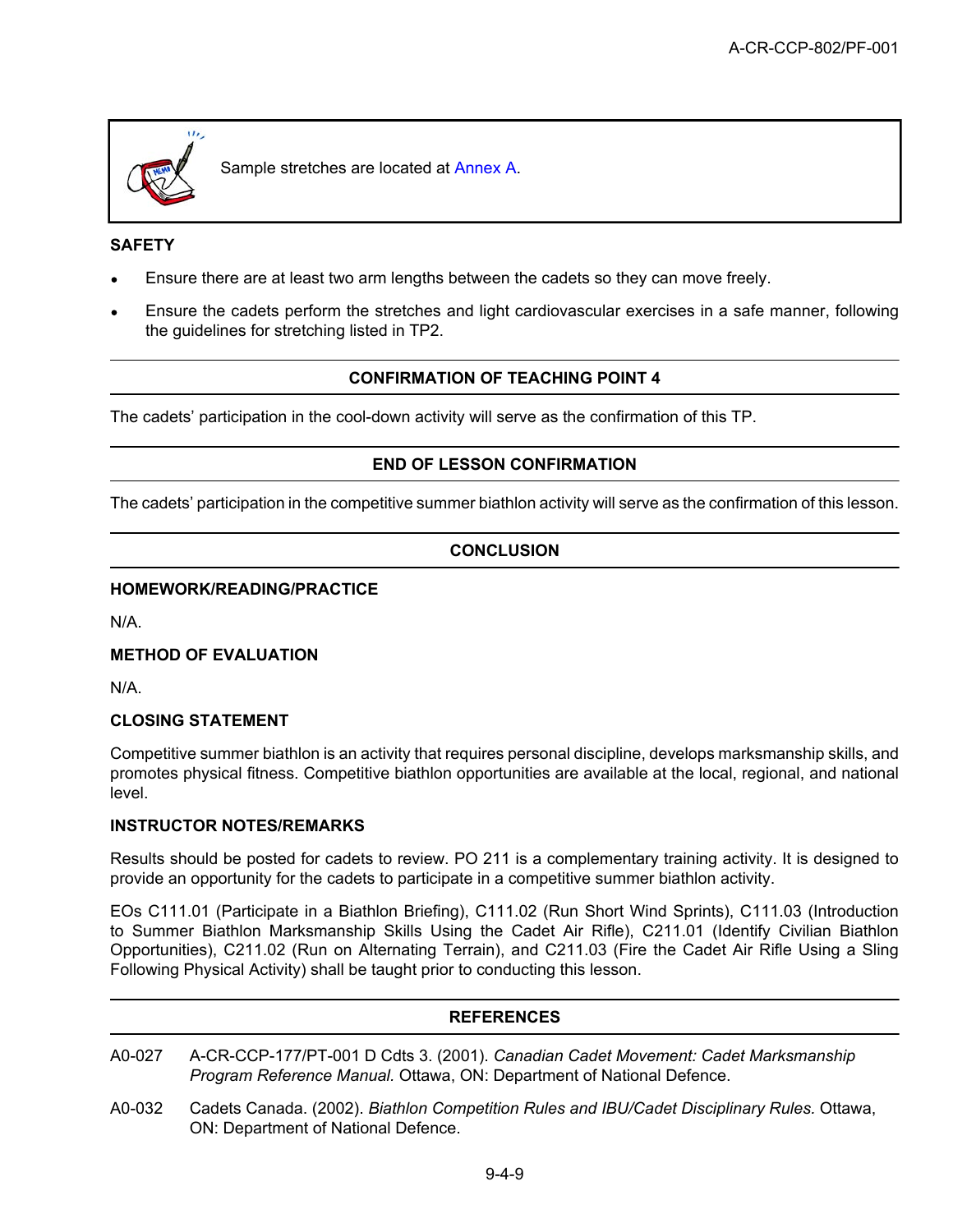Sample stretches are located at Annex A.

**SAFETY**

- Ensure there are at least two arm lengths between the cadets so they can move freely.
- Ensure the cadets perform the stretches and light cardiovascular exercises in a safe manner, following the guidelines for stretching listed in TP2.

## CONFIRMATION OF TEACHING POINT 4

The cadets' participation in the cool-down activity will serve as the confirmation of this TP.

## END OF LESSON CONFIRMATION

The cadets' participation in the competitive summer biathlon activity will serve as the confirmation of this lesson.

## CONCLUSION

**HOMEWORK/READING/PRACTICE**

N/A.

**METHOD OF EVALUATION**

N/A.

**CLOSING STATEMENT**

Competitive summer biathlon is an activity that requires personal discipline, develops marksmanship skills, and promotes physical fitness. Competitive biathlon opportunities are available at the local, regional, and national level.

**INSTRUCTOR NOTES/REMARKS**

Results should be posted for cadets to review. PO 211 is a complementary training activity. It is designed to provide an opportunity for the cadets to participate in a competitive summer biathlon activity.

EOs C111.01 (Participate in a Biathlon Briefing), C111.02 (Run Short Wind Sprints), C111.03 (Introduction to Summer Biathlon Marksmanship Skills Using the Cadet Air Rifle), C211.01 (Identify Civilian Biathlon Opportunities), C211.02 (Run on Alternating Terrain), and C211.03 (Fire the Cadet Air Rifle Using a Sling Following Physical Activity) shall be taught prior to conducting this lesson.

## REFERENCES

A0-027 A-CR-CCP-177/PT-001 D Cdts 3. (2001). *Canadian Cadet Movement: Cadet Marksmanship Program Reference Manual.* Ottawa, ON: Department of National Defence.

A0-032 Cadets Canada. (2002). *Biathlon Competition Rules and IBU/Cadet Disciplinary Rules.* Ottawa, ON: Department of National Defence.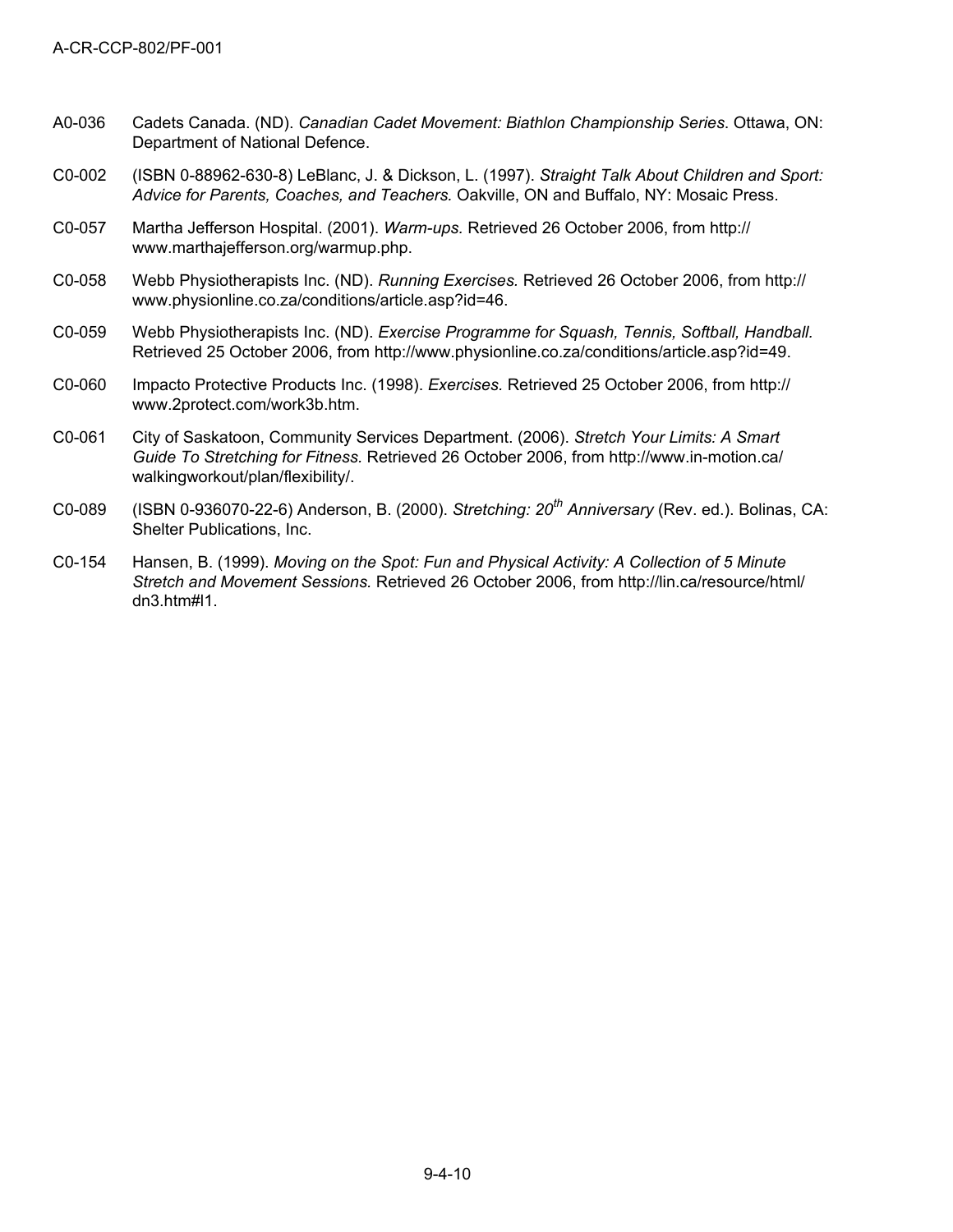A0-036 Cadets Canada. (ND). *Canadian Cadet Movement: Biathlon Championship Series*. Ottawa, ON: Department of National Defence.

C0-002 (ISBN 0-88962-630-8) LeBlanc, J. & Dickson, L. (1997). *Straight Talk About Children and Sport: Advice for Parents, Coaches, and Teachers.* Oakville, ON and Buffalo, NY: Mosaic Press.

C0-057 Martha Jefferson Hospital. (2001). *Warm-ups.* Retrieved 26 October 2006, from http://www.marthajefferson.org/warmup.php.

C0-058 Webb Physiotherapists Inc. (ND). *Running Exercises.* Retrieved 26 October 2006, from http://www.physionline.co.za/conditions/article.asp?id=46.

C0-059 Webb Physiotherapists Inc. (ND). *Exercise Programme for Squash, Tennis, Softball, Handball.* Retrieved 25 October 2006, from http://www.physionline.co.za/conditions/article.asp?id=49.

C0-060 Impacto Protective Products Inc. (1998). *Exercises.* Retrieved 25 October 2006, from http://www.2protect.com/work3b.htm.

C0-061 City of Saskatoon, Community Services Department. (2006). *Stretch Your Limits: A Smart Guide To Stretching for Fitness.* Retrieved 26 October 2006, from http://www.in-motion.ca/walkingworkout/plan/flexibility/.

C0-089 (ISBN 0-936070-22-6) Anderson, B. (2000). *Stretching: 20th Anniversary* (Rev. ed.). Bolinas, CA: Shelter Publications, Inc.

C0-154 Hansen, B. (1999). *Moving on the Spot: Fun and Physical Activity: A Collection of 5 Minute Stretch and Movement Sessions.* Retrieved 26 October 2006, from http://lin.ca/resource/html/dn3.htm#l1.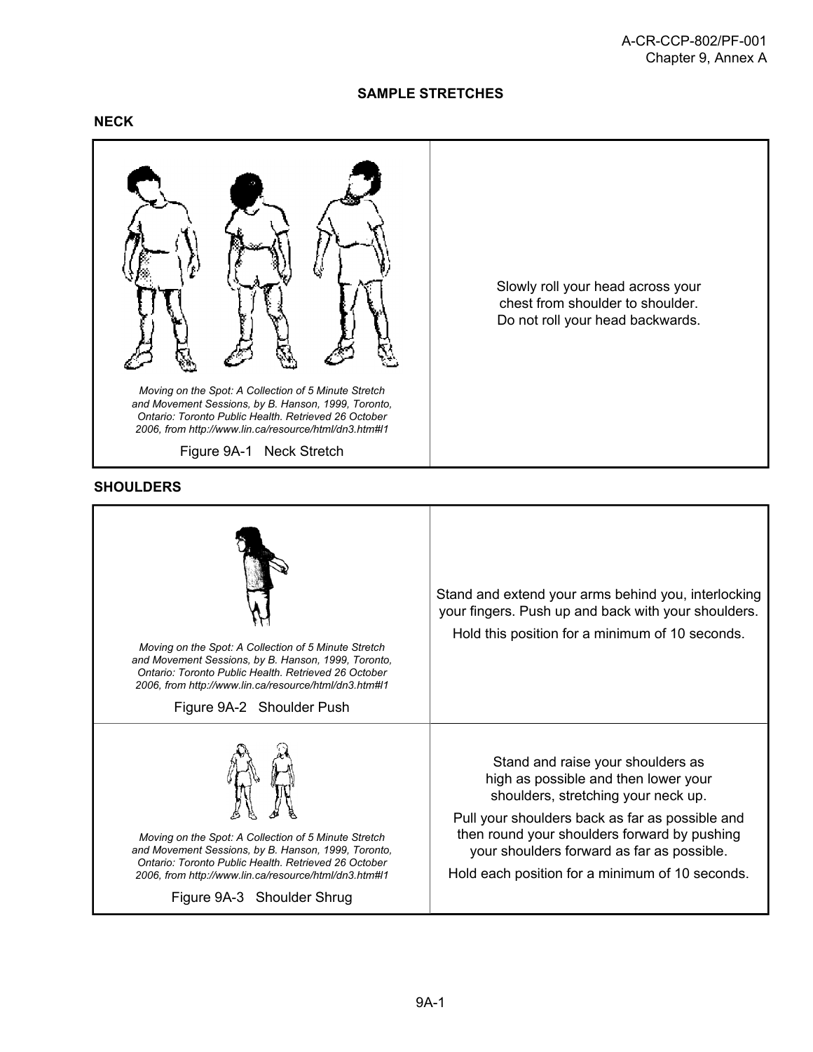## SAMPLE STRETCHES

### NECK

| | |
|---|---|
| *Moving on the Spot: A Collection of 5 Minute Stretch and Movement Sessions, by B. Hanson, 1999, Toronto, Ontario: Toronto Public Health. Retrieved 26 October 2006, from http://www.lin.ca/resource/html/dn3.htm#l1*<br><br>Figure 9A-1 Neck Stretch | Slowly roll your head across your chest from shoulder to shoulder. Do not roll your head backwards. |

### SHOULDERS

| | |
|---|---|
| *Moving on the Spot: A Collection of 5 Minute Stretch and Movement Sessions, by B. Hanson, 1999, Toronto, Ontario: Toronto Public Health. Retrieved 26 October 2006, from http://www.lin.ca/resource/html/dn3.htm#l1*<br><br>Figure 9A-2 Shoulder Push | Stand and extend your arms behind you, interlocking your fingers. Push up and back with your shoulders.<br><br>Hold this position for a minimum of 10 seconds. |
| *Moving on the Spot: A Collection of 5 Minute Stretch and Movement Sessions, by B. Hanson, 1999, Toronto, Ontario: Toronto Public Health. Retrieved 26 October 2006, from http://www.lin.ca/resource/html/dn3.htm#l1*<br><br>Figure 9A-3 Shoulder Shrug | Stand and raise your shoulders as high as possible and then lower your shoulders, stretching your neck up.<br><br>Pull your shoulders back as far as possible and then round your shoulders forward by pushing your shoulders forward as far as possible.<br><br>Hold each position for a minimum of 10 seconds. |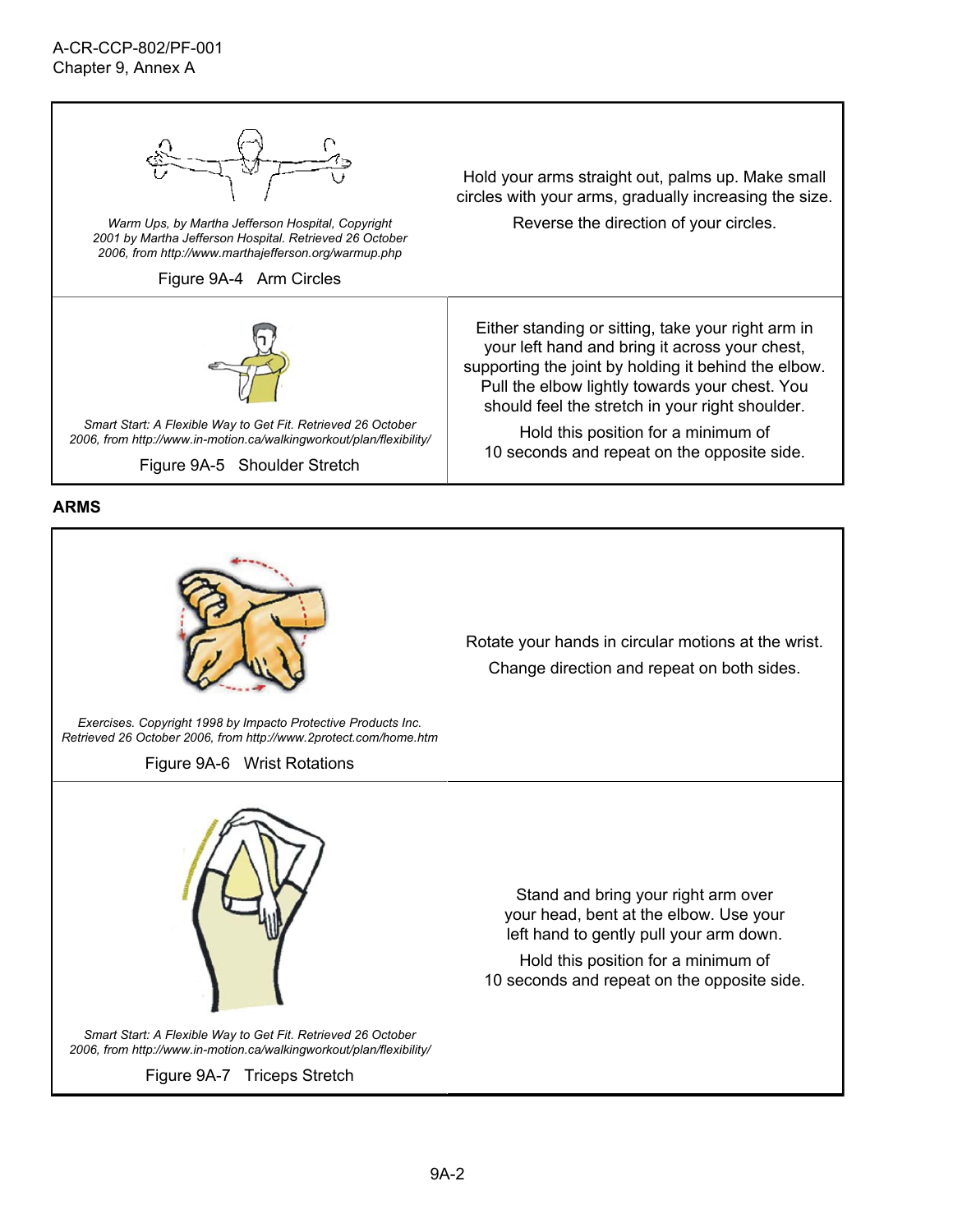| | |
|---|---|
| *Warm Ups, by Martha Jefferson Hospital, Copyright 2001 by Martha Jefferson Hospital. Retrieved 26 October 2006, from http://www.marthajefferson.org/warmup.php*<br><br>Figure 9A-4 Arm Circles | Hold your arms straight out, palms up. Make small circles with your arms, gradually increasing the size.<br><br>Reverse the direction of your circles. |
| *Smart Start: A Flexible Way to Get Fit. Retrieved 26 October 2006, from http://www.in-motion.ca/walkingworkout/plan/flexibility/*<br><br>Figure 9A-5 Shoulder Stretch | Either standing or sitting, take your right arm in your left hand and bring it across your chest, supporting the joint by holding it behind the elbow. Pull the elbow lightly towards your chest. You should feel the stretch in your right shoulder.<br><br>Hold this position for a minimum of 10 seconds and repeat on the opposite side. |

**ARMS**

| | |
|---|---|
| *Exercises. Copyright 1998 by Impacto Protective Products Inc. Retrieved 26 October 2006, from http://www.2protect.com/home.htm*<br><br>Figure 9A-6 Wrist Rotations | Rotate your hands in circular motions at the wrist.<br><br>Change direction and repeat on both sides. |
| *Smart Start: A Flexible Way to Get Fit. Retrieved 26 October 2006, from http://www.in-motion.ca/walkingworkout/plan/flexibility/*<br><br>Figure 9A-7 Triceps Stretch | Stand and bring your right arm over your head, bent at the elbow. Use your left hand to gently pull your arm down.<br><br>Hold this position for a minimum of 10 seconds and repeat on the opposite side. |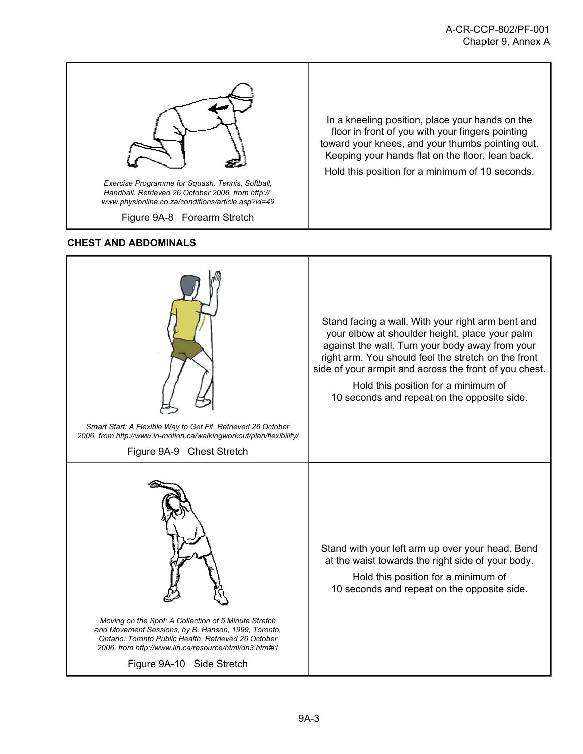| | |
|---|---|
| *Exercise Programme for Squash, Tennis, Softball, Handball. Retrieved 26 October 2006, from http://www.physionline.co.za/conditions/article.asp?id=49*<br><br>Figure 9A-8 Forearm Stretch | In a kneeling position, place your hands on the floor in front of you with your fingers pointing toward your knees, and your thumbs pointing out. Keeping your hands flat on the floor, lean back.<br><br>Hold this position for a minimum of 10 seconds. |

**CHEST AND ABDOMINALS**

| | |
|---|---|
| *Smart Start: A Flexible Way to Get Fit. Retrieved 26 October 2006, from http://www.in-motion.ca/walkingworkout/plan/flexibility/*<br><br>Figure 9A-9 Chest Stretch | Stand facing a wall. With your right arm bent and your elbow at shoulder height, place your palm against the wall. Turn your body away from your right arm. You should feel the stretch on the front side of your armpit and across the front of you chest.<br><br>Hold this position for a minimum of 10 seconds and repeat on the opposite side. |
| *Moving on the Spot: A Collection of 5 Minute Stretch and Movement Sessions, by B. Hanson, 1999, Toronto, Ontario: Toronto Public Health. Retrieved 26 October 2006, from http://www.lin.ca/resource/html/dn3.htm#l1*<br><br>Figure 9A-10 Side Stretch | Stand with your left arm up over your head. Bend at the waist towards the right side of your body.<br><br>Hold this position for a minimum of 10 seconds and repeat on the opposite side. |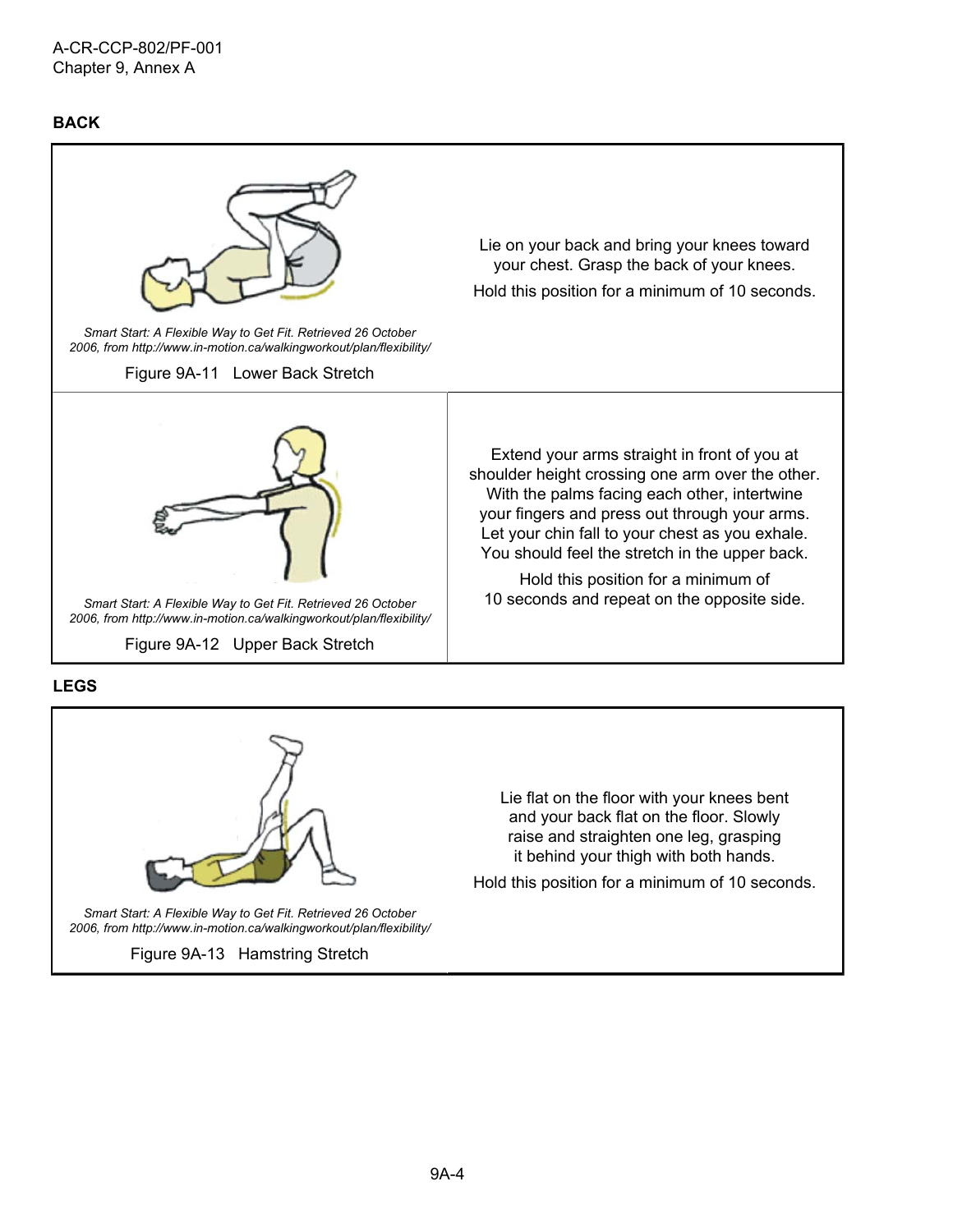## BACK

| | |
|---|---|
| *Smart Start: A Flexible Way to Get Fit. Retrieved 26 October 2006, from http://www.in-motion.ca/walkingworkout/plan/flexibility/*<br><br>Figure 9A-11 Lower Back Stretch | Lie on your back and bring your knees toward your chest. Grasp the back of your knees.<br><br>Hold this position for a minimum of 10 seconds. |
| *Smart Start: A Flexible Way to Get Fit. Retrieved 26 October 2006, from http://www.in-motion.ca/walkingworkout/plan/flexibility/*<br><br>Figure 9A-12 Upper Back Stretch | Extend your arms straight in front of you at shoulder height crossing one arm over the other. With the palms facing each other, intertwine your fingers and press out through your arms. Let your chin fall to your chest as you exhale. You should feel the stretch in the upper back.<br><br>Hold this position for a minimum of 10 seconds and repeat on the opposite side. |

## LEGS

| | |
|---|---|
| *Smart Start: A Flexible Way to Get Fit. Retrieved 26 October 2006, from http://www.in-motion.ca/walkingworkout/plan/flexibility/*<br><br>Figure 9A-13 Hamstring Stretch | Lie flat on the floor with your knees bent and your back flat on the floor. Slowly raise and straighten one leg, grasping it behind your thigh with both hands.<br><br>Hold this position for a minimum of 10 seconds. |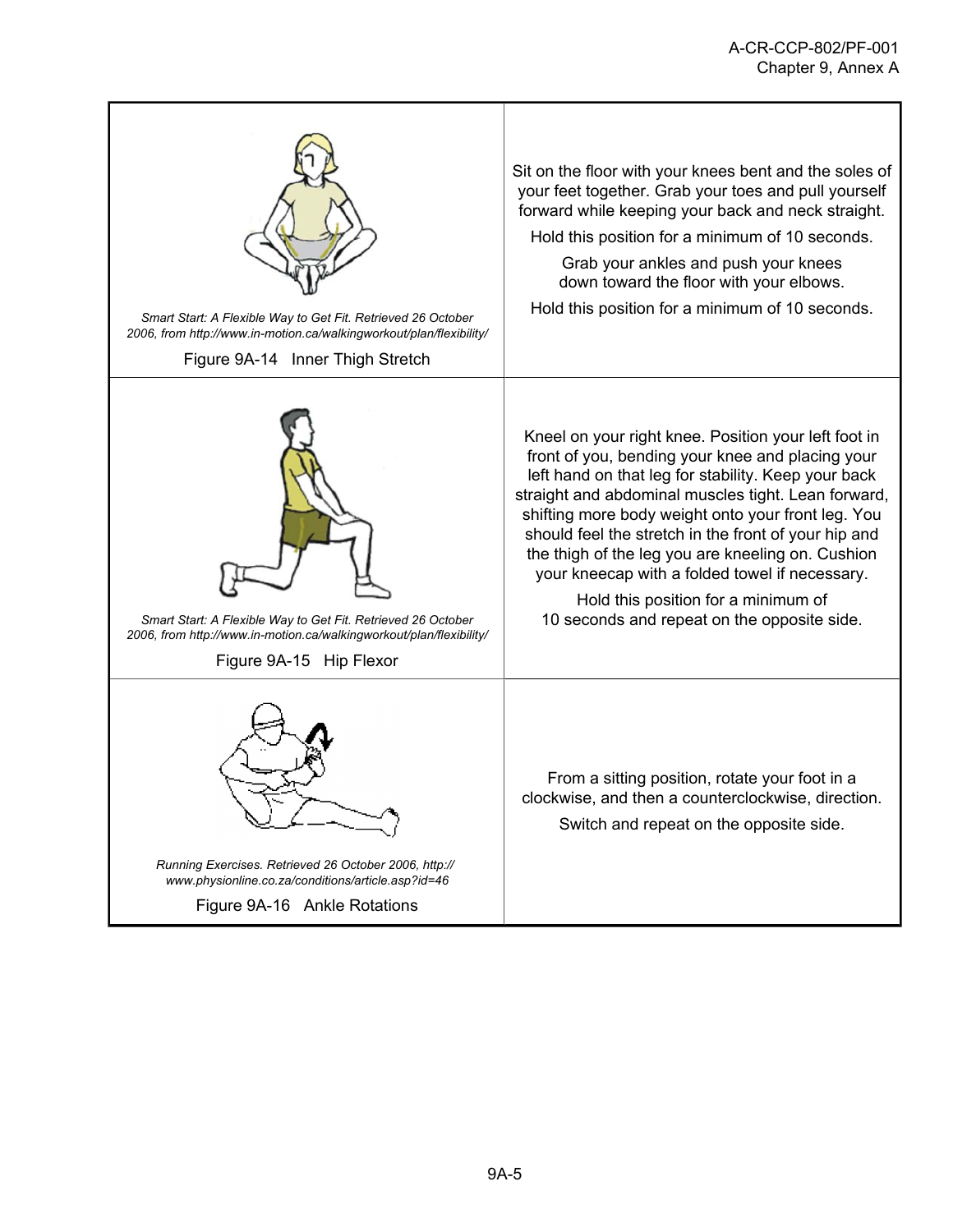| | |
|---|---|
| *Smart Start: A Flexible Way to Get Fit. Retrieved 26 October 2006, from http://www.in-motion.ca/walkingworkout/plan/flexibility/*<br><br>Figure 9A-14 Inner Thigh Stretch | Sit on the floor with your knees bent and the soles of your feet together. Grab your toes and pull yourself forward while keeping your back and neck straight.<br><br>Hold this position for a minimum of 10 seconds.<br><br>Grab your ankles and push your knees down toward the floor with your elbows.<br><br>Hold this position for a minimum of 10 seconds. |
| *Smart Start: A Flexible Way to Get Fit. Retrieved 26 October 2006, from http://www.in-motion.ca/walkingworkout/plan/flexibility/*<br><br>Figure 9A-15 Hip Flexor | Kneel on your right knee. Position your left foot in front of you, bending your knee and placing your left hand on that leg for stability. Keep your back straight and abdominal muscles tight. Lean forward, shifting more body weight onto your front leg. You should feel the stretch in the front of your hip and the thigh of the leg you are kneeling on. Cushion your kneecap with a folded towel if necessary.<br><br>Hold this position for a minimum of 10 seconds and repeat on the opposite side. |
| *Running Exercises. Retrieved 26 October 2006, http://www.physionline.co.za/conditions/article.asp?id=46*<br><br>Figure 9A-16 Ankle Rotations | From a sitting position, rotate your foot in a clockwise, and then a counterclockwise, direction.<br><br>Switch and repeat on the opposite side. |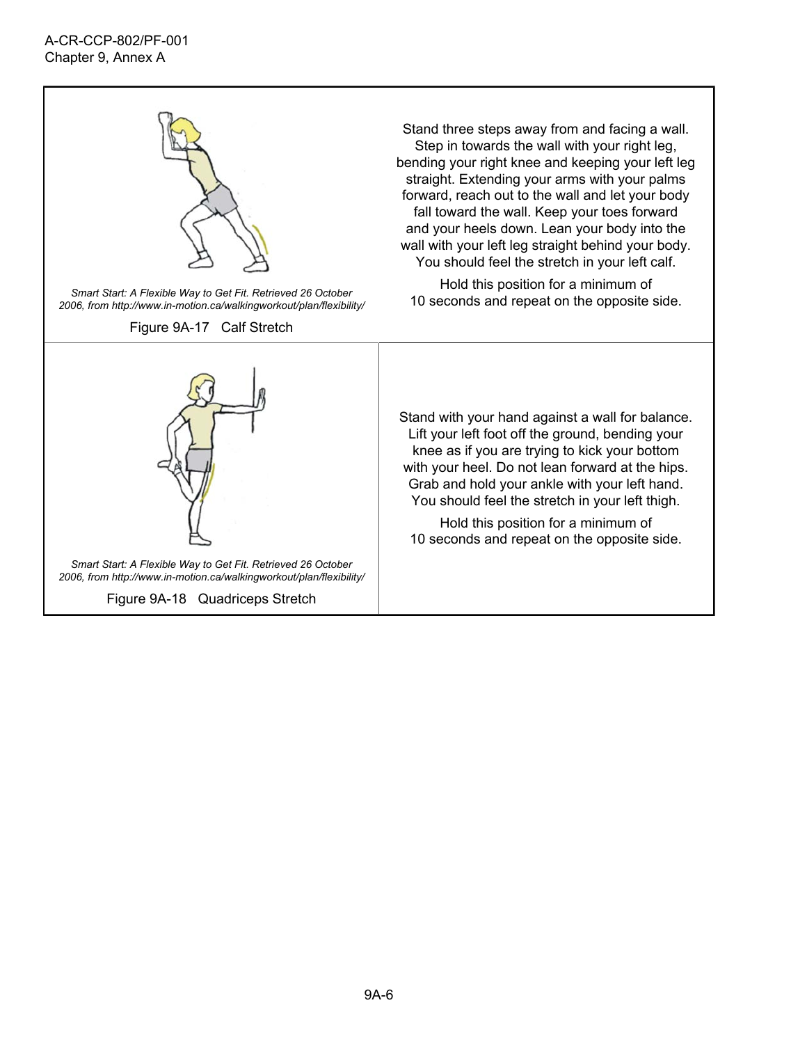| | |
|---|---|
| *Smart Start: A Flexible Way to Get Fit. Retrieved 26 October 2006, from http://www.in-motion.ca/walkingworkout/plan/flexibility/* <br><br> Figure 9A-17 Calf Stretch | Stand three steps away from and facing a wall. Step in towards the wall with your right leg, bending your right knee and keeping your left leg straight. Extending your arms with your palms forward, reach out to the wall and let your body fall toward the wall. Keep your toes forward and your heels down. Lean your body into the wall with your left leg straight behind your body. You should feel the stretch in your left calf. <br><br> Hold this position for a minimum of 10 seconds and repeat on the opposite side. |
| *Smart Start: A Flexible Way to Get Fit. Retrieved 26 October 2006, from http://www.in-motion.ca/walkingworkout/plan/flexibility/* <br><br> Figure 9A-18 Quadriceps Stretch | Stand with your hand against a wall for balance. Lift your left foot off the ground, bending your knee as if you are trying to kick your bottom with your heel. Do not lean forward at the hips. Grab and hold your ankle with your left hand. You should feel the stretch in your left thigh. <br><br> Hold this position for a minimum of 10 seconds and repeat on the opposite side. |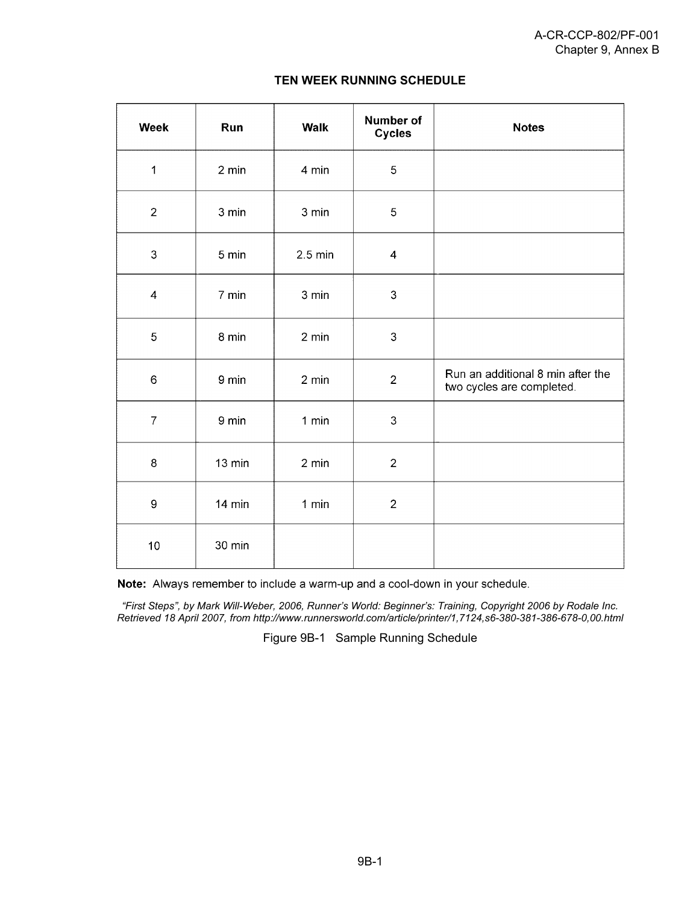**TEN WEEK RUNNING SCHEDULE**

| Week | Run | Walk | Number of Cycles | Notes |
|---|---|---|---|---|
| 1 | 2 min | 4 min | 5 | |
| 2 | 3 min | 3 min | 5 | |
| 3 | 5 min | 2.5 min | 4 | |
| 4 | 7 min | 3 min | 3 | |
| 5 | 8 min | 2 min | 3 | |
| 6 | 9 min | 2 min | 2 | Run an additional 8 min after the two cycles are completed. |
| 7 | 9 min | 1 min | 3 | |
| 8 | 13 min | 2 min | 2 | |
| 9 | 14 min | 1 min | 2 | |
| 10 | 30 min | | | |

**Note:** Always remember to include a warm-up and a cool-down in your schedule.

*"First Steps", by Mark Will-Weber, 2006, Runner's World: Beginner's: Training, Copyright 2006 by Rodale Inc. Retrieved 18 April 2007, from http://www.runnersworld.com/article/printer/1,7124,s6-380-381-386-678-0,00.html*

Figure 9B-1 Sample Running Schedule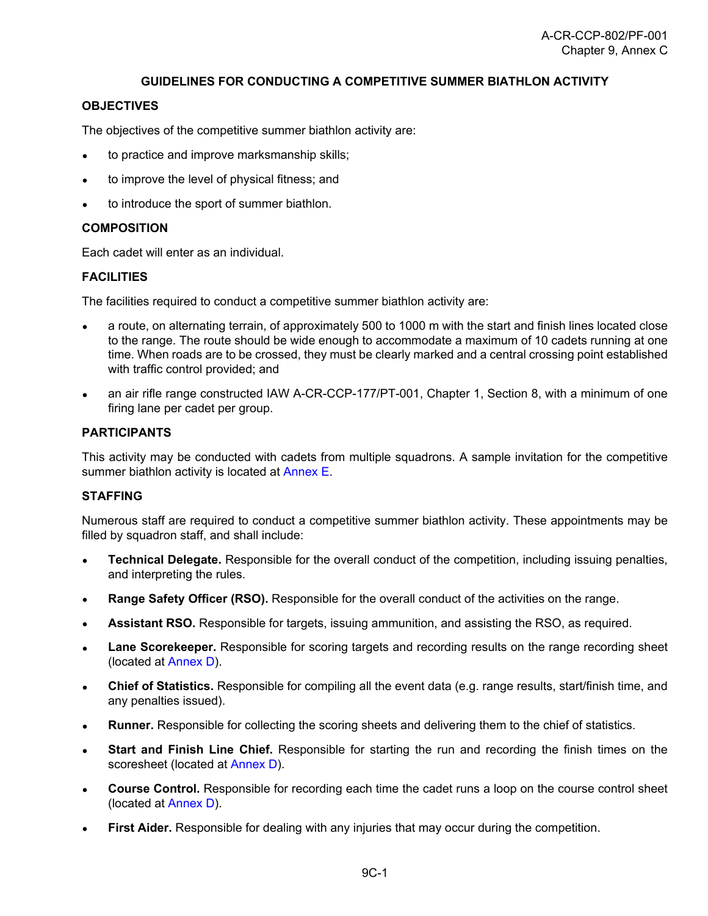## GUIDELINES FOR CONDUCTING A COMPETITIVE SUMMER BIATHLON ACTIVITY

### OBJECTIVES

The objectives of the competitive summer biathlon activity are:

- to practice and improve marksmanship skills;
- to improve the level of physical fitness; and
- to introduce the sport of summer biathlon.

### COMPOSITION

Each cadet will enter as an individual.

### FACILITIES

The facilities required to conduct a competitive summer biathlon activity are:

- a route, on alternating terrain, of approximately 500 to 1000 m with the start and finish lines located close to the range. The route should be wide enough to accommodate a maximum of 10 cadets running at one time. When roads are to be crossed, they must be clearly marked and a central crossing point established with traffic control provided; and
- an air rifle range constructed IAW A-CR-CCP-177/PT-001, Chapter 1, Section 8, with a minimum of one firing lane per cadet per group.

### PARTICIPANTS

This activity may be conducted with cadets from multiple squadrons. A sample invitation for the competitive summer biathlon activity is located at Annex E.

### STAFFING

Numerous staff are required to conduct a competitive summer biathlon activity. These appointments may be filled by squadron staff, and shall include:

- **Technical Delegate.** Responsible for the overall conduct of the competition, including issuing penalties, and interpreting the rules.
- **Range Safety Officer (RSO).** Responsible for the overall conduct of the activities on the range.
- **Assistant RSO.** Responsible for targets, issuing ammunition, and assisting the RSO, as required.
- **Lane Scorekeeper.** Responsible for scoring targets and recording results on the range recording sheet (located at Annex D).
- **Chief of Statistics.** Responsible for compiling all the event data (e.g. range results, start/finish time, and any penalties issued).
- **Runner.** Responsible for collecting the scoring sheets and delivering them to the chief of statistics.
- **Start and Finish Line Chief.** Responsible for starting the run and recording the finish times on the scoresheet (located at Annex D).
- **Course Control.** Responsible for recording each time the cadet runs a loop on the course control sheet (located at Annex D).
- **First Aider.** Responsible for dealing with any injuries that may occur during the competition.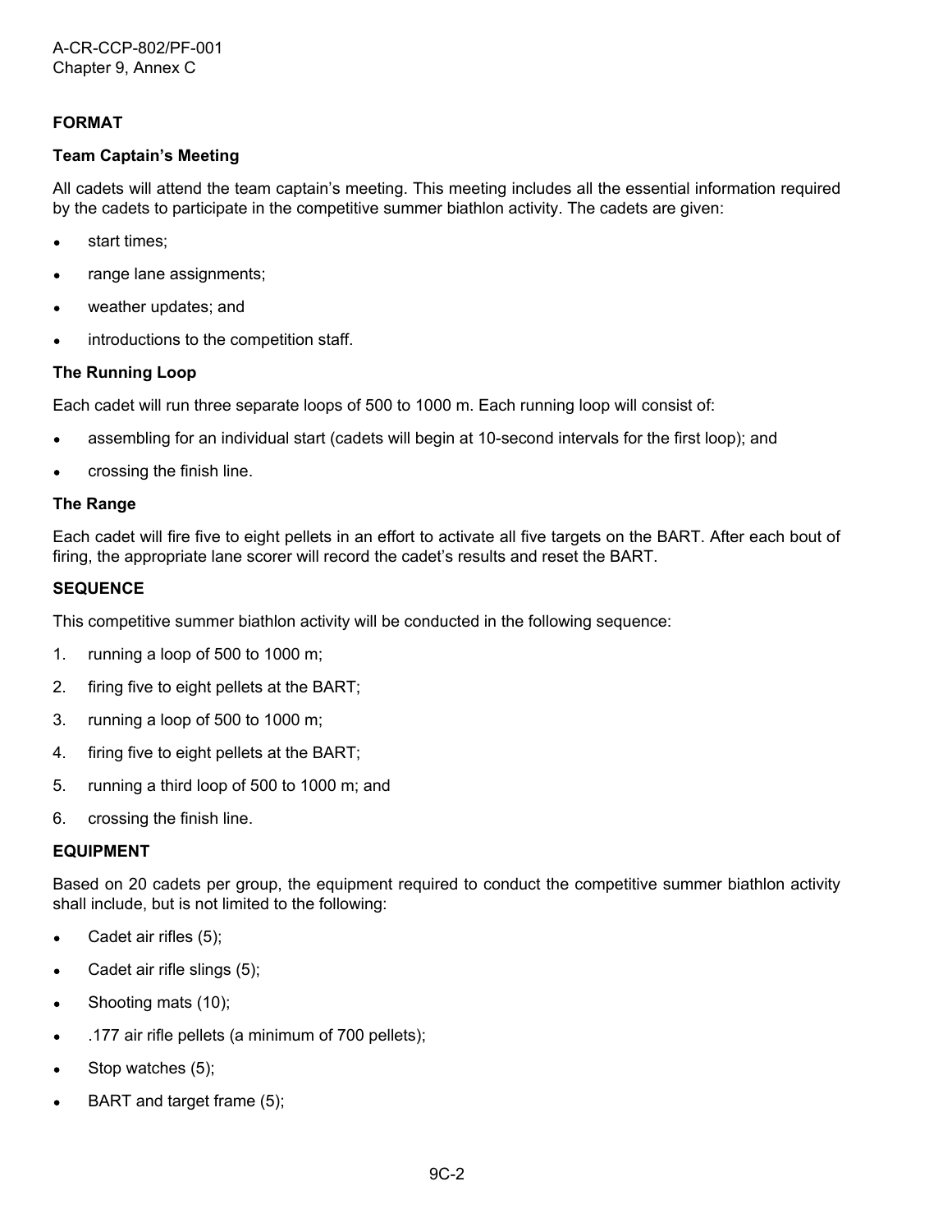## FORMAT

### Team Captain's Meeting

All cadets will attend the team captain's meeting. This meeting includes all the essential information required by the cadets to participate in the competitive summer biathlon activity. The cadets are given:

- start times;
- range lane assignments;
- weather updates; and
- introductions to the competition staff.

### The Running Loop

Each cadet will run three separate loops of 500 to 1000 m. Each running loop will consist of:

- assembling for an individual start (cadets will begin at 10-second intervals for the first loop); and
- crossing the finish line.

### The Range

Each cadet will fire five to eight pellets in an effort to activate all five targets on the BART. After each bout of firing, the appropriate lane scorer will record the cadet's results and reset the BART.

## SEQUENCE

This competitive summer biathlon activity will be conducted in the following sequence:

1. running a loop of 500 to 1000 m;
2. firing five to eight pellets at the BART;
3. running a loop of 500 to 1000 m;
4. firing five to eight pellets at the BART;
5. running a third loop of 500 to 1000 m; and
6. crossing the finish line.

## EQUIPMENT

Based on 20 cadets per group, the equipment required to conduct the competitive summer biathlon activity shall include, but is not limited to the following:

- Cadet air rifles (5);
- Cadet air rifle slings (5);
- Shooting mats (10);
- .177 air rifle pellets (a minimum of 700 pellets);
- Stop watches (5);
- BART and target frame (5);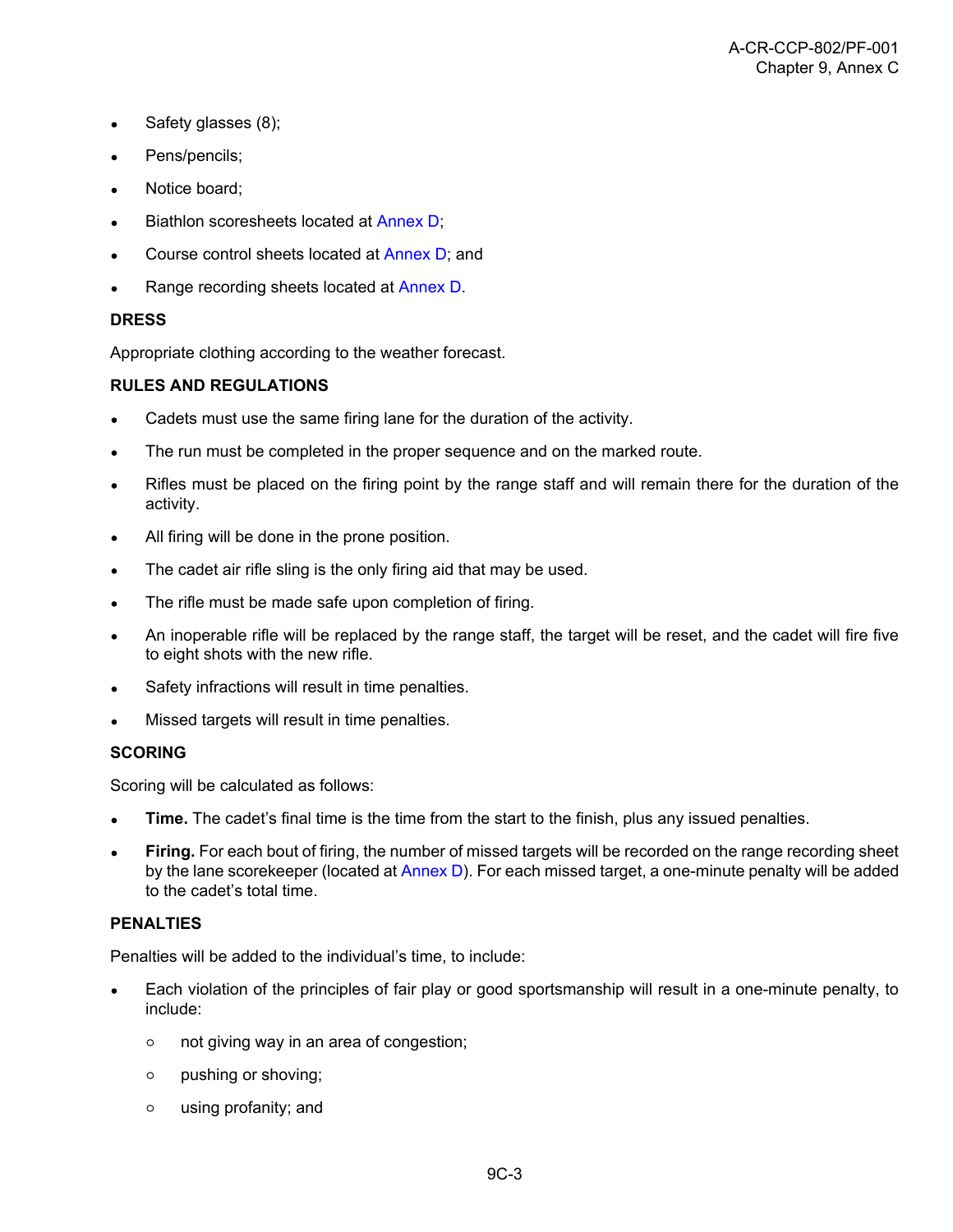- Safety glasses (8);
- Pens/pencils;
- Notice board;
- Biathlon scoresheets located at Annex D;
- Course control sheets located at Annex D; and
- Range recording sheets located at Annex D.

**DRESS**

Appropriate clothing according to the weather forecast.

**RULES AND REGULATIONS**

- Cadets must use the same firing lane for the duration of the activity.
- The run must be completed in the proper sequence and on the marked route.
- Rifles must be placed on the firing point by the range staff and will remain there for the duration of the activity.
- All firing will be done in the prone position.
- The cadet air rifle sling is the only firing aid that may be used.
- The rifle must be made safe upon completion of firing.
- An inoperable rifle will be replaced by the range staff, the target will be reset, and the cadet will fire five to eight shots with the new rifle.
- Safety infractions will result in time penalties.
- Missed targets will result in time penalties.

**SCORING**

Scoring will be calculated as follows:

- **Time.** The cadet's final time is the time from the start to the finish, plus any issued penalties.
- **Firing.** For each bout of firing, the number of missed targets will be recorded on the range recording sheet by the lane scorekeeper (located at Annex D). For each missed target, a one-minute penalty will be added to the cadet's total time.

**PENALTIES**

Penalties will be added to the individual's time, to include:

- Each violation of the principles of fair play or good sportsmanship will result in a one-minute penalty, to include:
  - not giving way in an area of congestion;
  - pushing or shoving;
  - using profanity; and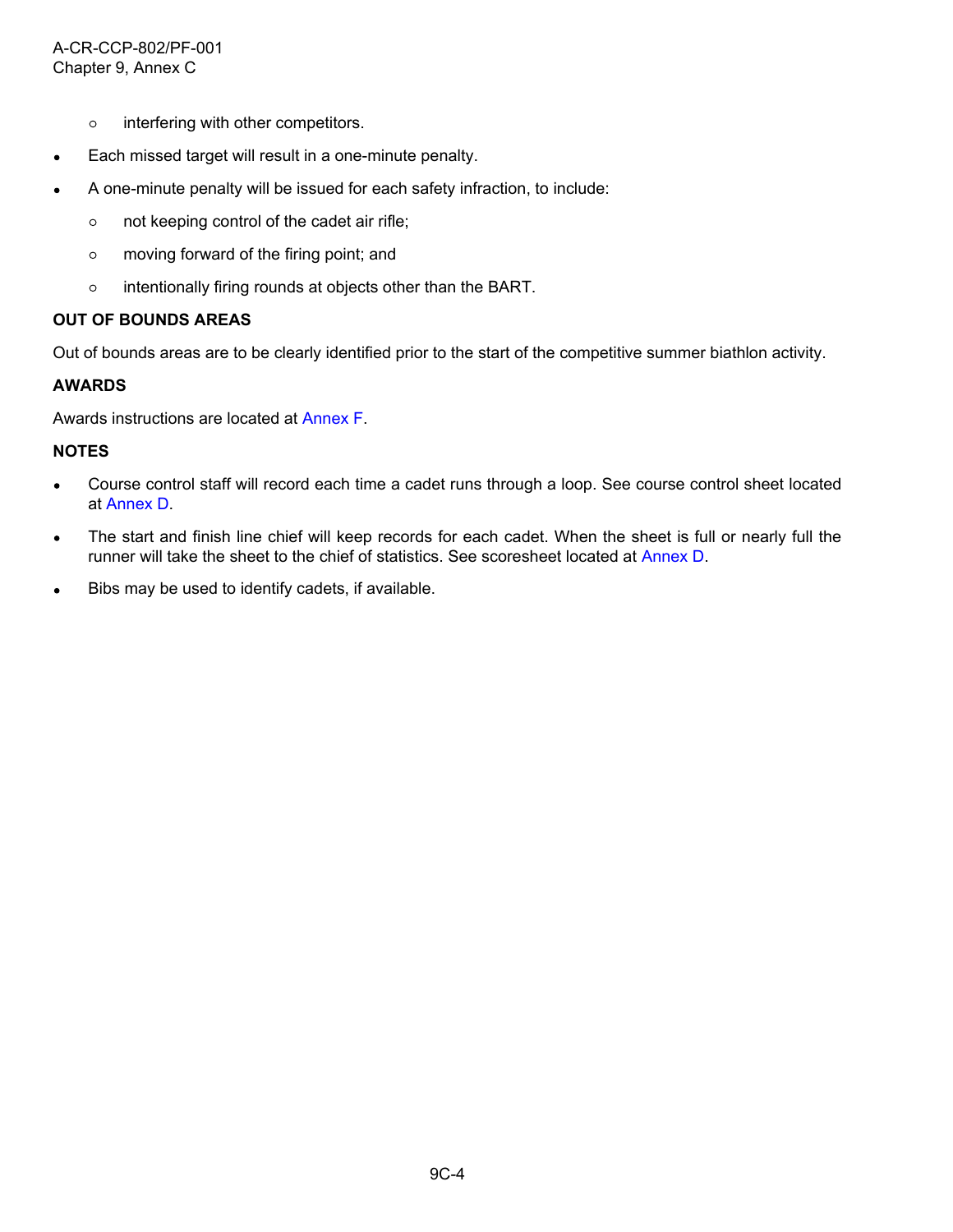- interfering with other competitors.
- Each missed target will result in a one-minute penalty.
- A one-minute penalty will be issued for each safety infraction, to include:
  - not keeping control of the cadet air rifle;
  - moving forward of the firing point; and
  - intentionally firing rounds at objects other than the BART.

**OUT OF BOUNDS AREAS**

Out of bounds areas are to be clearly identified prior to the start of the competitive summer biathlon activity.

**AWARDS**

Awards instructions are located at Annex F.

**NOTES**

- Course control staff will record each time a cadet runs through a loop. See course control sheet located at Annex D.
- The start and finish line chief will keep records for each cadet. When the sheet is full or nearly full the runner will take the sheet to the chief of statistics. See scoresheet located at Annex D.
- Bibs may be used to identify cadets, if available.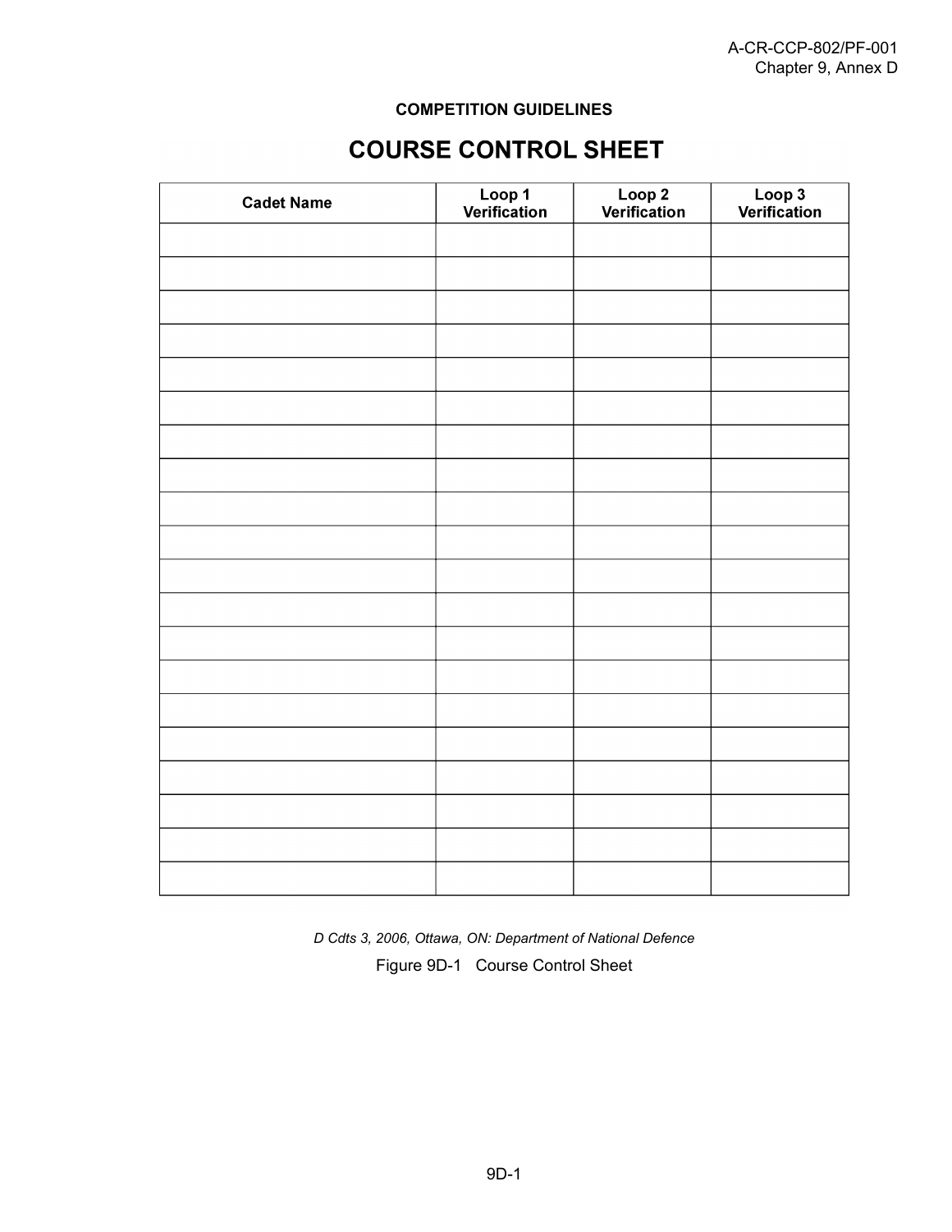**COMPETITION GUIDELINES**

# COURSE CONTROL SHEET

| Cadet Name | Loop 1 Verification | Loop 2 Verification | Loop 3 Verification |
|---|---|---|---|
| | | | |
| | | | |
| | | | |
| | | | |
| | | | |
| | | | |
| | | | |
| | | | |
| | | | |
| | | | |
| | | | |
| | | | |
| | | | |
| | | | |
| | | | |
| | | | |
| | | | |
| | | | |
| | | | |
| | | | |

*D Cdts 3, 2006, Ottawa, ON: Department of National Defence*

Figure 9D-1 Course Control Sheet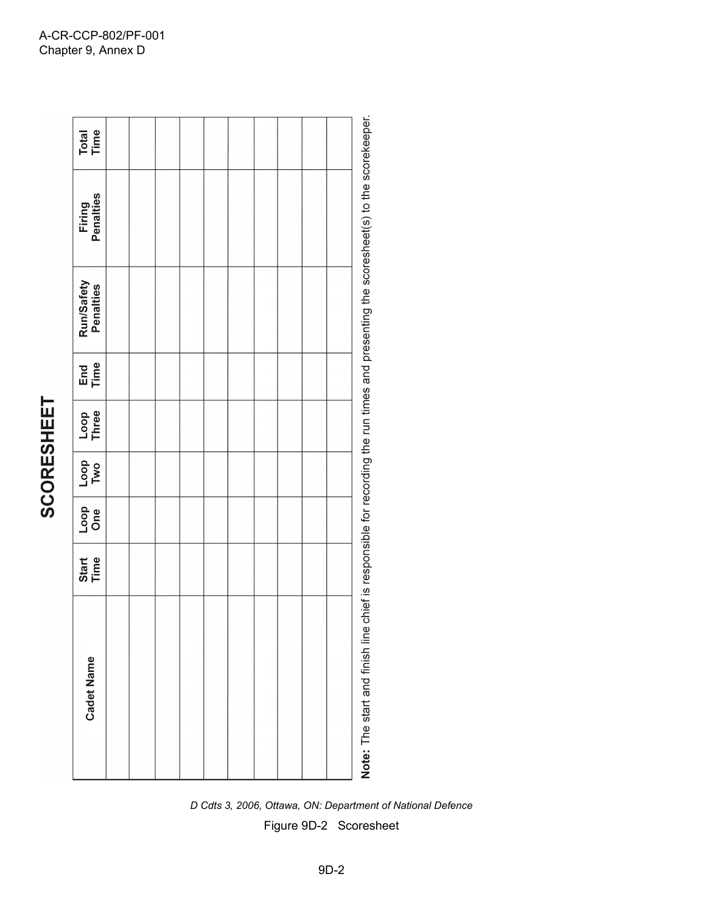# SCORESHEET

| Cadet Name | Start Time | Loop One | Loop Two | Loop Three | End Time | Run/Safety Penalties | Firing Penalties | Total Time |
|---|---|---|---|---|---|---|---|---|
| | | | | | | | | |
| | | | | | | | | |
| | | | | | | | | |
| | | | | | | | | |
| | | | | | | | | |
| | | | | | | | | |
| | | | | | | | | |
| | | | | | | | | |
| | | | | | | | | |
| | | | | | | | | |

**Note:** The start and finish line chief is responsible for recording the run times and presenting the scoresheet(s) to the scorekeeper.

*D Cdts 3, 2006, Ottawa, ON: Department of National Defence*

Figure 9D-2 Scoresheet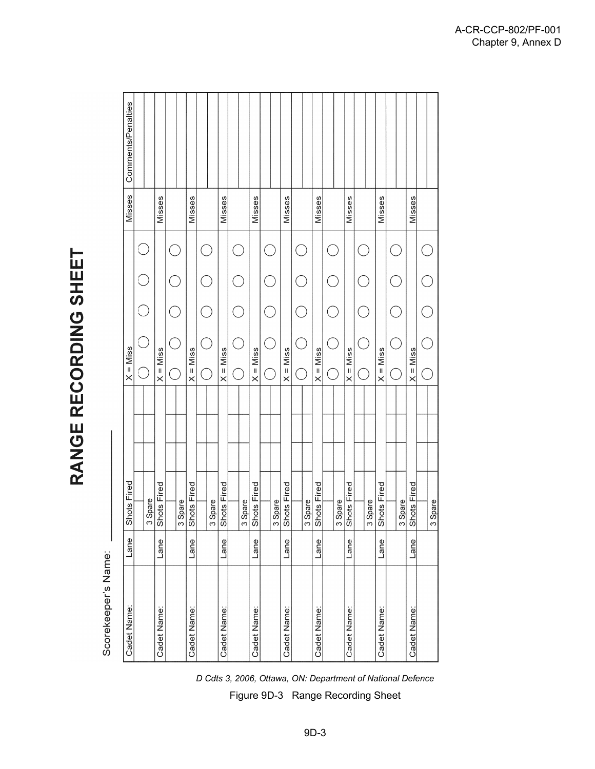# RANGE RECORDING SHEET

Scorekeeper's Name: \_\_\_\_\_\_\_\_\_\_\_\_\_\_

| Cadet Name: | Lane | Shots Fired | | | X = Miss | | | | | Misses | Comments/Penalties |
|---|---|---|---|---|---|---|---|---|---|---|---|
| | | 3 Spare | | | ◯ | ◯ | ◯ | ◯ | ◯ | | |
| Cadet Name: | Lane | Shots Fired | | | X = Miss | | | | | Misses | |
| | | 3 Spare | | | ◯ | ◯ | ◯ | ◯ | ◯ | | |
| Cadet Name: | Lane | Shots Fired | | | X = Miss | | | | | Misses | |
| | | 3 Spare | | | ◯ | ◯ | ◯ | ◯ | ◯ | | |
| Cadet Name: | Lane | Shots Fired | | | X = Miss | | | | | Misses | |
| | | 3 Spare | | | ◯ | ◯ | ◯ | ◯ | ◯ | | |
| Cadet Name: | Lane | Shots Fired | | | X = Miss | | | | | Misses | |
| | | 3 Spare | | | ◯ | ◯ | ◯ | ◯ | ◯ | | |
| Cadet Name: | Lane | Shots Fired | | | X = Miss | | | | | Misses | |
| | | 3 Spare | | | ◯ | ◯ | ◯ | ◯ | ◯ | | |
| Cadet Name: | Lane | Shots Fired | | | X = Miss | | | | | Misses | |
| | | 3 Spare | | | ◯ | ◯ | ◯ | ◯ | ◯ | | |
| Cadet Name: | Lane | Shots Fired | | | X = Miss | | | | | Misses | |
| | | 3 Spare | | | ◯ | ◯ | ◯ | ◯ | ◯ | | |
| Cadet Name: | Lane | Shots Fired | | | X = Miss | | | | | Misses | |
| | | 3 Spare | | | ◯ | ◯ | ◯ | ◯ | ◯ | | |
| Cadet Name: | Lane | Shots Fired | | | X = Miss | | | | | Misses | |
| | | 3 Spare | | | ◯ | ◯ | ◯ | ◯ | ◯ | | |

*D Cdts 3, 2006, Ottawa, ON: Department of National Defence*

Figure 9D-3 Range Recording Sheet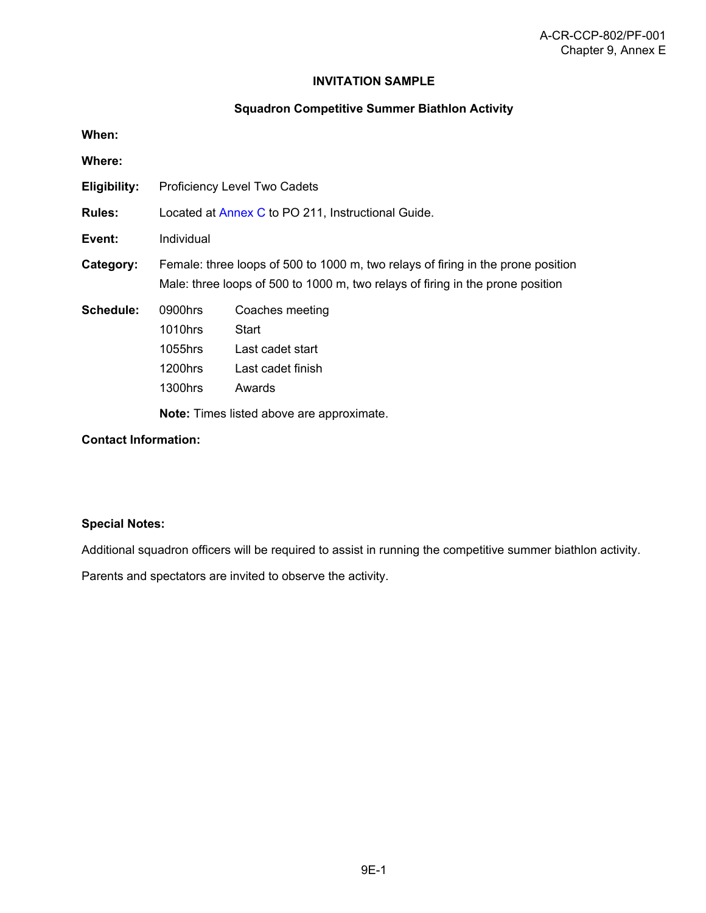# INVITATION SAMPLE

## Squadron Competitive Summer Biathlon Activity

**When:**

**Where:**

**Eligibility:** Proficiency Level Two Cadets

**Rules:** Located at Annex C to PO 211, Instructional Guide.

**Event:** Individual

**Category:** Female: three loops of 500 to 1000 m, two relays of firing in the prone position
Male: three loops of 500 to 1000 m, two relays of firing in the prone position

**Schedule:**

| | |
|---|---|
| 0900hrs | Coaches meeting |
| 1010hrs | Start |
| 1055hrs | Last cadet start |
| 1200hrs | Last cadet finish |
| 1300hrs | Awards |

**Note:** Times listed above are approximate.

**Contact Information:**

**Special Notes:**

Additional squadron officers will be required to assist in running the competitive summer biathlon activity.

Parents and spectators are invited to observe the activity.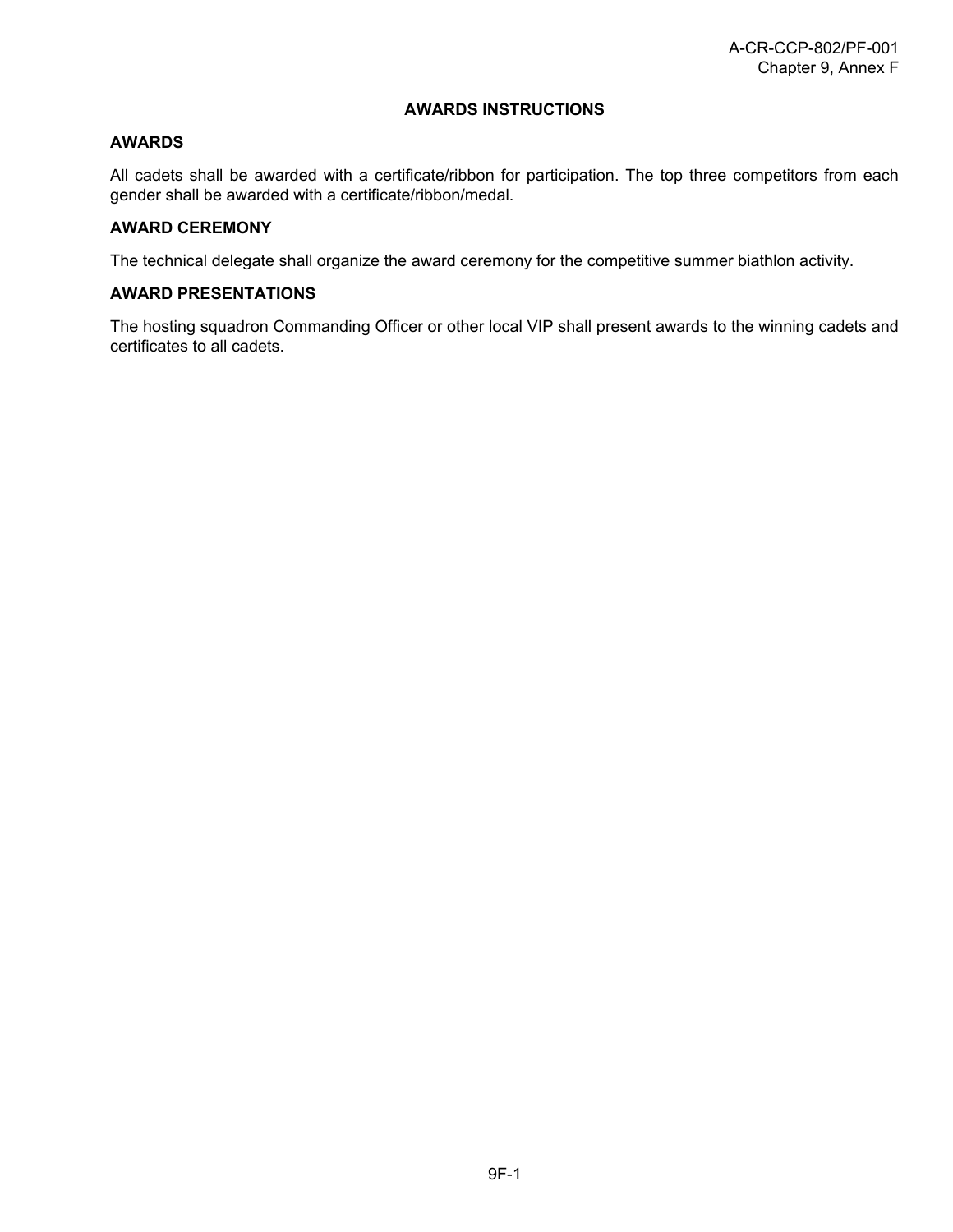# AWARDS INSTRUCTIONS

## AWARDS

All cadets shall be awarded with a certificate/ribbon for participation. The top three competitors from each gender shall be awarded with a certificate/ribbon/medal.

## AWARD CEREMONY

The technical delegate shall organize the award ceremony for the competitive summer biathlon activity.

## AWARD PRESENTATIONS

The hosting squadron Commanding Officer or other local VIP shall present awards to the winning cadets and certificates to all cadets.